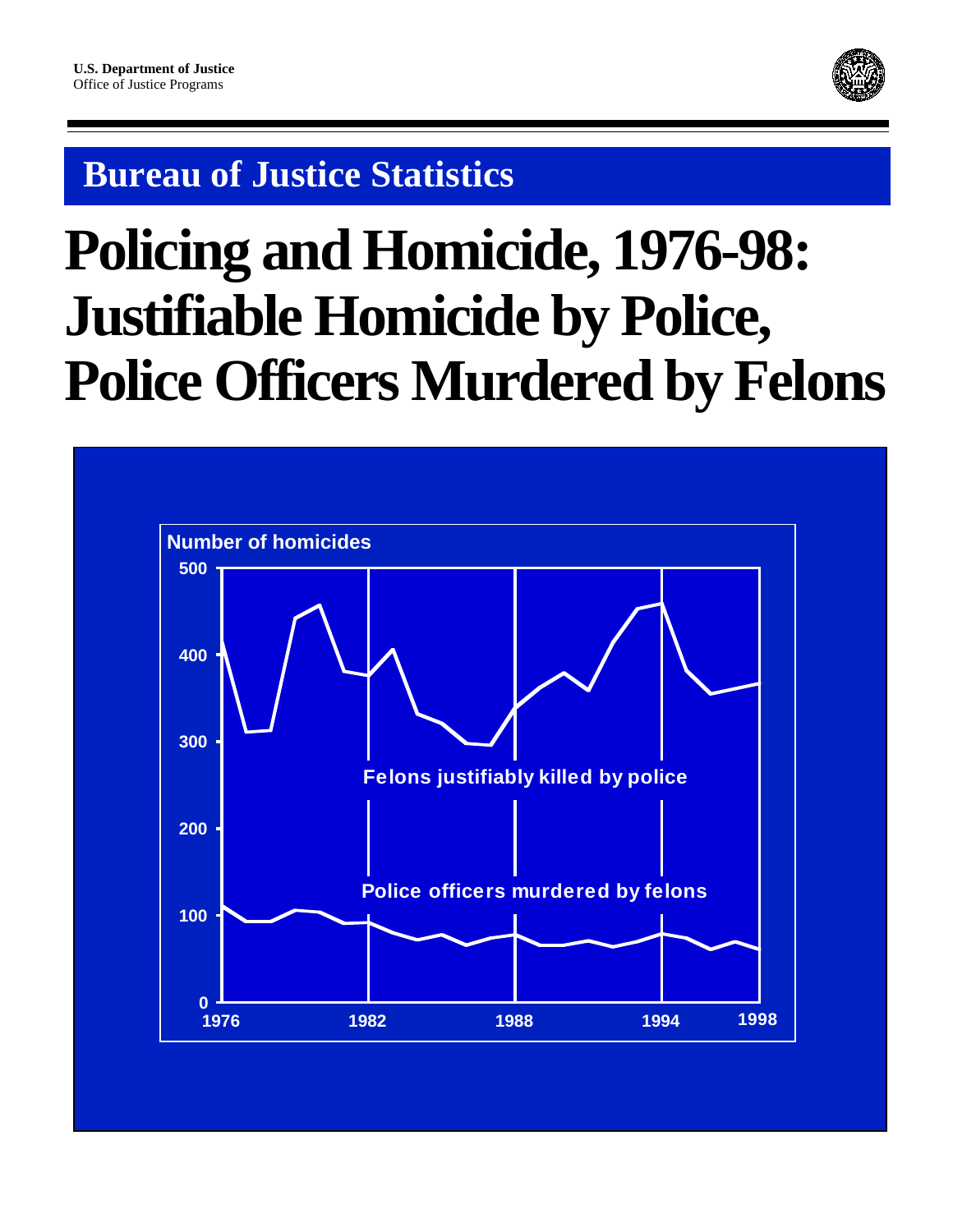**U.S. Department of Justice**
Office of Justice Programs

## Bureau of Justice Statistics

# Policing and Homicide, 1976-98: Justifiable Homicide by Police, Police Officers Murdered by Felons

Number of homicides

Felons justifiably killed by police

Police officers murdered by felons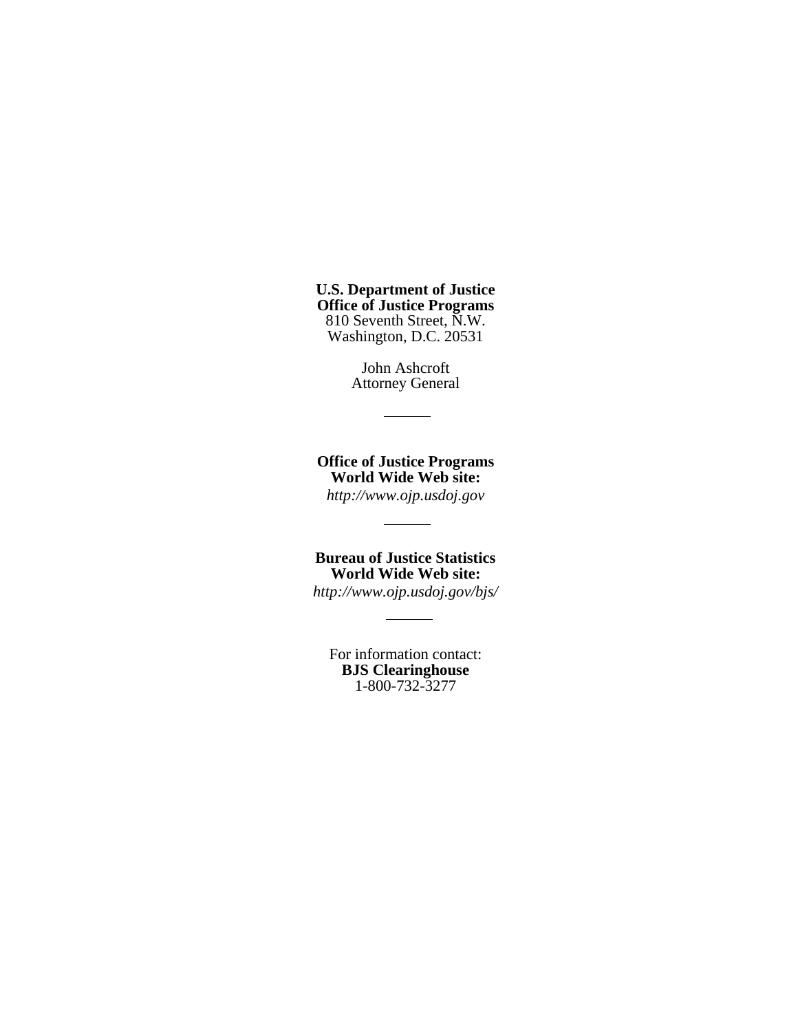**U.S. Department of Justice**
**Office of Justice Programs**
810 Seventh Street, N.W.
Washington, D.C. 20531

John Ashcroft
Attorney General

---

**Office of Justice Programs**
**World Wide Web site:**
*http://www.ojp.usdoj.gov*

---

**Bureau of Justice Statistics**
**World Wide Web site:**
*http://www.ojp.usdoj.gov/bjs/*

---

For information contact:
**BJS Clearinghouse**
1-800-732-3277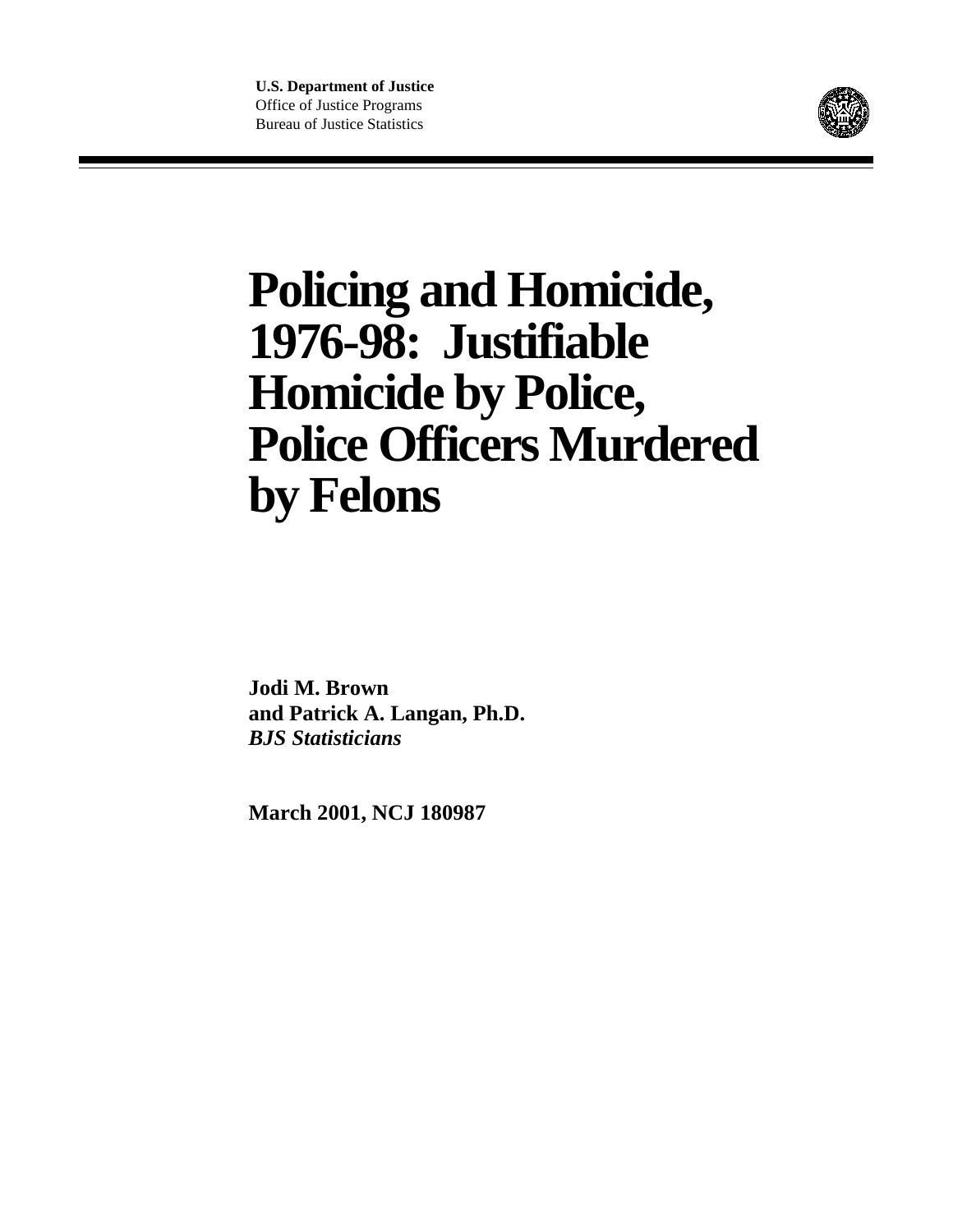**U.S. Department of Justice**
Office of Justice Programs
Bureau of Justice Statistics

# Policing and Homicide, 1976-98: Justifiable Homicide by Police, Police Officers Murdered by Felons

**Jodi M. Brown**
**and Patrick A. Langan, Ph.D.**
***BJS Statisticians***

**March 2001, NCJ 180987**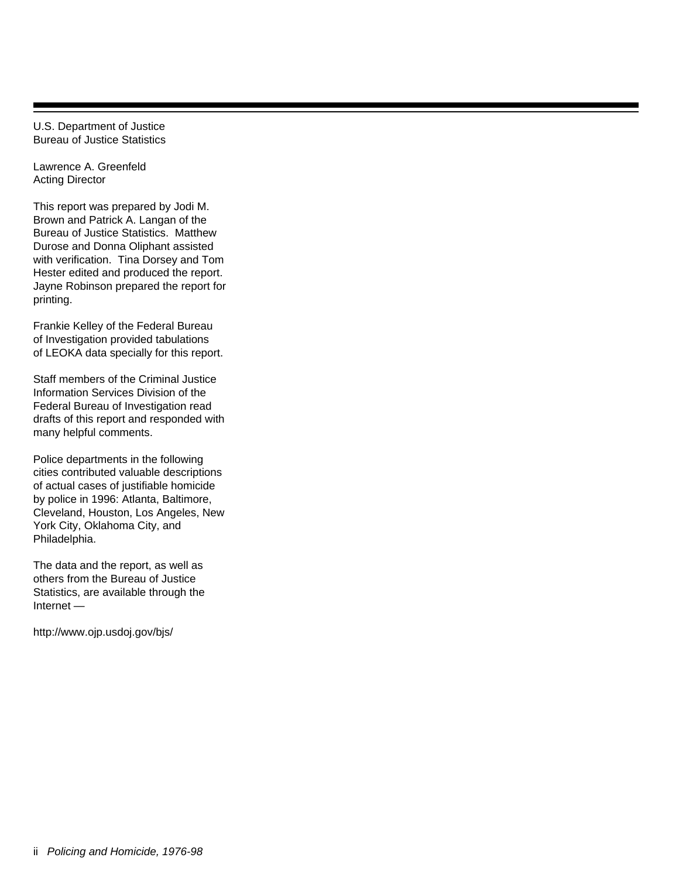U.S. Department of Justice
Bureau of Justice Statistics

Lawrence A. Greenfeld
Acting Director

This report was prepared by Jodi M. Brown and Patrick A. Langan of the Bureau of Justice Statistics. Matthew Durose and Donna Oliphant assisted with verification. Tina Dorsey and Tom Hester edited and produced the report. Jayne Robinson prepared the report for printing.

Frankie Kelley of the Federal Bureau of Investigation provided tabulations of LEOKA data specially for this report.

Staff members of the Criminal Justice Information Services Division of the Federal Bureau of Investigation read drafts of this report and responded with many helpful comments.

Police departments in the following cities contributed valuable descriptions of actual cases of justifiable homicide by police in 1996: Atlanta, Baltimore, Cleveland, Houston, Los Angeles, New York City, Oklahoma City, and Philadelphia.

The data and the report, as well as others from the Bureau of Justice Statistics, are available through the Internet —

http://www.ojp.usdoj.gov/bjs/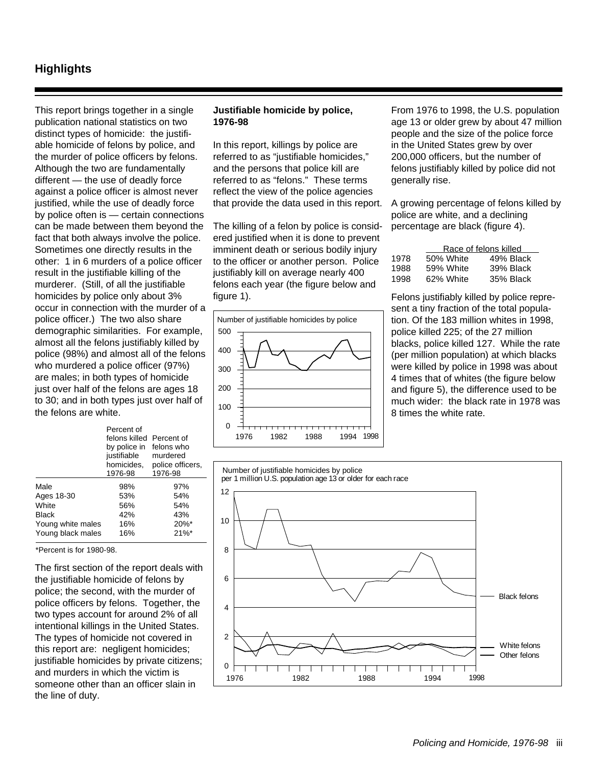## Highlights

This report brings together in a single publication national statistics on two distinct types of homicide: the justifiable homicide of felons by police, and the murder of police officers by felons. Although the two are fundamentally different — the use of deadly force against a police officer is almost never justified, while the use of deadly force by police often is — certain connections can be made between them beyond the fact that both always involve the police. Sometimes one directly results in the other: 1 in 6 murders of a police officer result in the justifiable killing of the murderer. (Still, of all the justifiable homicides by police only about 3% occur in connection with the murder of a police officer.) The two also share demographic similarities. For example, almost all the felons justifiably killed by police (98%) and almost all of the felons who murdered a police officer (97%) are males; in both types of homicide just over half of the felons are ages 18 to 30; and in both types just over half of the felons are white.

| | Percent of felons killed by police in justifiable homicides, 1976-98 | Percent of felons who murdered police officers, 1976-98 |
|---|---|---|
| Male | 98% | 97% |
| Ages 18-30 | 53% | 54% |
| White | 56% | 54% |
| Black | 42% | 43% |
| Young white males | 16% | 20%* |
| Young black males | 16% | 21%* |

*Percent is for 1980-98.

The first section of the report deals with the justifiable homicide of felons by police; the second, with the murder of police officers by felons. Together, the two types account for around 2% of all intentional killings in the United States. The types of homicide not covered in this report are: negligent homicides; justifiable homicides by private citizens; and murders in which the victim is someone other than an officer slain in the line of duty.

### Justifiable homicide by police, 1976-98

In this report, killings by police are referred to as "justifiable homicides," and the persons that police kill are referred to as "felons." These terms reflect the view of the police agencies that provide the data used in this report.

The killing of a felon by police is considered justified when it is done to prevent imminent death or serious bodily injury to the officer or another person. Police justifiably kill on average nearly 400 felons each year (the figure below and figure 1).

From 1976 to 1998, the U.S. population age 13 or older grew by about 47 million people and the size of the police force in the United States grew by over 200,000 officers, but the number of felons justifiably killed by police did not generally rise.

A growing percentage of felons killed by police are white, and a declining percentage are black (figure 4).

| | Race of felons killed | |
|---|---|---|
| 1978 | 50% White | 49% Black |
| 1988 | 59% White | 39% Black |
| 1998 | 62% White | 35% Black |

Felons justifiably killed by police represent a tiny fraction of the total population. Of the 183 million whites in 1998, police killed 225; of the 27 million blacks, police killed 127. While the rate (per million population) at which blacks were killed by police in 1998 was about 4 times that of whites (the figure below and figure 5), the difference used to be much wider: the black rate in 1978 was 8 times the white rate.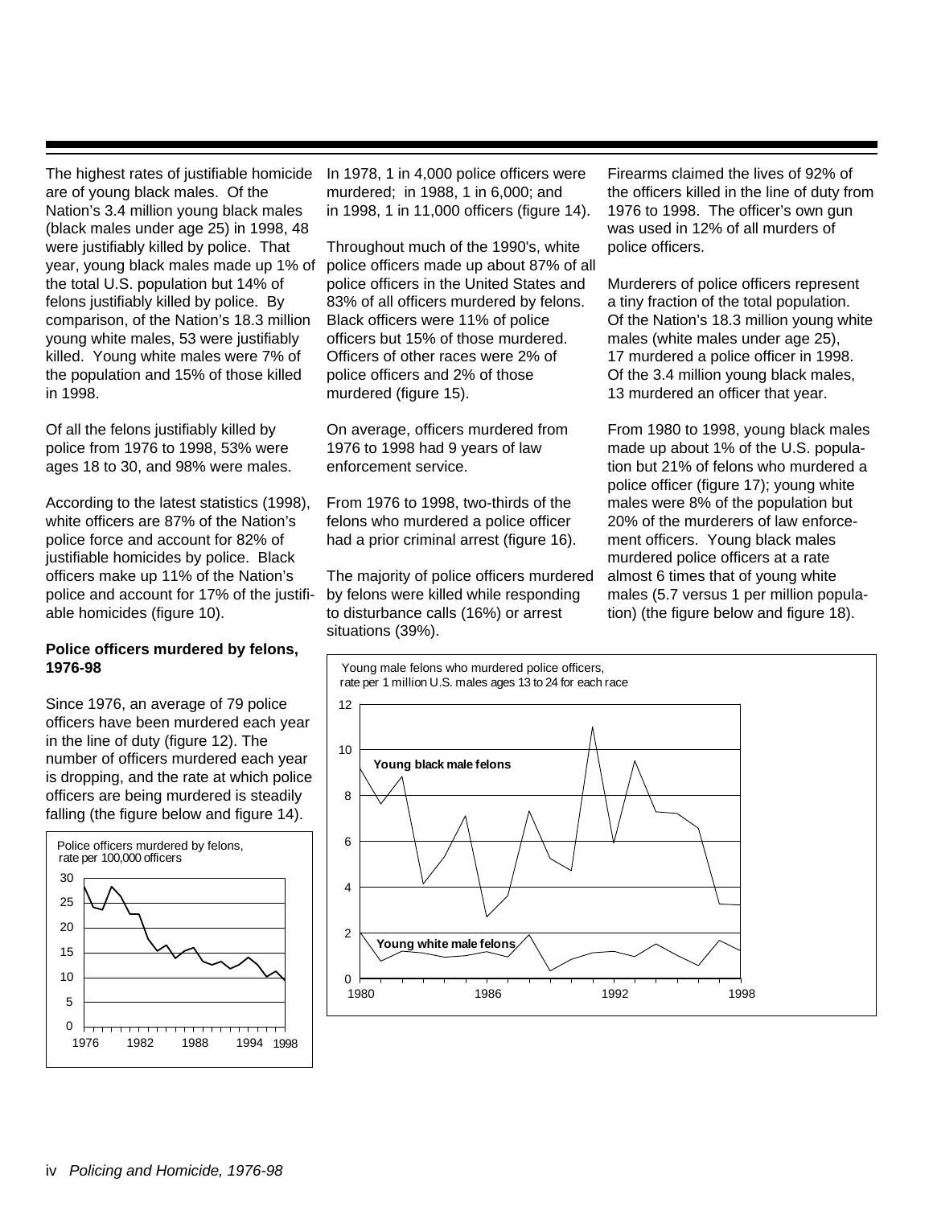The highest rates of justifiable homicide are of young black males. Of the Nation's 3.4 million young black males (black males under age 25) in 1998, 48 were justifiably killed by police. That year, young black males made up 1% of the total U.S. population but 14% of felons justifiably killed by police. By comparison, of the Nation's 18.3 million young white males, 53 were justifiably killed. Young white males were 7% of the population and 15% of those killed in 1998.

Of all the felons justifiably killed by police from 1976 to 1998, 53% were ages 18 to 30, and 98% were males.

According to the latest statistics (1998), white officers are 87% of the Nation's police force and account for 82% of justifiable homicides by police. Black officers make up 11% of the Nation's police and account for 17% of the justifiable homicides (figure 10).

**Police officers murdered by felons, 1976-98**

Since 1976, an average of 79 police officers have been murdered each year in the line of duty (figure 12). The number of officers murdered each year is dropping, and the rate at which police officers are being murdered is steadily falling (the figure below and figure 14).

Police officers murdered by felons, rate per 100,000 officers

In 1978, 1 in 4,000 police officers were murdered; in 1988, 1 in 6,000; and in 1998, 1 in 11,000 officers (figure 14).

Throughout much of the 1990's, white police officers made up about 87% of all police officers in the United States and 83% of all officers murdered by felons. Black officers were 11% of police officers but 15% of those murdered. Officers of other races were 2% of police officers and 2% of those murdered (figure 15).

On average, officers murdered from 1976 to 1998 had 9 years of law enforcement service.

From 1976 to 1998, two-thirds of the felons who murdered a police officer had a prior criminal arrest (figure 16).

The majority of police officers murdered by felons were killed while responding to disturbance calls (16%) or arrest situations (39%).

Firearms claimed the lives of 92% of the officers killed in the line of duty from 1976 to 1998. The officer's own gun was used in 12% of all murders of police officers.

Murderers of police officers represent a tiny fraction of the total population. Of the Nation's 18.3 million young white males (white males under age 25), 17 murdered a police officer in 1998. Of the 3.4 million young black males, 13 murdered an officer that year.

From 1980 to 1998, young black males made up about 1% of the U.S. population but 21% of felons who murdered a police officer (figure 17); young white males were 8% of the population but 20% of the murderers of law enforcement officers. Young black males murdered police officers at a rate almost 6 times that of young white males (5.7 versus 1 per million population) (the figure below and figure 18).

Young male felons who murdered police officers, rate per 1 million U.S. males ages 13 to 24 for each race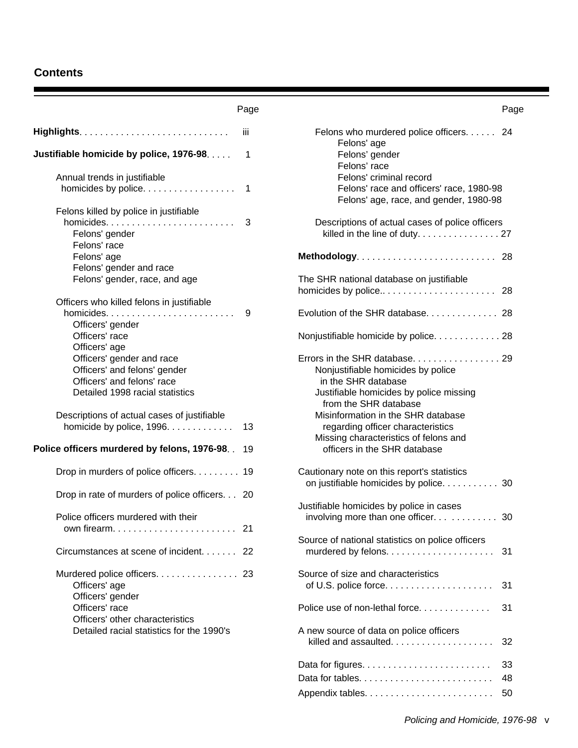## Contents

| | Page |
|---|---|
| **Highlights** | iii |
| **Justifiable homicide by police, 1976-98** | 1 |
| Annual trends in justifiable homicides by police | 1 |
| Felons killed by police in justifiable homicides | 3 |
| Felons' gender | |
| Felons' race | |
| Felons' age | |
| Felons' gender and race | |
| Felons' gender, race, and age | |
| Officers who killed felons in justifiable homicides | 9 |
| Officers' gender | |
| Officers' race | |
| Officers' age | |
| Officers' gender and race | |
| Officers' and felons' gender | |
| Officers' and felons' race | |
| Detailed 1998 racial statistics | |
| Descriptions of actual cases of justifiable homicide by police, 1996 | 13 |
| **Police officers murdered by felons, 1976-98** | 19 |
| Drop in murders of police officers | 19 |
| Drop in rate of murders of police officers | 20 |
| Police officers murdered with their own firearm | 21 |
| Circumstances at scene of incident | 22 |
| Murdered police officers | 23 |
| Officers' age | |
| Officers' gender | |
| Officers' race | |
| Officers' other characteristics | |
| Detailed racial statistics for the 1990's | |
| Felons who murdered police officers | 24 |
| Felons' age | |
| Felons' gender | |
| Felons' race | |
| Felons' criminal record | |
| Felons' race and officers' race, 1980-98 | |
| Felons' age, race, and gender, 1980-98 | |
| Descriptions of actual cases of police officers killed in the line of duty | 27 |
| **Methodology** | 28 |
| The SHR national database on justifiable homicides by police | 28 |
| Evolution of the SHR database | 28 |
| Nonjustifiable homicide by police | 28 |
| Errors in the SHR database | 29 |
| Nonjustifiable homicides by police in the SHR database | |
| Justifiable homicides by police missing from the SHR database | |
| Misinformation in the SHR database regarding officer characteristics | |
| Missing characteristics of felons and officers in the SHR database | |
| Cautionary note on this report's statistics on justifiable homicides by police | 30 |
| Justifiable homicides by police in cases involving more than one officer | 30 |
| Source of national statistics on police officers murdered by felons | 31 |
| Source of size and characteristics of U.S. police force | 31 |
| Police use of non-lethal force | 31 |
| A new source of data on police officers killed and assaulted | 32 |
| Data for figures | 33 |
| Data for tables | 48 |
| Appendix tables | 50 |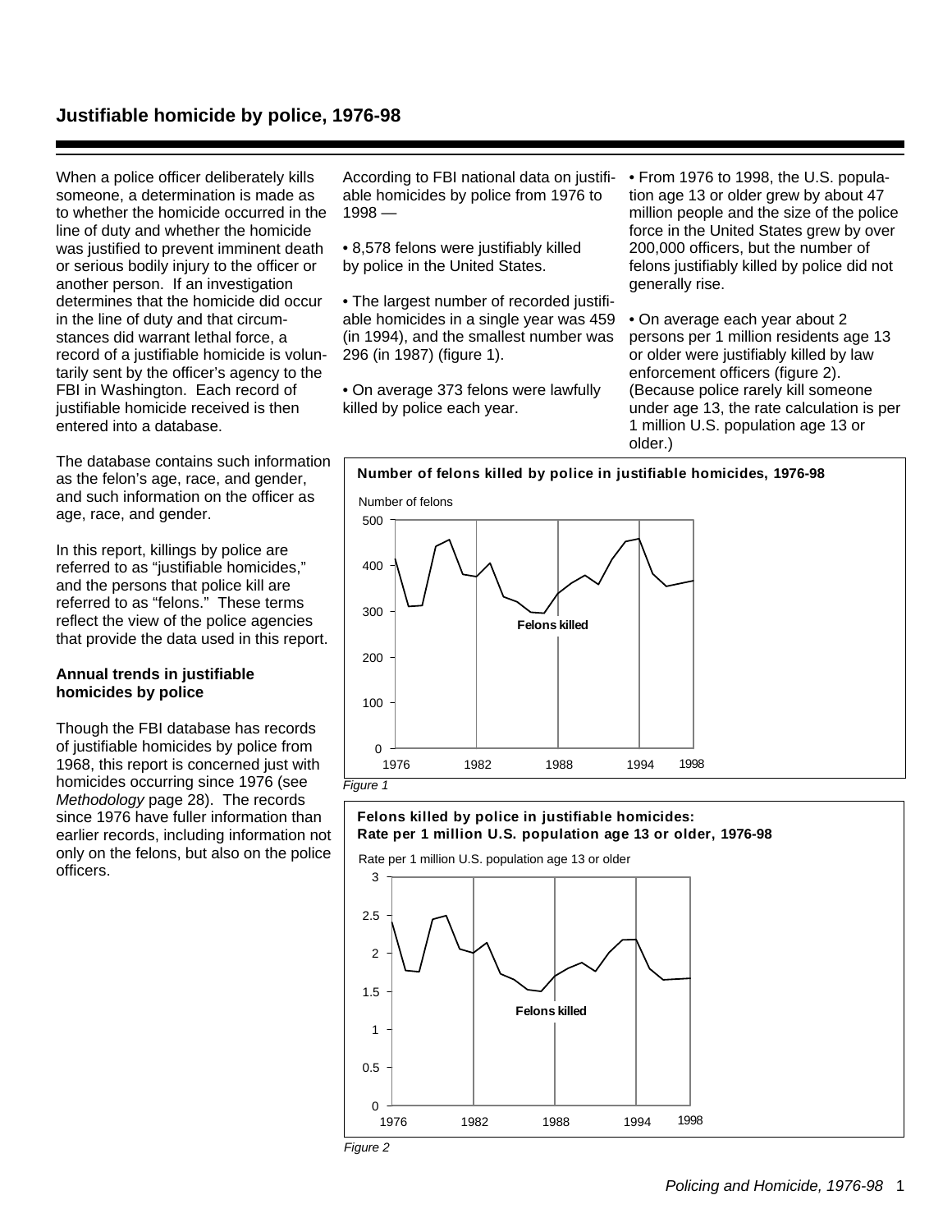## Justifiable homicide by police, 1976-98

When a police officer deliberately kills someone, a determination is made as to whether the homicide occurred in the line of duty and whether the homicide was justified to prevent imminent death or serious bodily injury to the officer or another person. If an investigation determines that the homicide did occur in the line of duty and that circumstances did warrant lethal force, a record of a justifiable homicide is voluntarily sent by the officer's agency to the FBI in Washington. Each record of justifiable homicide received is then entered into a database.

The database contains such information as the felon's age, race, and gender, and such information on the officer as age, race, and gender.

In this report, killings by police are referred to as "justifiable homicides," and the persons that police kill are referred to as "felons." These terms reflect the view of the police agencies that provide the data used in this report.

### Annual trends in justifiable homicides by police

Though the FBI database has records of justifiable homicides by police from 1968, this report is concerned just with homicides occurring since 1976 (see *Methodology* page 28). The records since 1976 have fuller information than earlier records, including information not only on the felons, but also on the police officers.

According to FBI national data on justifiable homicides by police from 1976 to 1998 —

- 8,578 felons were justifiably killed by police in the United States.
- The largest number of recorded justifiable homicides in a single year was 459 (in 1994), and the smallest number was 296 (in 1987) (figure 1).
- On average 373 felons were lawfully killed by police each year.
- From 1976 to 1998, the U.S. population age 13 or older grew by about 47 million people and the size of the police force in the United States grew by over 200,000 officers, but the number of felons justifiably killed by police did not generally rise.
- On average each year about 2 persons per 1 million residents age 13 or older were justifiably killed by law enforcement officers (figure 2). (Because police rarely kill someone under age 13, the rate calculation is per 1 million U.S. population age 13 or older.)

**Number of felons killed by police in justifiable homicides, 1976-98**

Number of felons

*Figure 1*

**Felons killed by police in justifiable homicides: Rate per 1 million U.S. population age 13 or older, 1976-98**

Rate per 1 million U.S. population age 13 or older

*Figure 2*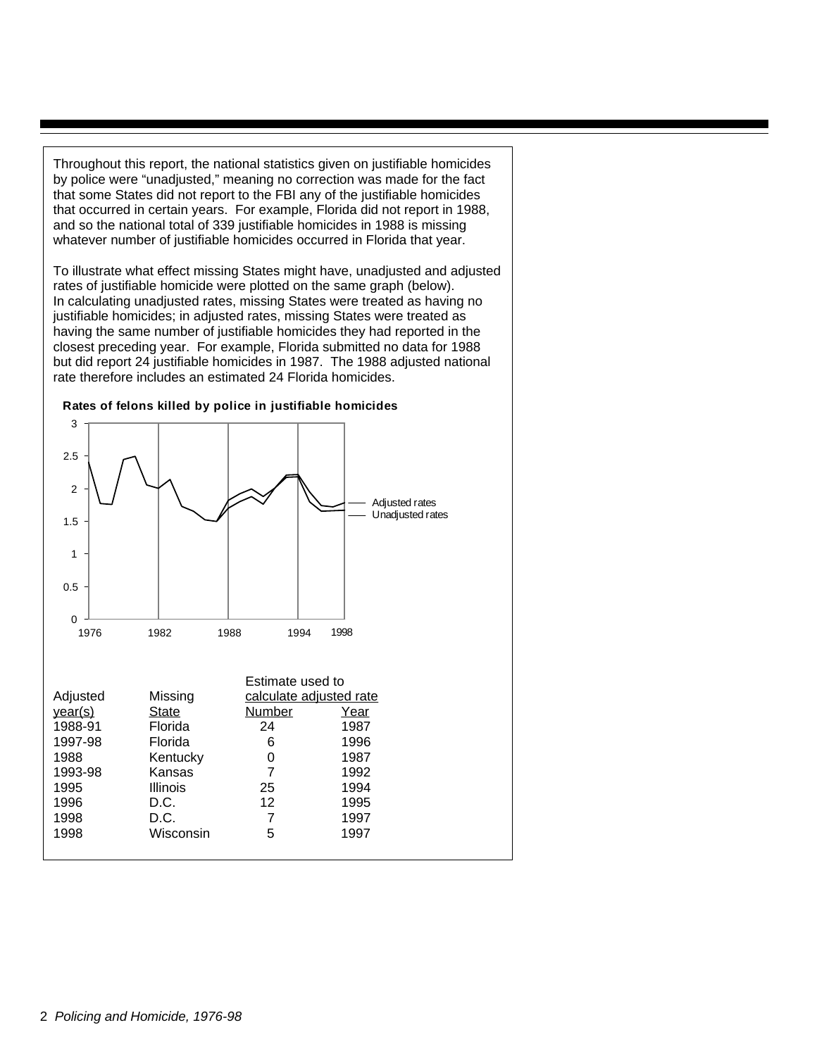Throughout this report, the national statistics given on justifiable homicides by police were "unadjusted," meaning no correction was made for the fact that some States did not report to the FBI any of the justifiable homicides that occurred in certain years. For example, Florida did not report in 1988, and so the national total of 339 justifiable homicides in 1988 is missing whatever number of justifiable homicides occurred in Florida that year.

To illustrate what effect missing States might have, unadjusted and adjusted rates of justifiable homicide were plotted on the same graph (below). In calculating unadjusted rates, missing States were treated as having no justifiable homicides; in adjusted rates, missing States were treated as having the same number of justifiable homicides they had reported in the closest preceding year. For example, Florida submitted no data for 1988 but did report 24 justifiable homicides in 1987. The 1988 adjusted national rate therefore includes an estimated 24 Florida homicides.

**Rates of felons killed by police in justifiable homicides**

| Adjusted year(s) | Missing State | Estimate used to calculate adjusted rate: Number | Year |
|---|---|---|---|
| 1988-91 | Florida | 24 | 1987 |
| 1997-98 | Florida | 6 | 1996 |
| 1988 | Kentucky | 0 | 1987 |
| 1993-98 | Kansas | 7 | 1992 |
| 1995 | Illinois | 25 | 1994 |
| 1996 | D.C. | 12 | 1995 |
| 1998 | D.C. | 7 | 1997 |
| 1998 | Wisconsin | 5 | 1997 |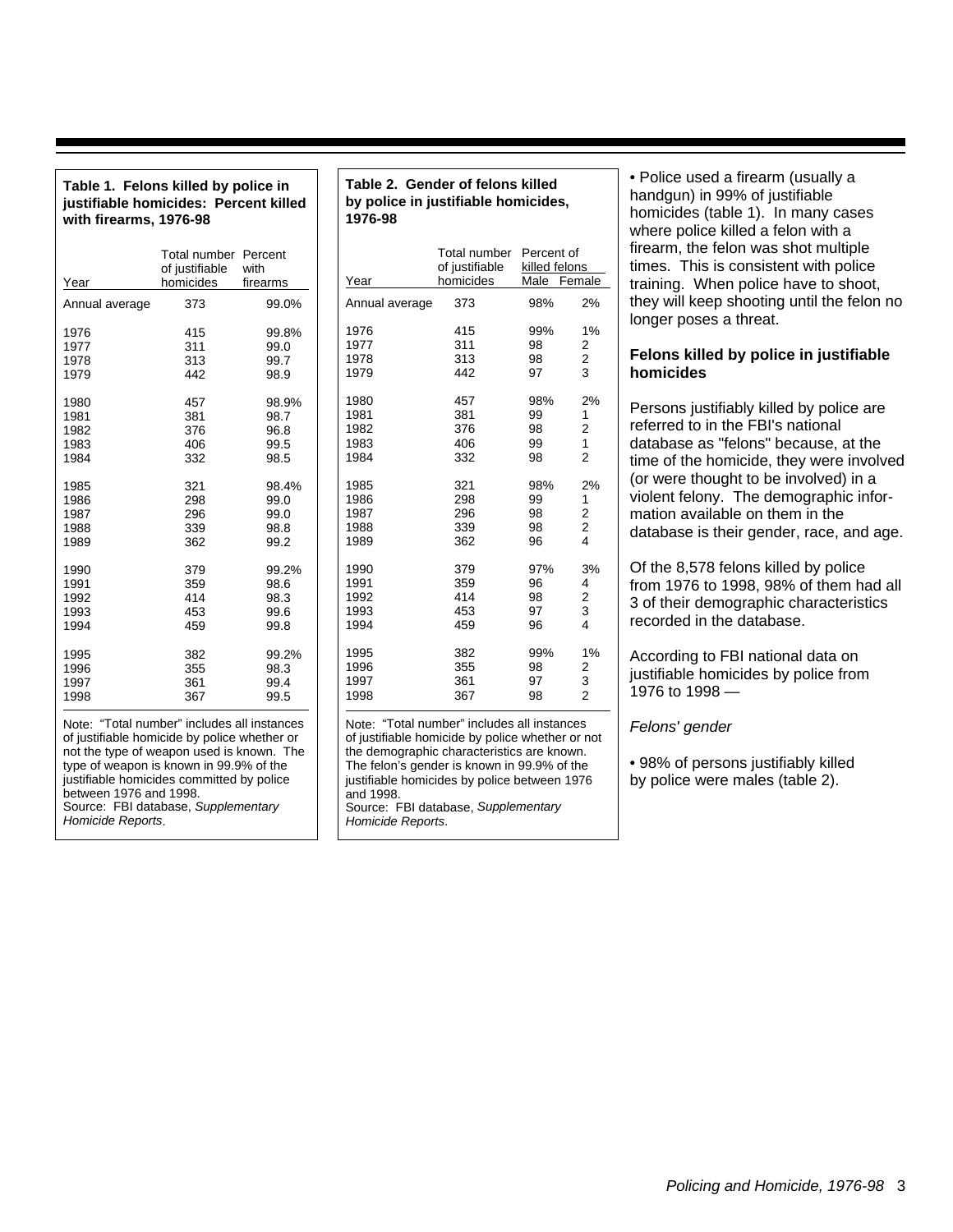**Table 1. Felons killed by police in justifiable homicides: Percent killed with firearms, 1976-98**

| Year | Total number of justifiable homicides | Percent with firearms |
|---|---|---|
| Annual average | 373 | 99.0% |
| 1976 | 415 | 99.8% |
| 1977 | 311 | 99.0 |
| 1978 | 313 | 99.7 |
| 1979 | 442 | 98.9 |
| 1980 | 457 | 98.9% |
| 1981 | 381 | 98.7 |
| 1982 | 376 | 96.8 |
| 1983 | 406 | 99.5 |
| 1984 | 332 | 98.5 |
| 1985 | 321 | 98.4% |
| 1986 | 298 | 99.0 |
| 1987 | 296 | 99.0 |
| 1988 | 339 | 98.8 |
| 1989 | 362 | 99.2 |
| 1990 | 379 | 99.2% |
| 1991 | 359 | 98.6 |
| 1992 | 414 | 98.3 |
| 1993 | 453 | 99.6 |
| 1994 | 459 | 99.8 |
| 1995 | 382 | 99.2% |
| 1996 | 355 | 98.3 |
| 1997 | 361 | 99.4 |
| 1998 | 367 | 99.5 |

Note: "Total number" includes all instances of justifiable homicide by police whether or not the type of weapon used is known. The type of weapon is known in 99.9% of the justifiable homicides committed by police between 1976 and 1998.
Source: FBI database, *Supplementary Homicide Reports*.

**Table 2. Gender of felons killed by police in justifiable homicides, 1976-98**

| Year | Total number of justifiable homicides | Percent of killed felons | |
|---|---|---|---|
| | | Male | Female |
| Annual average | 373 | 98% | 2% |
| 1976 | 415 | 99% | 1% |
| 1977 | 311 | 98 | 2 |
| 1978 | 313 | 98 | 2 |
| 1979 | 442 | 97 | 3 |
| 1980 | 457 | 98% | 2% |
| 1981 | 381 | 99 | 1 |
| 1982 | 376 | 98 | 2 |
| 1983 | 406 | 99 | 1 |
| 1984 | 332 | 98 | 2 |
| 1985 | 321 | 98% | 2% |
| 1986 | 298 | 99 | 1 |
| 1987 | 296 | 98 | 2 |
| 1988 | 339 | 98 | 2 |
| 1989 | 362 | 96 | 4 |
| 1990 | 379 | 97% | 3% |
| 1991 | 359 | 96 | 4 |
| 1992 | 414 | 98 | 2 |
| 1993 | 453 | 97 | 3 |
| 1994 | 459 | 96 | 4 |
| 1995 | 382 | 99% | 1% |
| 1996 | 355 | 98 | 2 |
| 1997 | 361 | 97 | 3 |
| 1998 | 367 | 98 | 2 |

Note: "Total number" includes all instances of justifiable homicide by police whether or not the demographic characteristics are known. The felon's gender is known in 99.9% of the justifiable homicides by police between 1976 and 1998.
Source: FBI database, *Supplementary Homicide Reports*.

• Police used a firearm (usually a handgun) in 99% of justifiable homicides (table 1). In many cases where police killed a felon with a firearm, the felon was shot multiple times. This is consistent with police training. When police have to shoot, they will keep shooting until the felon no longer poses a threat.

### Felons killed by police in justifiable homicides

Persons justifiably killed by police are referred to in the FBI's national database as "felons" because, at the time of the homicide, they were involved (or were thought to be involved) in a violent felony. The demographic information available on them in the database is their gender, race, and age.

Of the 8,578 felons killed by police from 1976 to 1998, 98% of them had all 3 of their demographic characteristics recorded in the database.

According to FBI national data on justifiable homicides by police from 1976 to 1998 —

*Felons' gender*

• 98% of persons justifiably killed by police were males (table 2).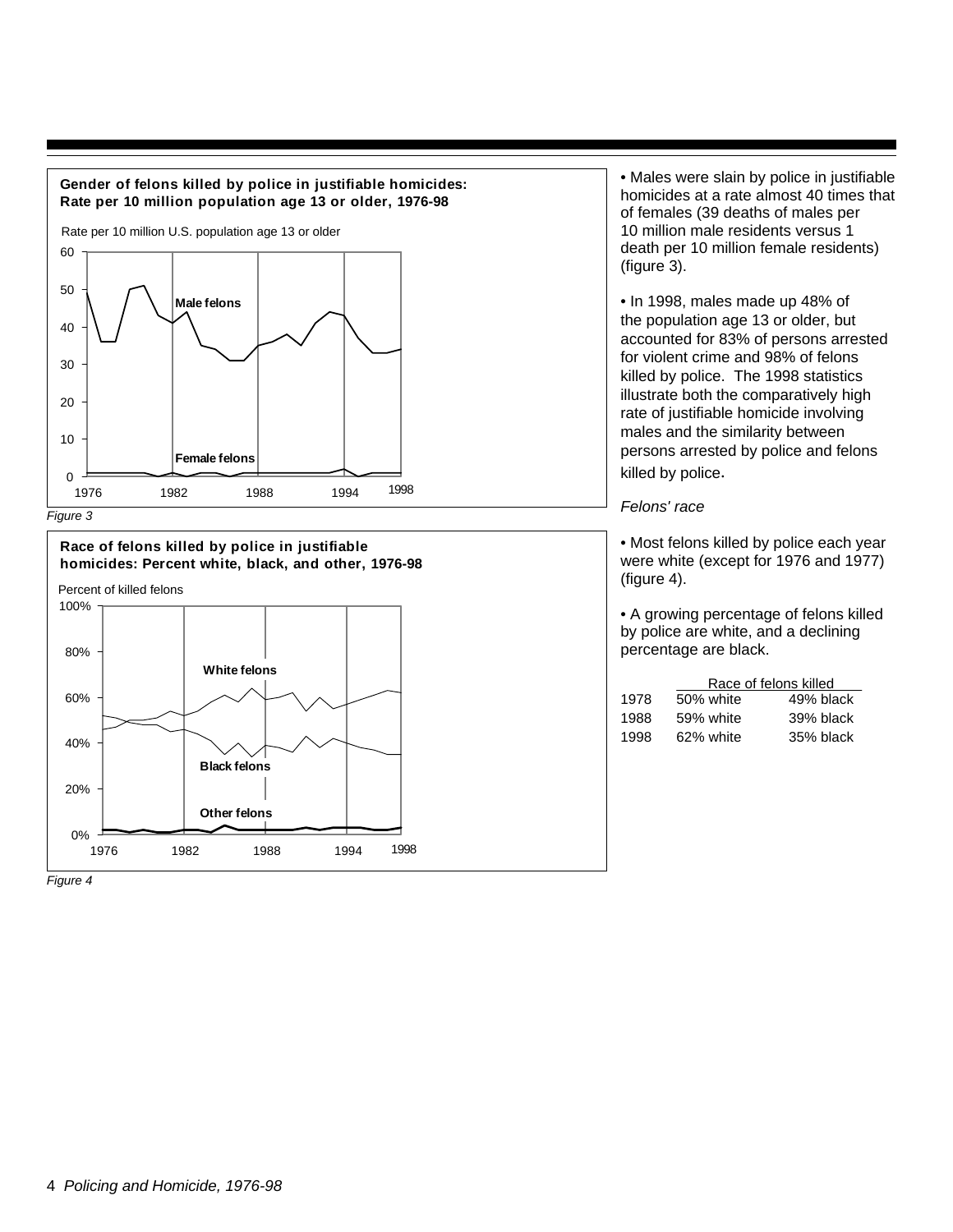**Gender of felons killed by police in justifiable homicides: Rate per 10 million population age 13 or older, 1976-98**

Rate per 10 million U.S. population age 13 or older

Male felons

Female felons

*Figure 3*

**Race of felons killed by police in justifiable homicides: Percent white, black, and other, 1976-98**

Percent of killed felons

White felons

Black felons

Other felons

*Figure 4*

• Males were slain by police in justifiable homicides at a rate almost 40 times that of females (39 deaths of males per 10 million male residents versus 1 death per 10 million female residents) (figure 3).

• In 1998, males made up 48% of the population age 13 or older, but accounted for 83% of persons arrested for violent crime and 98% of felons killed by police. The 1998 statistics illustrate both the comparatively high rate of justifiable homicide involving males and the similarity between persons arrested by police and felons killed by police.

*Felons' race*

• Most felons killed by police each year were white (except for 1976 and 1977) (figure 4).

• A growing percentage of felons killed by police are white, and a declining percentage are black.

| | Race of felons killed | |
|---|---|---|
| 1978 | 50% white | 49% black |
| 1988 | 59% white | 39% black |
| 1998 | 62% white | 35% black |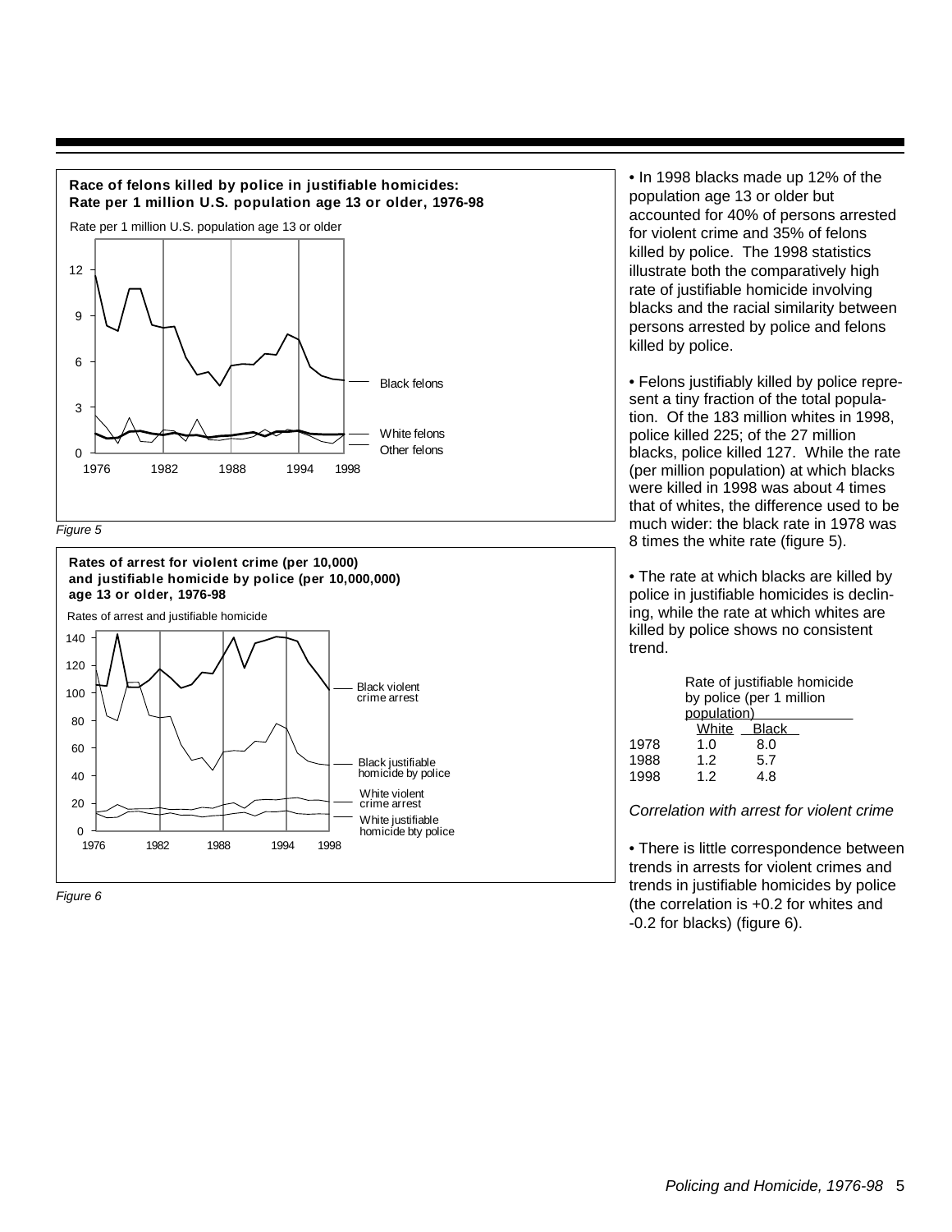**Race of felons killed by police in justifiable homicides: Rate per 1 million U.S. population age 13 or older, 1976-98**

Rate per 1 million U.S. population age 13 or older

Black felons

White felons

Other felons

*Figure 5*

**Rates of arrest for violent crime (per 10,000) and justifiable homicide by police (per 10,000,000) age 13 or older, 1976-98**

Rates of arrest and justifiable homicide

Black violent crime arrest

Black justifiable homicide by police

White violent crime arrest

White justifiable homicide bty police

*Figure 6*

• In 1998 blacks made up 12% of the population age 13 or older but accounted for 40% of persons arrested for violent crime and 35% of felons killed by police. The 1998 statistics illustrate both the comparatively high rate of justifiable homicide involving blacks and the racial similarity between persons arrested by police and felons killed by police.

• Felons justifiably killed by police represent a tiny fraction of the total population. Of the 183 million whites in 1998, police killed 225; of the 27 million blacks, police killed 127. While the rate (per million population) at which blacks were killed in 1998 was about 4 times that of whites, the difference used to be much wider: the black rate in 1978 was 8 times the white rate (figure 5).

• The rate at which blacks are killed by police in justifiable homicides is declining, while the rate at which whites are killed by police shows no consistent trend.

| | Rate of justifiable homicide by police (per 1 million population) | |
|---|---|---|
| | White | Black |
| 1978 | 1.0 | 8.0 |
| 1988 | 1.2 | 5.7 |
| 1998 | 1.2 | 4.8 |

*Correlation with arrest for violent crime*

• There is little correspondence between trends in arrests for violent crimes and trends in justifiable homicides by police (the correlation is +0.2 for whites and -0.2 for blacks) (figure 6).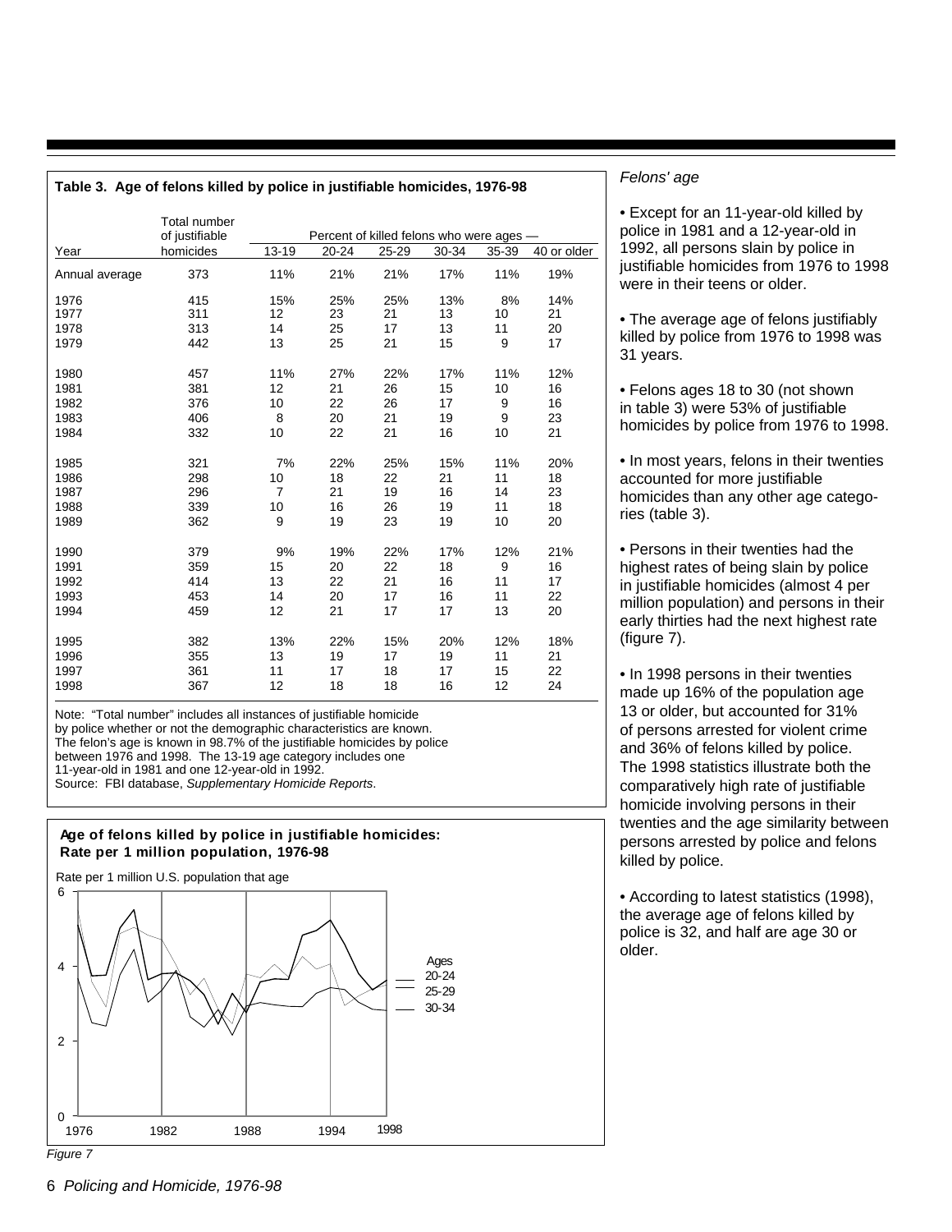**Table 3. Age of felons killed by police in justifiable homicides, 1976-98**

| Year | Total number of justifiable homicides | Percent of killed felons who were ages — 13-19 | 20-24 | 25-29 | 30-34 | 35-39 | 40 or older |
|---|---|---|---|---|---|---|---|
| Annual average | 373 | 11% | 21% | 21% | 17% | 11% | 19% |
| 1976 | 415 | 15% | 25% | 25% | 13% | 8% | 14% |
| 1977 | 311 | 12 | 23 | 21 | 13 | 10 | 21 |
| 1978 | 313 | 14 | 25 | 17 | 13 | 11 | 20 |
| 1979 | 442 | 13 | 25 | 21 | 15 | 9 | 17 |
| 1980 | 457 | 11% | 27% | 22% | 17% | 11% | 12% |
| 1981 | 381 | 12 | 21 | 26 | 15 | 10 | 16 |
| 1982 | 376 | 10 | 22 | 26 | 17 | 9 | 16 |
| 1983 | 406 | 8 | 20 | 21 | 19 | 9 | 23 |
| 1984 | 332 | 10 | 22 | 21 | 16 | 10 | 21 |
| 1985 | 321 | 7% | 22% | 25% | 15% | 11% | 20% |
| 1986 | 298 | 10 | 18 | 22 | 21 | 11 | 18 |
| 1987 | 296 | 7 | 21 | 19 | 16 | 14 | 23 |
| 1988 | 339 | 10 | 16 | 26 | 19 | 11 | 18 |
| 1989 | 362 | 9 | 19 | 23 | 19 | 10 | 20 |
| 1990 | 379 | 9% | 19% | 22% | 17% | 12% | 21% |
| 1991 | 359 | 15 | 20 | 22 | 18 | 9 | 16 |
| 1992 | 414 | 13 | 22 | 21 | 16 | 11 | 17 |
| 1993 | 453 | 14 | 20 | 17 | 16 | 11 | 22 |
| 1994 | 459 | 12 | 21 | 17 | 17 | 13 | 20 |
| 1995 | 382 | 13% | 22% | 15% | 20% | 12% | 18% |
| 1996 | 355 | 13 | 19 | 17 | 19 | 11 | 21 |
| 1997 | 361 | 11 | 17 | 18 | 17 | 15 | 22 |
| 1998 | 367 | 12 | 18 | 18 | 16 | 12 | 24 |

Note: "Total number" includes all instances of justifiable homicide by police whether or not the demographic characteristics are known. The felon's age is known in 98.7% of the justifiable homicides by police between 1976 and 1998. The 13-19 age category includes one 11-year-old in 1981 and one 12-year-old in 1992.
Source: FBI database, *Supplementary Homicide Reports*.

**Age of felons killed by police in justifiable homicides: Rate per 1 million population, 1976-98**

Rate per 1 million U.S. population that age

Ages: 20-24, 25-29, 30-34

*Figure 7*

*Felons' age*

- Except for an 11-year-old killed by police in 1981 and a 12-year-old in 1992, all persons slain by police in justifiable homicides from 1976 to 1998 were in their teens or older.
- The average age of felons justifiably killed by police from 1976 to 1998 was 31 years.
- Felons ages 18 to 30 (not shown in table 3) were 53% of justifiable homicides by police from 1976 to 1998.
- In most years, felons in their twenties accounted for more justifiable homicides than any other age categories (table 3).
- Persons in their twenties had the highest rates of being slain by police in justifiable homicides (almost 4 per million population) and persons in their early thirties had the next highest rate (figure 7).
- In 1998 persons in their twenties made up 16% of the population age 13 or older, but accounted for 31% of persons arrested for violent crime and 36% of felons killed by police. The 1998 statistics illustrate both the comparatively high rate of justifiable homicide involving persons in their twenties and the age similarity between persons arrested by police and felons killed by police.
- According to latest statistics (1998), the average age of felons killed by police is 32, and half are age 30 or older.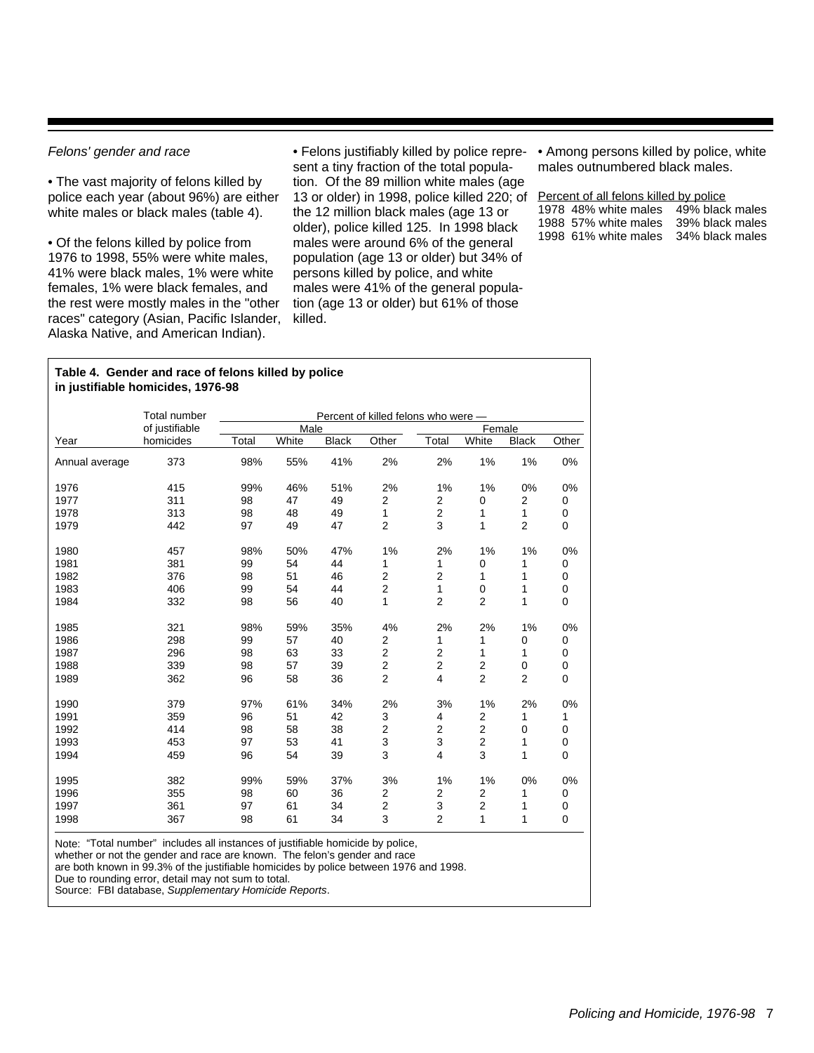*Felons' gender and race*

• The vast majority of felons killed by police each year (about 96%) are either white males or black males (table 4).

• Of the felons killed by police from 1976 to 1998, 55% were white males, 41% were black males, 1% were white females, 1% were black females, and the rest were mostly males in the "other races" category (Asian, Pacific Islander, Alaska Native, and American Indian).

• Felons justifiably killed by police represent a tiny fraction of the total population. Of the 89 million white males (age 13 or older) in 1998, police killed 220; of the 12 million black males (age 13 or older), police killed 125. In 1998 black males were around 6% of the general population (age 13 or older) but 34% of persons killed by police, and white males were 41% of the general population (age 13 or older) but 61% of those killed.

• Among persons killed by police, white males outnumbered black males.

Percent of all felons killed by police

| | | |
|---|---|---|
| 1978 | 48% white males | 49% black males |
| 1988 | 57% white males | 39% black males |
| 1998 | 61% white males | 34% black males |

**Table 4. Gender and race of felons killed by police in justifiable homicides, 1976-98**

| | Total number | Percent of killed felons who were — | | | | | | | |
|---|---|---|---|---|---|---|---|---|---|
| | of justifiable | Male | | | | Female | | | |
| Year | homicides | Total | White | Black | Other | Total | White | Black | Other |
| Annual average | 373 | 98% | 55% | 41% | 2% | 2% | 1% | 1% | 0% |
| 1976 | 415 | 99% | 46% | 51% | 2% | 1% | 1% | 0% | 0% |
| 1977 | 311 | 98 | 47 | 49 | 2 | 2 | 0 | 2 | 0 |
| 1978 | 313 | 98 | 48 | 49 | 1 | 2 | 1 | 1 | 0 |
| 1979 | 442 | 97 | 49 | 47 | 2 | 3 | 1 | 2 | 0 |
| 1980 | 457 | 98% | 50% | 47% | 1% | 2% | 1% | 1% | 0% |
| 1981 | 381 | 99 | 54 | 44 | 1 | 1 | 0 | 1 | 0 |
| 1982 | 376 | 98 | 51 | 46 | 2 | 2 | 1 | 1 | 0 |
| 1983 | 406 | 99 | 54 | 44 | 2 | 1 | 0 | 1 | 0 |
| 1984 | 332 | 98 | 56 | 40 | 1 | 2 | 2 | 1 | 0 |
| 1985 | 321 | 98% | 59% | 35% | 4% | 2% | 2% | 1% | 0% |
| 1986 | 298 | 99 | 57 | 40 | 2 | 1 | 1 | 0 | 0 |
| 1987 | 296 | 98 | 63 | 33 | 2 | 2 | 1 | 1 | 0 |
| 1988 | 339 | 98 | 57 | 39 | 2 | 2 | 2 | 0 | 0 |
| 1989 | 362 | 96 | 58 | 36 | 2 | 4 | 2 | 2 | 0 |
| 1990 | 379 | 97% | 61% | 34% | 2% | 3% | 1% | 2% | 0% |
| 1991 | 359 | 96 | 51 | 42 | 3 | 4 | 2 | 1 | 1 |
| 1992 | 414 | 98 | 58 | 38 | 2 | 2 | 2 | 0 | 0 |
| 1993 | 453 | 97 | 53 | 41 | 3 | 3 | 2 | 1 | 0 |
| 1994 | 459 | 96 | 54 | 39 | 3 | 4 | 3 | 1 | 0 |
| 1995 | 382 | 99% | 59% | 37% | 3% | 1% | 1% | 0% | 0% |
| 1996 | 355 | 98 | 60 | 36 | 2 | 2 | 2 | 1 | 0 |
| 1997 | 361 | 97 | 61 | 34 | 2 | 3 | 2 | 1 | 0 |
| 1998 | 367 | 98 | 61 | 34 | 3 | 2 | 1 | 1 | 0 |

Note: "Total number" includes all instances of justifiable homicide by police, whether or not the gender and race are known. The felon's gender and race are both known in 99.3% of the justifiable homicides by police between 1976 and 1998.
Due to rounding error, detail may not sum to total.
Source: FBI database, *Supplementary Homicide Reports*.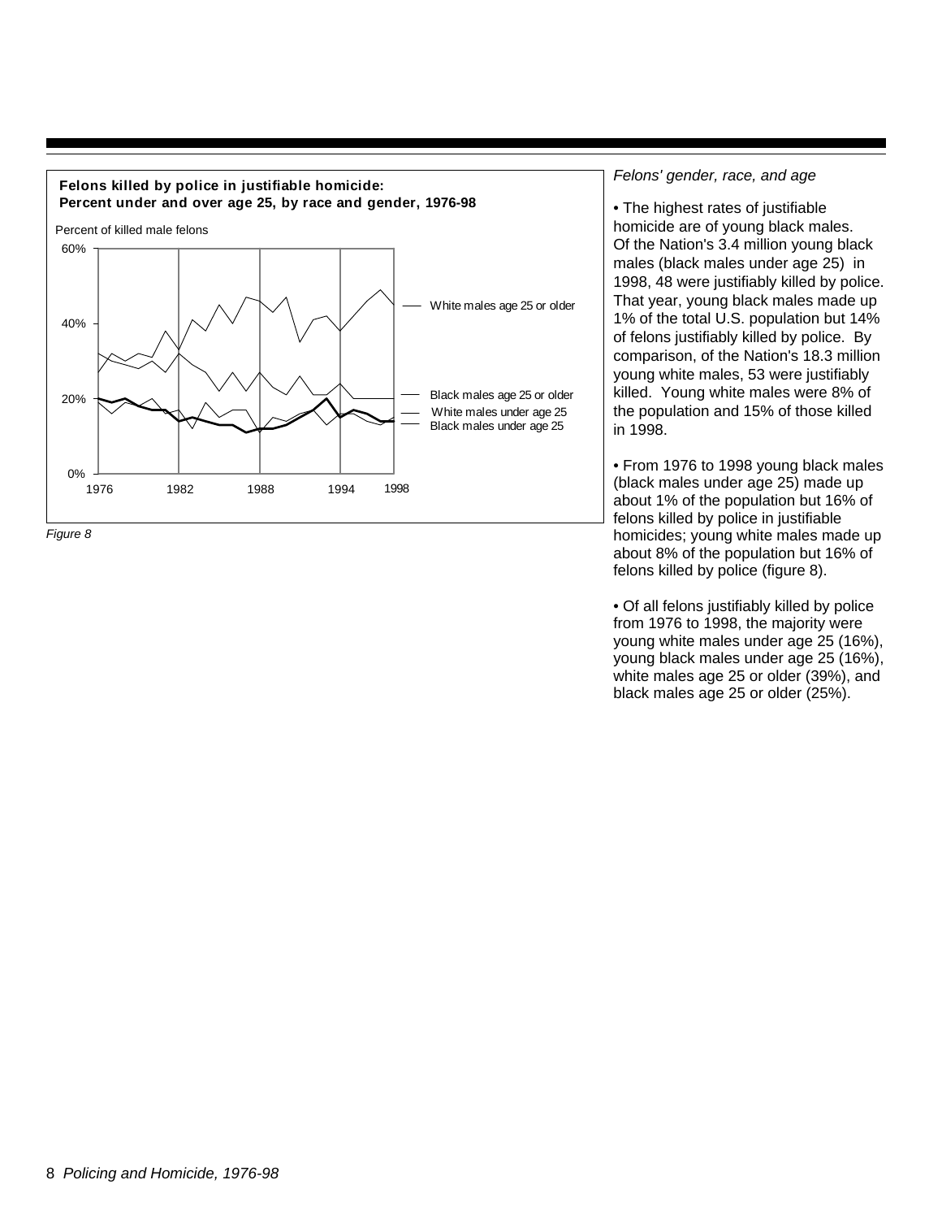**Felons killed by police in justifiable homicide: Percent under and over age 25, by race and gender, 1976-98**

Percent of killed male felons

60%

40%

20%

0%

1976 1982 1988 1994 1998

White males age 25 or older

Black males age 25 or older

White males under age 25

Black males under age 25

*Figure 8*

*Felons' gender, race, and age*

- The highest rates of justifiable homicide are of young black males. Of the Nation's 3.4 million young black males (black males under age 25) in 1998, 48 were justifiably killed by police. That year, young black males made up 1% of the total U.S. population but 14% of felons justifiably killed by police. By comparison, of the Nation's 18.3 million young white males, 53 were justifiably killed. Young white males were 8% of the population and 15% of those killed in 1998.

- From 1976 to 1998 young black males (black males under age 25) made up about 1% of the population but 16% of felons killed by police in justifiable homicides; young white males made up about 8% of the population but 16% of felons killed by police (figure 8).

- Of all felons justifiably killed by police from 1976 to 1998, the majority were young white males under age 25 (16%), young black males under age 25 (16%), white males age 25 or older (39%), and black males age 25 or older (25%).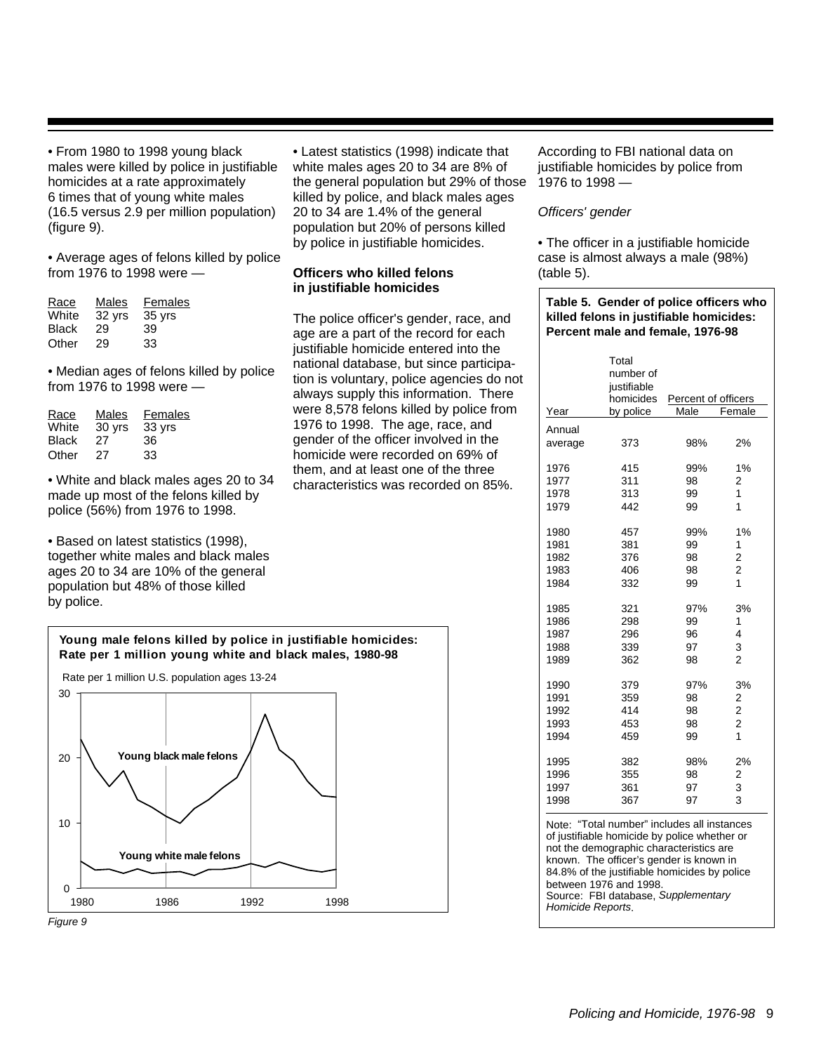• From 1980 to 1998 young black males were killed by police in justifiable homicides at a rate approximately 6 times that of young white males (16.5 versus 2.9 per million population) (figure 9).

• Average ages of felons killed by police from 1976 to 1998 were —

| Race | Males | Females |
|---|---|---|
| White | 32 yrs | 35 yrs |
| Black | 29 | 39 |
| Other | 29 | 33 |

• Median ages of felons killed by police from 1976 to 1998 were —

| Race | Males | Females |
|---|---|---|
| White | 30 yrs | 33 yrs |
| Black | 27 | 36 |
| Other | 27 | 33 |

• White and black males ages 20 to 34 made up most of the felons killed by police (56%) from 1976 to 1998.

• Based on latest statistics (1998), together white males and black males ages 20 to 34 are 10% of the general population but 48% of those killed by police.

**Young male felons killed by police in justifiable homicides: Rate per 1 million young white and black males, 1980-98**

Rate per 1 million U.S. population ages 13-24

Young black male felons

Young white male felons

*Figure 9*

• Latest statistics (1998) indicate that white males ages 20 to 34 are 8% of the general population but 29% of those killed by police, and black males ages 20 to 34 are 1.4% of the general population but 20% of persons killed by police in justifiable homicides.

### Officers who killed felons in justifiable homicides

The police officer's gender, race, and age are a part of the record for each justifiable homicide entered into the national database, but since participation is voluntary, police agencies do not always supply this information. There were 8,578 felons killed by police from 1976 to 1998. The age, race, and gender of the officer involved in the homicide were recorded on 69% of them, and at least one of the three characteristics was recorded on 85%.

According to FBI national data on justifiable homicides by police from 1976 to 1998 —

*Officers' gender*

• The officer in a justifiable homicide case is almost always a male (98%) (table 5).

**Table 5. Gender of police officers who killed felons in justifiable homicides: Percent male and female, 1976-98**

| Year | Total number of justifiable homicides by police | Percent of officers | |
|---|---|---|---|
| | | Male | Female |
| Annual average | 373 | 98% | 2% |
| 1976 | 415 | 99% | 1% |
| 1977 | 311 | 98 | 2 |
| 1978 | 313 | 99 | 1 |
| 1979 | 442 | 99 | 1 |
| 1980 | 457 | 99% | 1% |
| 1981 | 381 | 99 | 1 |
| 1982 | 376 | 98 | 2 |
| 1983 | 406 | 98 | 2 |
| 1984 | 332 | 99 | 1 |
| 1985 | 321 | 97% | 3% |
| 1986 | 298 | 99 | 1 |
| 1987 | 296 | 96 | 4 |
| 1988 | 339 | 97 | 3 |
| 1989 | 362 | 98 | 2 |
| 1990 | 379 | 97% | 3% |
| 1991 | 359 | 98 | 2 |
| 1992 | 414 | 98 | 2 |
| 1993 | 453 | 98 | 2 |
| 1994 | 459 | 99 | 1 |
| 1995 | 382 | 98% | 2% |
| 1996 | 355 | 98 | 2 |
| 1997 | 361 | 97 | 3 |
| 1998 | 367 | 97 | 3 |

Note: "Total number" includes all instances of justifiable homicide by police whether or not the demographic characteristics are known. The officer's gender is known in 84.8% of the justifiable homicides by police between 1976 and 1998.
Source: FBI database, *Supplementary Homicide Reports*.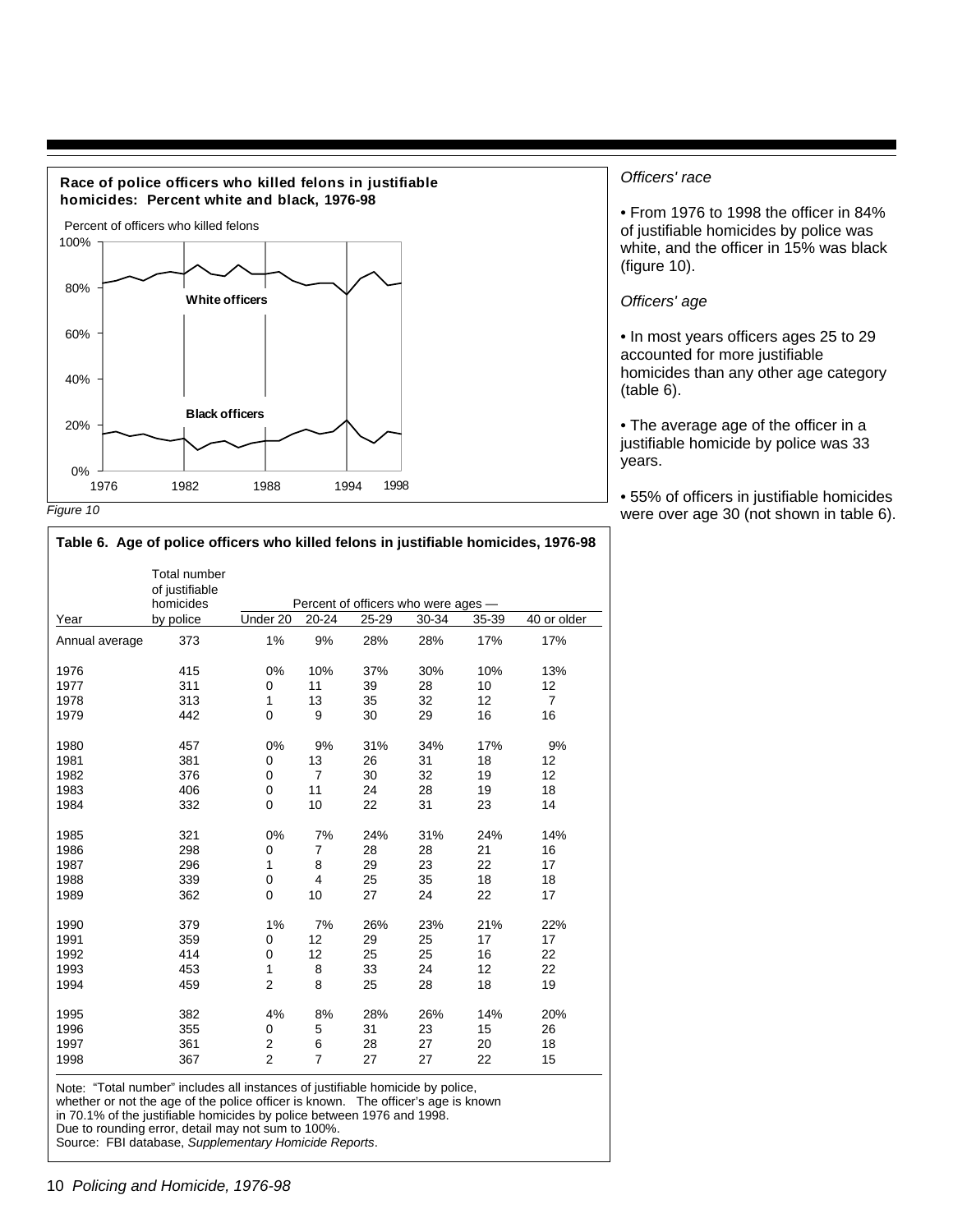**Race of police officers who killed felons in justifiable homicides: Percent white and black, 1976-98**

Percent of officers who killed felons

White officers

Black officers

*Figure 10*

*Officers' race*

- From 1976 to 1998 the officer in 84% of justifiable homicides by police was white, and the officer in 15% was black (figure 10).

*Officers' age*

- In most years officers ages 25 to 29 accounted for more justifiable homicides than any other age category (table 6).
- The average age of the officer in a justifiable homicide by police was 33 years.
- 55% of officers in justifiable homicides were over age 30 (not shown in table 6).

**Table 6. Age of police officers who killed felons in justifiable homicides, 1976-98**

| Year | Total number of justifiable homicides by police | Percent of officers who were ages — | | | | | |
|---|---|---|---|---|---|---|---|
| | | Under 20 | 20-24 | 25-29 | 30-34 | 35-39 | 40 or older |
| Annual average | 373 | 1% | 9% | 28% | 28% | 17% | 17% |
| 1976 | 415 | 0% | 10% | 37% | 30% | 10% | 13% |
| 1977 | 311 | 0 | 11 | 39 | 28 | 10 | 12 |
| 1978 | 313 | 1 | 13 | 35 | 32 | 12 | 7 |
| 1979 | 442 | 0 | 9 | 30 | 29 | 16 | 16 |
| 1980 | 457 | 0% | 9% | 31% | 34% | 17% | 9% |
| 1981 | 381 | 0 | 13 | 26 | 31 | 18 | 12 |
| 1982 | 376 | 0 | 7 | 30 | 32 | 19 | 12 |
| 1983 | 406 | 0 | 11 | 24 | 28 | 19 | 18 |
| 1984 | 332 | 0 | 10 | 22 | 31 | 23 | 14 |
| 1985 | 321 | 0% | 7% | 24% | 31% | 24% | 14% |
| 1986 | 298 | 0 | 7 | 28 | 28 | 21 | 16 |
| 1987 | 296 | 1 | 8 | 29 | 23 | 22 | 17 |
| 1988 | 339 | 0 | 4 | 25 | 35 | 18 | 18 |
| 1989 | 362 | 0 | 10 | 27 | 24 | 22 | 17 |
| 1990 | 379 | 1% | 7% | 26% | 23% | 21% | 22% |
| 1991 | 359 | 0 | 12 | 29 | 25 | 17 | 17 |
| 1992 | 414 | 0 | 12 | 25 | 25 | 16 | 22 |
| 1993 | 453 | 1 | 8 | 33 | 24 | 12 | 22 |
| 1994 | 459 | 2 | 8 | 25 | 28 | 18 | 19 |
| 1995 | 382 | 4% | 8% | 28% | 26% | 14% | 20% |
| 1996 | 355 | 0 | 5 | 31 | 23 | 15 | 26 |
| 1997 | 361 | 2 | 6 | 28 | 27 | 20 | 18 |
| 1998 | 367 | 2 | 7 | 27 | 27 | 22 | 15 |

Note: "Total number" includes all instances of justifiable homicide by police, whether or not the age of the police officer is known. The officer's age is known in 70.1% of the justifiable homicides by police between 1976 and 1998.
Due to rounding error, detail may not sum to 100%.
Source: FBI database, *Supplementary Homicide Reports*.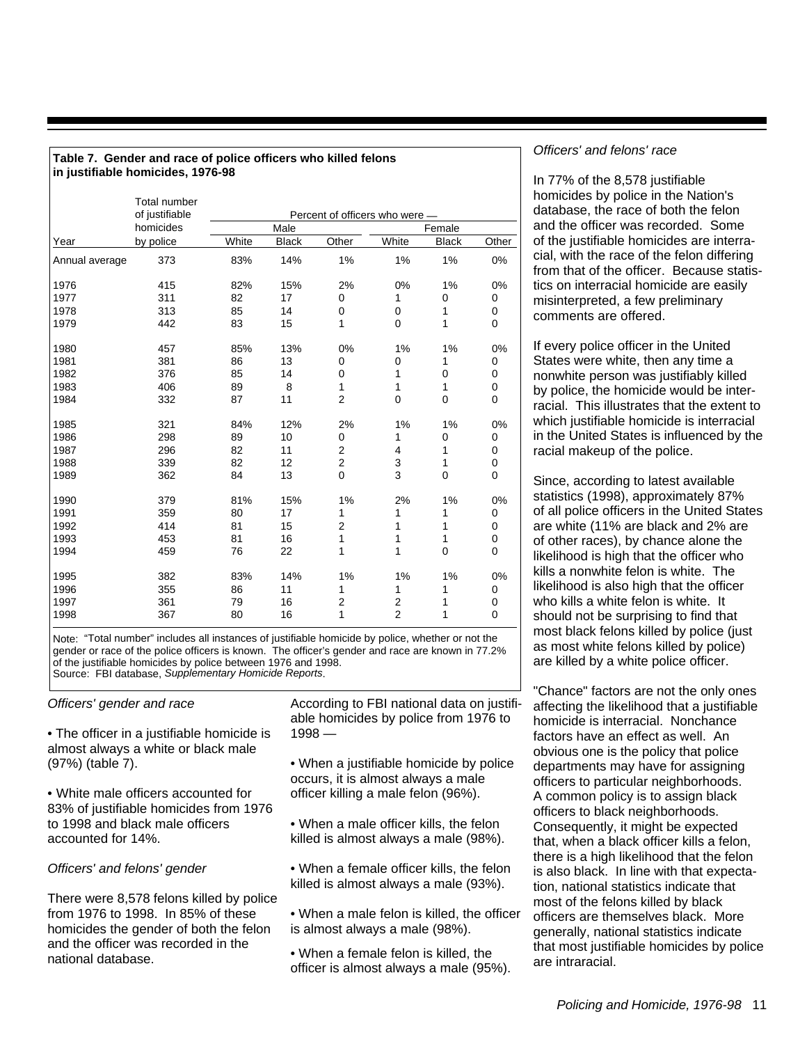**Table 7. Gender and race of police officers who killed felons in justifiable homicides, 1976-98**

| | Total number of justifiable homicides | Percent of officers who were — | | | | | |
|---|---|---|---|---|---|---|---|
| | | Male | | | Female | | |
| Year | by police | White | Black | Other | White | Black | Other |
| Annual average | 373 | 83% | 14% | 1% | 1% | 1% | 0% |
| 1976 | 415 | 82% | 15% | 2% | 0% | 1% | 0% |
| 1977 | 311 | 82 | 17 | 0 | 1 | 0 | 0 |
| 1978 | 313 | 85 | 14 | 0 | 0 | 1 | 0 |
| 1979 | 442 | 83 | 15 | 1 | 0 | 1 | 0 |
| 1980 | 457 | 85% | 13% | 0% | 1% | 1% | 0% |
| 1981 | 381 | 86 | 13 | 0 | 0 | 1 | 0 |
| 1982 | 376 | 85 | 14 | 0 | 1 | 0 | 0 |
| 1983 | 406 | 89 | 8 | 1 | 1 | 1 | 0 |
| 1984 | 332 | 87 | 11 | 2 | 0 | 0 | 0 |
| 1985 | 321 | 84% | 12% | 2% | 1% | 1% | 0% |
| 1986 | 298 | 89 | 10 | 0 | 1 | 0 | 0 |
| 1987 | 296 | 82 | 11 | 2 | 4 | 1 | 0 |
| 1988 | 339 | 82 | 12 | 2 | 3 | 1 | 0 |
| 1989 | 362 | 84 | 13 | 0 | 3 | 0 | 0 |
| 1990 | 379 | 81% | 15% | 1% | 2% | 1% | 0% |
| 1991 | 359 | 80 | 17 | 1 | 1 | 1 | 0 |
| 1992 | 414 | 81 | 15 | 2 | 1 | 1 | 0 |
| 1993 | 453 | 81 | 16 | 1 | 1 | 1 | 0 |
| 1994 | 459 | 76 | 22 | 1 | 1 | 0 | 0 |
| 1995 | 382 | 83% | 14% | 1% | 1% | 1% | 0% |
| 1996 | 355 | 86 | 11 | 1 | 1 | 1 | 0 |
| 1997 | 361 | 79 | 16 | 2 | 2 | 1 | 0 |
| 1998 | 367 | 80 | 16 | 1 | 2 | 1 | 0 |

Note: "Total number" includes all instances of justifiable homicide by police, whether or not the gender or race of the police officers is known. The officer's gender and race are known in 77.2% of the justifiable homicides by police between 1976 and 1998.
Source: FBI database, *Supplementary Homicide Reports*.

*Officers' gender and race*

• The officer in a justifiable homicide is almost always a white or black male (97%) (table 7).

• White male officers accounted for 83% of justifiable homicides from 1976 to 1998 and black male officers accounted for 14%.

*Officers' and felons' gender*

There were 8,578 felons killed by police from 1976 to 1998. In 85% of these homicides the gender of both the felon and the officer was recorded in the national database.

According to FBI national data on justifiable homicides by police from 1976 to 1998 —

• When a justifiable homicide by police occurs, it is almost always a male officer killing a male felon (96%).

• When a male officer kills, the felon killed is almost always a male (98%).

• When a female officer kills, the felon killed is almost always a male (93%).

• When a male felon is killed, the officer is almost always a male (98%).

• When a female felon is killed, the officer is almost always a male (95%).

*Officers' and felons' race*

In 77% of the 8,578 justifiable homicides by police in the Nation's database, the race of both the felon and the officer was recorded. Some of the justifiable homicides are interracial, with the race of the felon differing from that of the officer. Because statistics on interracial homicide are easily misinterpreted, a few preliminary comments are offered.

If every police officer in the United States were white, then any time a nonwhite person was justifiably killed by police, the homicide would be interracial. This illustrates that the extent to which justifiable homicide is interracial in the United States is influenced by the racial makeup of the police.

Since, according to latest available statistics (1998), approximately 87% of all police officers in the United States are white (11% are black and 2% are of other races), by chance alone the likelihood is high that the officer who kills a nonwhite felon is white. The likelihood is also high that the officer who kills a white felon is white. It should not be surprising to find that most black felons killed by police (just as most white felons killed by police) are killed by a white police officer.

"Chance" factors are not the only ones affecting the likelihood that a justifiable homicide is interracial. Nonchance factors have an effect as well. An obvious one is the policy that police departments may have for assigning officers to particular neighborhoods. A common policy is to assign black officers to black neighborhoods. Consequently, it might be expected that, when a black officer kills a felon, there is a high likelihood that the felon is also black. In line with that expectation, national statistics indicate that most of the felons killed by black officers are themselves black. More generally, national statistics indicate that most justifiable homicides by police are intraracial.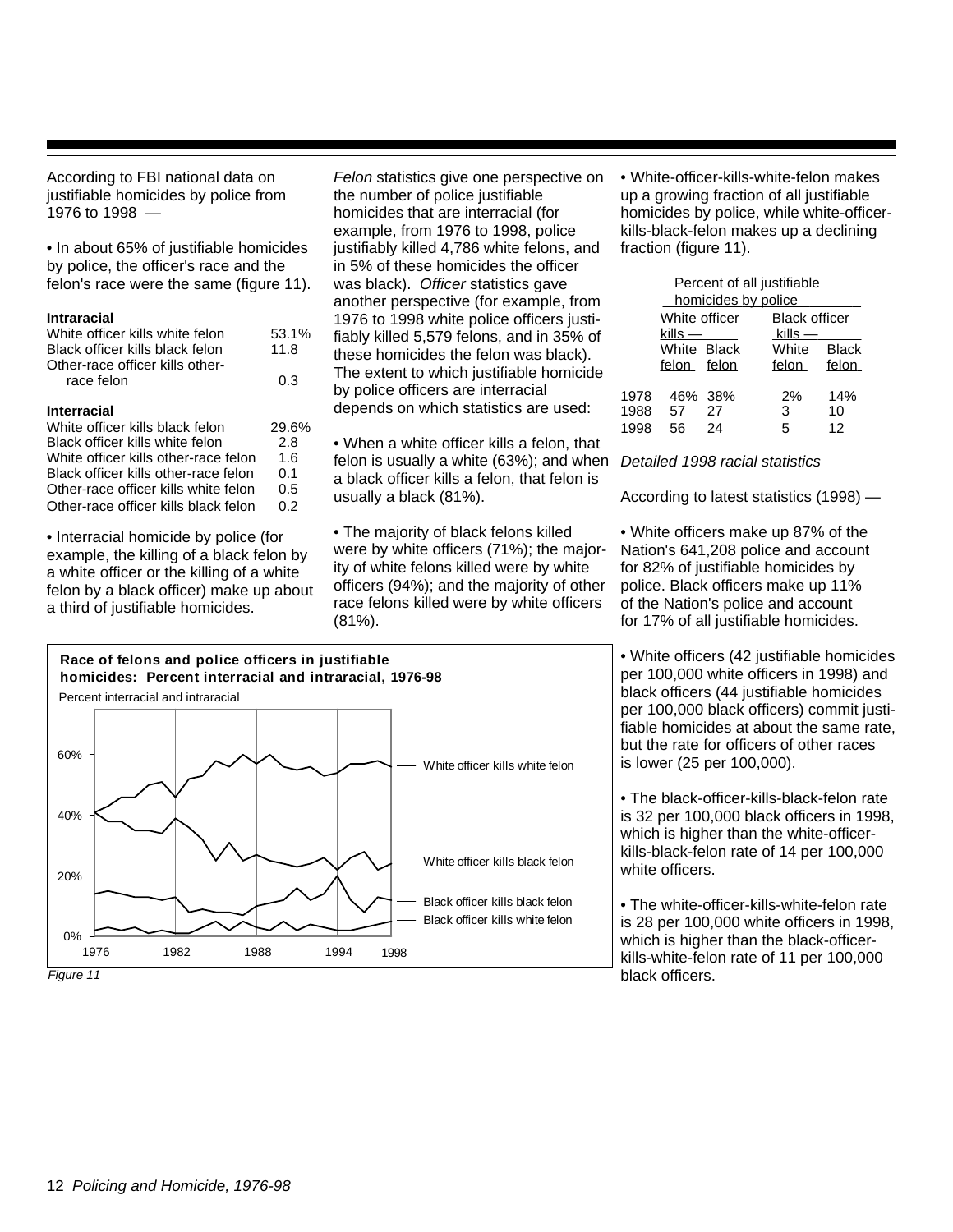According to FBI national data on justifiable homicides by police from 1976 to 1998 —

• In about 65% of justifiable homicides by police, the officer's race and the felon's race were the same (figure 11).

| | |
|---|---|
| **Intraracial** | |
| White officer kills white felon | 53.1% |
| Black officer kills black felon | 11.8 |
| Other-race officer kills other-race felon | 0.3 |
| **Interracial** | |
| White officer kills black felon | 29.6% |
| Black officer kills white felon | 2.8 |
| White officer kills other-race felon | 1.6 |
| Black officer kills other-race felon | 0.1 |
| Other-race officer kills white felon | 0.5 |
| Other-race officer kills black felon | 0.2 |

• Interracial homicide by police (for example, the killing of a black felon by a white officer or the killing of a white felon by a black officer) make up about a third of justifiable homicides.

*Felon* statistics give one perspective on the number of police justifiable homicides that are interracial (for example, from 1976 to 1998, police justifiably killed 4,786 white felons, and in 5% of these homicides the officer was black). *Officer* statistics gave another perspective (for example, from 1976 to 1998 white police officers justifiably killed 5,579 felons, and in 35% of these homicides the felon was black). The extent to which justifiable homicide by police officers are interracial depends on which statistics are used:

• When a white officer kills a felon, that felon is usually a white (63%); and when a black officer kills a felon, that felon is usually a black (81%).

• The majority of black felons killed were by white officers (71%); the majority of white felons killed were by white officers (94%); and the majority of other race felons killed were by white officers (81%).

**Race of felons and police officers in justifiable homicides: Percent interracial and intraracial, 1976-98**

*Figure 11*

• White-officer-kills-white-felon makes up a growing fraction of all justifiable homicides by police, while white-officer-kills-black-felon makes up a declining fraction (figure 11).

| | Percent of all justifiable homicides by police | | | |
|---|---|---|---|---|
| | White officer kills — | | Black officer kills — | |
| | White felon | Black felon | White felon | Black felon |
| 1978 | 46% | 38% | 2% | 14% |
| 1988 | 57 | 27 | 3 | 10 |
| 1998 | 56 | 24 | 5 | 12 |

*Detailed 1998 racial statistics*

According to latest statistics (1998) —

• White officers make up 87% of the Nation's 641,208 police and account for 82% of justifiable homicides by police. Black officers make up 11% of the Nation's police and account for 17% of all justifiable homicides.

• White officers (42 justifiable homicides per 100,000 white officers in 1998) and black officers (44 justifiable homicides per 100,000 black officers) commit justifiable homicides at about the same rate, but the rate for officers of other races is lower (25 per 100,000).

• The black-officer-kills-black-felon rate is 32 per 100,000 black officers in 1998, which is higher than the white-officer-kills-black-felon rate of 14 per 100,000 white officers.

• The white-officer-kills-white-felon rate is 28 per 100,000 white officers in 1998, which is higher than the black-officer-kills-white-felon rate of 11 per 100,000 black officers.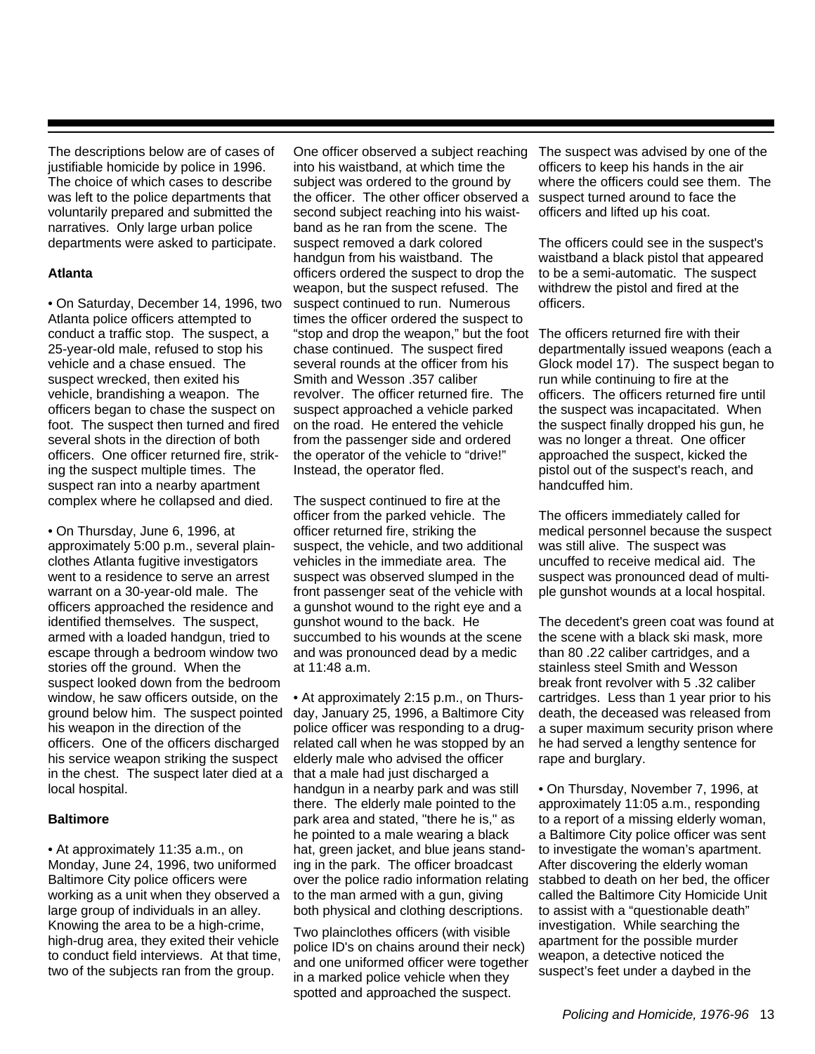The descriptions below are of cases of justifiable homicide by police in 1996. The choice of which cases to describe was left to the police departments that voluntarily prepared and submitted the narratives. Only large urban police departments were asked to participate.

**Atlanta**

• On Saturday, December 14, 1996, two Atlanta police officers attempted to conduct a traffic stop. The suspect, a 25-year-old male, refused to stop his vehicle and a chase ensued. The suspect wrecked, then exited his vehicle, brandishing a weapon. The officers began to chase the suspect on foot. The suspect then turned and fired several shots in the direction of both officers. One officer returned fire, striking the suspect multiple times. The suspect ran into a nearby apartment complex where he collapsed and died.

• On Thursday, June 6, 1996, at approximately 5:00 p.m., several plainclothes Atlanta fugitive investigators went to a residence to serve an arrest warrant on a 30-year-old male. The officers approached the residence and identified themselves. The suspect, armed with a loaded handgun, tried to escape through a bedroom window two stories off the ground. When the suspect looked down from the bedroom window, he saw officers outside, on the ground below him. The suspect pointed his weapon in the direction of the officers. One of the officers discharged his service weapon striking the suspect in the chest. The suspect later died at a local hospital.

**Baltimore**

• At approximately 11:35 a.m., on Monday, June 24, 1996, two uniformed Baltimore City police officers were working as a unit when they observed a large group of individuals in an alley. Knowing the area to be a high-crime, high-drug area, they exited their vehicle to conduct field interviews. At that time, two of the subjects ran from the group. One officer observed a subject reaching into his waistband, at which time the subject was ordered to the ground by the officer. The other officer observed a second subject reaching into his waistband as he ran from the scene. The suspect removed a dark colored handgun from his waistband. The officers ordered the suspect to drop the weapon, but the suspect refused. The suspect continued to run. Numerous times the officer ordered the suspect to "stop and drop the weapon," but the foot chase continued. The suspect fired several rounds at the officer from his Smith and Wesson .357 caliber revolver. The officer returned fire. The suspect approached a vehicle parked on the road. He entered the vehicle from the passenger side and ordered the operator of the vehicle to "drive!" Instead, the operator fled.

The suspect continued to fire at the officer from the parked vehicle. The officer returned fire, striking the suspect, the vehicle, and two additional vehicles in the immediate area. The suspect was observed slumped in the front passenger seat of the vehicle with a gunshot wound to the right eye and a gunshot wound to the back. He succumbed to his wounds at the scene and was pronounced dead by a medic at 11:48 a.m.

• At approximately 2:15 p.m., on Thursday, January 25, 1996, a Baltimore City police officer was responding to a drug-related call when he was stopped by an elderly male who advised the officer that a male had just discharged a handgun in a nearby park and was still there. The elderly male pointed to the park area and stated, "there he is," as he pointed to a male wearing a black hat, green jacket, and blue jeans standing in the park. The officer broadcast over the police radio information relating to the man armed with a gun, giving both physical and clothing descriptions.

Two plainclothes officers (with visible police ID's on chains around their neck) and one uniformed officer were together in a marked police vehicle when they spotted and approached the suspect. The suspect was advised by one of the officers to keep his hands in the air where the officers could see them. The suspect turned around to face the officers and lifted up his coat.

The officers could see in the suspect's waistband a black pistol that appeared to be a semi-automatic. The suspect withdrew the pistol and fired at the officers.

The officers returned fire with their departmentally issued weapons (each a Glock model 17). The suspect began to run while continuing to fire at the officers. The officers returned fire until the suspect was incapacitated. When the suspect finally dropped his gun, he was no longer a threat. One officer approached the suspect, kicked the pistol out of the suspect's reach, and handcuffed him.

The officers immediately called for medical personnel because the suspect was still alive. The suspect was uncuffed to receive medical aid. The suspect was pronounced dead of multiple gunshot wounds at a local hospital.

The decedent's green coat was found at the scene with a black ski mask, more than 80 .22 caliber cartridges, and a stainless steel Smith and Wesson break front revolver with 5 .32 caliber cartridges. Less than 1 year prior to his death, the deceased was released from a super maximum security prison where he had served a lengthy sentence for rape and burglary.

• On Thursday, November 7, 1996, at approximately 11:05 a.m., responding to a report of a missing elderly woman, a Baltimore City police officer was sent to investigate the woman's apartment. After discovering the elderly woman stabbed to death on her bed, the officer called the Baltimore City Homicide Unit to assist with a "questionable death" investigation. While searching the apartment for the possible murder weapon, a detective noticed the suspect's feet under a daybed in the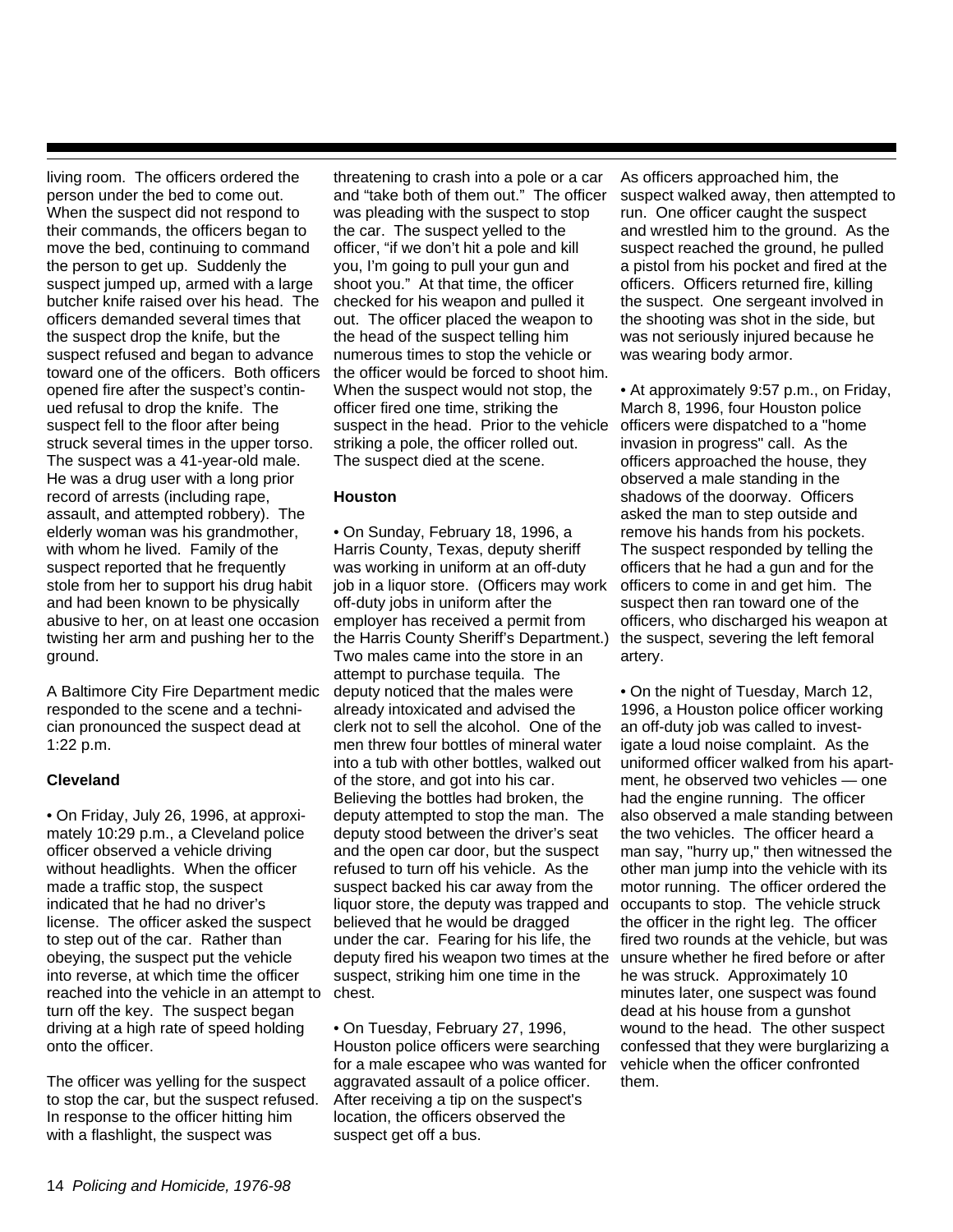living room. The officers ordered the person under the bed to come out. When the suspect did not respond to their commands, the officers began to move the bed, continuing to command the person to get up. Suddenly the suspect jumped up, armed with a large butcher knife raised over his head. The officers demanded several times that the suspect drop the knife, but the suspect refused and began to advance toward one of the officers. Both officers opened fire after the suspect's continued refusal to drop the knife. The suspect fell to the floor after being struck several times in the upper torso. The suspect was a 41-year-old male. He was a drug user with a long prior record of arrests (including rape, assault, and attempted robbery). The elderly woman was his grandmother, with whom he lived. Family of the suspect reported that he frequently stole from her to support his drug habit and had been known to be physically abusive to her, on at least one occasion twisting her arm and pushing her to the ground.

A Baltimore City Fire Department medic responded to the scene and a technician pronounced the suspect dead at 1:22 p.m.

**Cleveland**

• On Friday, July 26, 1996, at approximately 10:29 p.m., a Cleveland police officer observed a vehicle driving without headlights. When the officer made a traffic stop, the suspect indicated that he had no driver's license. The officer asked the suspect to step out of the car. Rather than obeying, the suspect put the vehicle into reverse, at which time the officer reached into the vehicle in an attempt to turn off the key. The suspect began driving at a high rate of speed holding onto the officer.

The officer was yelling for the suspect to stop the car, but the suspect refused. In response to the officer hitting him with a flashlight, the suspect was threatening to crash into a pole or a car and "take both of them out." The officer was pleading with the suspect to stop the car. The suspect yelled to the officer, "if we don't hit a pole and kill you, I'm going to pull your gun and shoot you." At that time, the officer checked for his weapon and pulled it out. The officer placed the weapon to the head of the suspect telling him numerous times to stop the vehicle or the officer would be forced to shoot him. When the suspect would not stop, the officer fired one time, striking the suspect in the head. Prior to the vehicle striking a pole, the officer rolled out. The suspect died at the scene.

**Houston**

• On Sunday, February 18, 1996, a Harris County, Texas, deputy sheriff was working in uniform at an off-duty job in a liquor store. (Officers may work off-duty jobs in uniform after the employer has received a permit from the Harris County Sheriff's Department.) Two males came into the store in an attempt to purchase tequila. The deputy noticed that the males were already intoxicated and advised the clerk not to sell the alcohol. One of the men threw four bottles of mineral water into a tub with other bottles, walked out of the store, and got into his car. Believing the bottles had broken, the deputy attempted to stop the man. The deputy stood between the driver's seat and the open car door, but the suspect refused to turn off his vehicle. As the suspect backed his car away from the liquor store, the deputy was trapped and believed that he would be dragged under the car. Fearing for his life, the deputy fired his weapon two times at the suspect, striking him one time in the chest.

• On Tuesday, February 27, 1996, Houston police officers were searching for a male escapee who was wanted for aggravated assault of a police officer. After receiving a tip on the suspect's location, the officers observed the suspect get off a bus.

As officers approached him, the suspect walked away, then attempted to run. One officer caught the suspect and wrestled him to the ground. As the suspect reached the ground, he pulled a pistol from his pocket and fired at the officers. Officers returned fire, killing the suspect. One sergeant involved in the shooting was shot in the side, but was not seriously injured because he was wearing body armor.

• At approximately 9:57 p.m., on Friday, March 8, 1996, four Houston police officers were dispatched to a "home invasion in progress" call. As the officers approached the house, they observed a male standing in the shadows of the doorway. Officers asked the man to step outside and remove his hands from his pockets. The suspect responded by telling the officers that he had a gun and for the officers to come in and get him. The suspect then ran toward one of the officers, who discharged his weapon at the suspect, severing the left femoral artery.

• On the night of Tuesday, March 12, 1996, a Houston police officer working an off-duty job was called to investigate a loud noise complaint. As the uniformed officer walked from his apartment, he observed two vehicles — one had the engine running. The officer also observed a male standing between the two vehicles. The officer heard a man say, "hurry up," then witnessed the other man jump into the vehicle with its motor running. The officer ordered the occupants to stop. The vehicle struck the officer in the right leg. The officer fired two rounds at the vehicle, but was unsure whether he fired before or after he was struck. Approximately 10 minutes later, one suspect was found dead at his house from a gunshot wound to the head. The other suspect confessed that they were burglarizing a vehicle when the officer confronted them.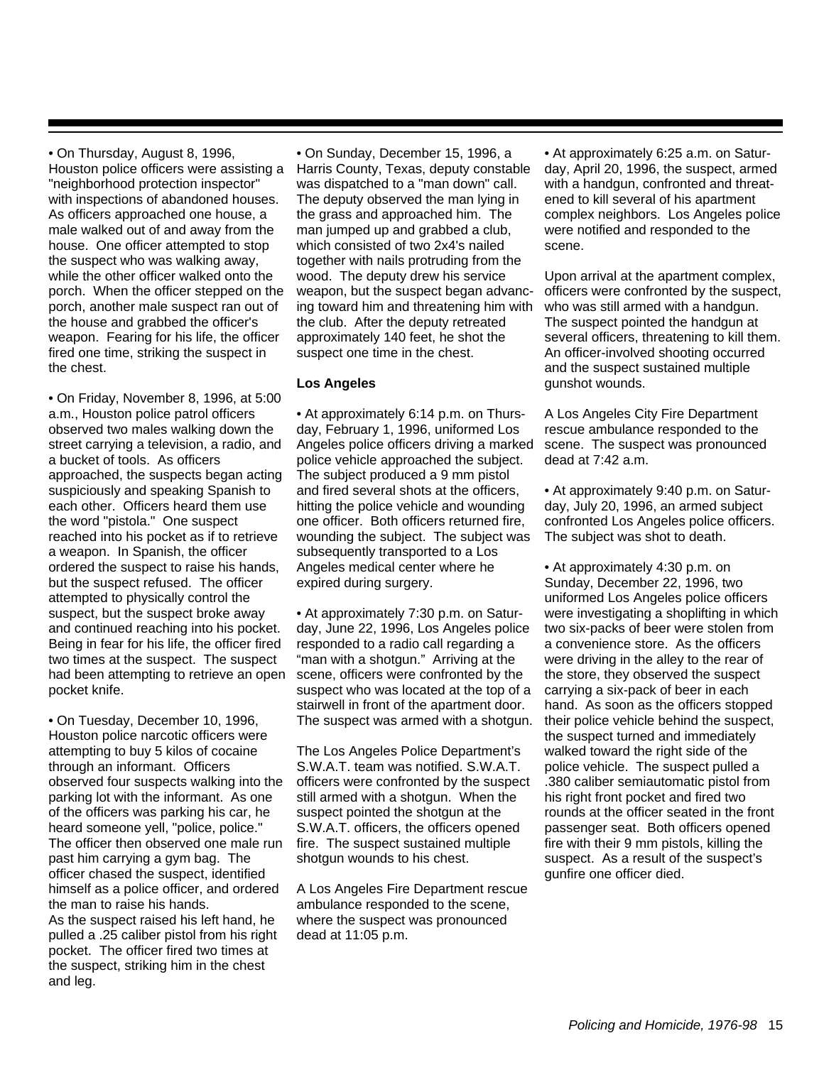• On Thursday, August 8, 1996, Houston police officers were assisting a "neighborhood protection inspector" with inspections of abandoned houses. As officers approached one house, a male walked out of and away from the house. One officer attempted to stop the suspect who was walking away, while the other officer walked onto the porch. When the officer stepped on the porch, another male suspect ran out of the house and grabbed the officer's weapon. Fearing for his life, the officer fired one time, striking the suspect in the chest.

• On Friday, November 8, 1996, at 5:00 a.m., Houston police patrol officers observed two males walking down the street carrying a television, a radio, and a bucket of tools. As officers approached, the suspects began acting suspiciously and speaking Spanish to each other. Officers heard them use the word "pistola." One suspect reached into his pocket as if to retrieve a weapon. In Spanish, the officer ordered the suspect to raise his hands, but the suspect refused. The officer attempted to physically control the suspect, but the suspect broke away and continued reaching into his pocket. Being in fear for his life, the officer fired two times at the suspect. The suspect had been attempting to retrieve an open pocket knife.

• On Tuesday, December 10, 1996, Houston police narcotic officers were attempting to buy 5 kilos of cocaine through an informant. Officers observed four suspects walking into the parking lot with the informant. As one of the officers was parking his car, he heard someone yell, "police, police." The officer then observed one male run past him carrying a gym bag. The officer chased the suspect, identified himself as a police officer, and ordered the man to raise his hands.
As the suspect raised his left hand, he pulled a .25 caliber pistol from his right pocket. The officer fired two times at the suspect, striking him in the chest and leg.

• On Sunday, December 15, 1996, a Harris County, Texas, deputy constable was dispatched to a "man down" call. The deputy observed the man lying in the grass and approached him. The man jumped up and grabbed a club, which consisted of two 2x4's nailed together with nails protruding from the wood. The deputy drew his service weapon, but the suspect began advancing toward him and threatening him with the club. After the deputy retreated approximately 140 feet, he shot the suspect one time in the chest.

**Los Angeles**

• At approximately 6:14 p.m. on Thursday, February 1, 1996, uniformed Los Angeles police officers driving a marked police vehicle approached the subject. The subject produced a 9 mm pistol and fired several shots at the officers, hitting the police vehicle and wounding one officer. Both officers returned fire, wounding the subject. The subject was subsequently transported to a Los Angeles medical center where he expired during surgery.

• At approximately 7:30 p.m. on Saturday, June 22, 1996, Los Angeles police responded to a radio call regarding a "man with a shotgun." Arriving at the scene, officers were confronted by the suspect who was located at the top of a stairwell in front of the apartment door. The suspect was armed with a shotgun.

The Los Angeles Police Department's S.W.A.T. team was notified. S.W.A.T. officers were confronted by the suspect still armed with a shotgun. When the suspect pointed the shotgun at the S.W.A.T. officers, the officers opened fire. The suspect sustained multiple shotgun wounds to his chest.

A Los Angeles Fire Department rescue ambulance responded to the scene, where the suspect was pronounced dead at 11:05 p.m.

• At approximately 6:25 a.m. on Saturday, April 20, 1996, the suspect, armed with a handgun, confronted and threatened to kill several of his apartment complex neighbors. Los Angeles police were notified and responded to the scene.

Upon arrival at the apartment complex, officers were confronted by the suspect, who was still armed with a handgun. The suspect pointed the handgun at several officers, threatening to kill them. An officer-involved shooting occurred and the suspect sustained multiple gunshot wounds.

A Los Angeles City Fire Department rescue ambulance responded to the scene. The suspect was pronounced dead at 7:42 a.m.

• At approximately 9:40 p.m. on Saturday, July 20, 1996, an armed subject confronted Los Angeles police officers. The subject was shot to death.

• At approximately 4:30 p.m. on Sunday, December 22, 1996, two uniformed Los Angeles police officers were investigating a shoplifting in which two six-packs of beer were stolen from a convenience store. As the officers were driving in the alley to the rear of the store, they observed the suspect carrying a six-pack of beer in each hand. As soon as the officers stopped their police vehicle behind the suspect, the suspect turned and immediately walked toward the right side of the police vehicle. The suspect pulled a .380 caliber semiautomatic pistol from his right front pocket and fired two rounds at the officer seated in the front passenger seat. Both officers opened fire with their 9 mm pistols, killing the suspect. As a result of the suspect's gunfire one officer died.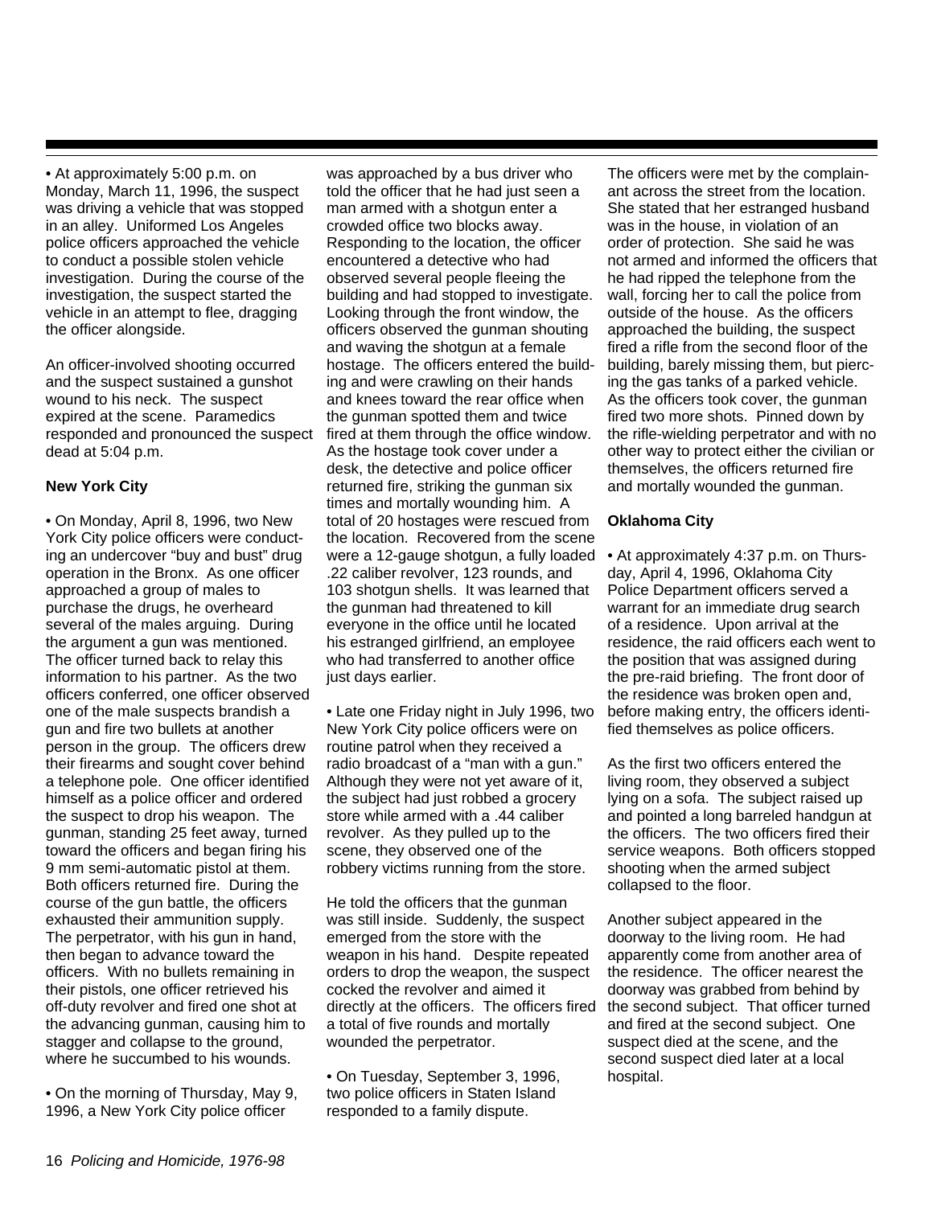• At approximately 5:00 p.m. on Monday, March 11, 1996, the suspect was driving a vehicle that was stopped in an alley. Uniformed Los Angeles police officers approached the vehicle to conduct a possible stolen vehicle investigation. During the course of the investigation, the suspect started the vehicle in an attempt to flee, dragging the officer alongside.

An officer-involved shooting occurred and the suspect sustained a gunshot wound to his neck. The suspect expired at the scene. Paramedics responded and pronounced the suspect dead at 5:04 p.m.

**New York City**

• On Monday, April 8, 1996, two New York City police officers were conducting an undercover "buy and bust" drug operation in the Bronx. As one officer approached a group of males to purchase the drugs, he overheard several of the males arguing. During the argument a gun was mentioned. The officer turned back to relay this information to his partner. As the two officers conferred, one officer observed one of the male suspects brandish a gun and fire two bullets at another person in the group. The officers drew their firearms and sought cover behind a telephone pole. One officer identified himself as a police officer and ordered the suspect to drop his weapon. The gunman, standing 25 feet away, turned toward the officers and began firing his 9 mm semi-automatic pistol at them. Both officers returned fire. During the course of the gun battle, the officers exhausted their ammunition supply. The perpetrator, with his gun in hand, then began to advance toward the officers. With no bullets remaining in their pistols, one officer retrieved his off-duty revolver and fired one shot at the advancing gunman, causing him to stagger and collapse to the ground, where he succumbed to his wounds.

• On the morning of Thursday, May 9, 1996, a New York City police officer was approached by a bus driver who told the officer that he had just seen a man armed with a shotgun enter a crowded office two blocks away. Responding to the location, the officer encountered a detective who had observed several people fleeing the building and had stopped to investigate. Looking through the front window, the officers observed the gunman shouting and waving the shotgun at a female hostage. The officers entered the building and were crawling on their hands and knees toward the rear office when the gunman spotted them and twice fired at them through the office window. As the hostage took cover under a desk, the detective and police officer returned fire, striking the gunman six times and mortally wounding him. A total of 20 hostages were rescued from the location. Recovered from the scene were a 12-gauge shotgun, a fully loaded .22 caliber revolver, 123 rounds, and 103 shotgun shells. It was learned that the gunman had threatened to kill everyone in the office until he located his estranged girlfriend, an employee who had transferred to another office just days earlier.

• Late one Friday night in July 1996, two New York City police officers were on routine patrol when they received a radio broadcast of a "man with a gun." Although they were not yet aware of it, the subject had just robbed a grocery store while armed with a .44 caliber revolver. As they pulled up to the scene, they observed one of the robbery victims running from the store.

He told the officers that the gunman was still inside. Suddenly, the suspect emerged from the store with the weapon in his hand. Despite repeated orders to drop the weapon, the suspect cocked the revolver and aimed it directly at the officers. The officers fired a total of five rounds and mortally wounded the perpetrator.

• On Tuesday, September 3, 1996, two police officers in Staten Island responded to a family dispute. The officers were met by the complainant across the street from the location. She stated that her estranged husband was in the house, in violation of an order of protection. She said he was not armed and informed the officers that he had ripped the telephone from the wall, forcing her to call the police from outside of the house. As the officers approached the building, the suspect fired a rifle from the second floor of the building, barely missing them, but piercing the gas tanks of a parked vehicle. As the officers took cover, the gunman fired two more shots. Pinned down by the rifle-wielding perpetrator and with no other way to protect either the civilian or themselves, the officers returned fire and mortally wounded the gunman.

**Oklahoma City**

• At approximately 4:37 p.m. on Thursday, April 4, 1996, Oklahoma City Police Department officers served a warrant for an immediate drug search of a residence. Upon arrival at the residence, the raid officers each went to the position that was assigned during the pre-raid briefing. The front door of the residence was broken open and, before making entry, the officers identified themselves as police officers.

As the first two officers entered the living room, they observed a subject lying on a sofa. The subject raised up and pointed a long barreled handgun at the officers. The two officers fired their service weapons. Both officers stopped shooting when the armed subject collapsed to the floor.

Another subject appeared in the doorway to the living room. He had apparently come from another area of the residence. The officer nearest the doorway was grabbed from behind by the second subject. That officer turned and fired at the second subject. One suspect died at the scene, and the second suspect died later at a local hospital.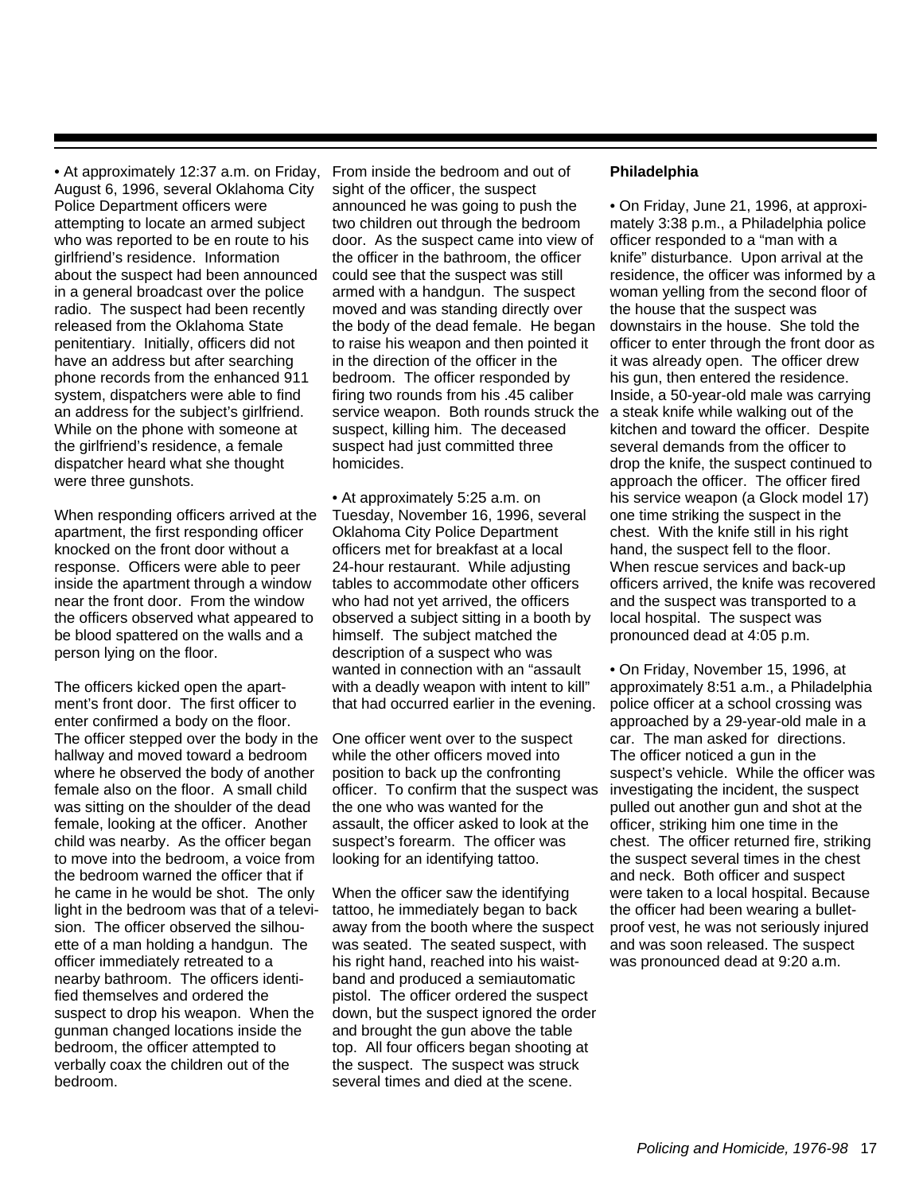• At approximately 12:37 a.m. on Friday, August 6, 1996, several Oklahoma City Police Department officers were attempting to locate an armed subject who was reported to be en route to his girlfriend's residence. Information about the suspect had been announced in a general broadcast over the police radio. The suspect had been recently released from the Oklahoma State penitentiary. Initially, officers did not have an address but after searching phone records from the enhanced 911 system, dispatchers were able to find an address for the subject's girlfriend. While on the phone with someone at the girlfriend's residence, a female dispatcher heard what she thought were three gunshots.

When responding officers arrived at the apartment, the first responding officer knocked on the front door without a response. Officers were able to peer inside the apartment through a window near the front door. From the window the officers observed what appeared to be blood spattered on the walls and a person lying on the floor.

The officers kicked open the apartment's front door. The first officer to enter confirmed a body on the floor. The officer stepped over the body in the hallway and moved toward a bedroom where he observed the body of another female also on the floor. A small child was sitting on the shoulder of the dead female, looking at the officer. Another child was nearby. As the officer began to move into the bedroom, a voice from the bedroom warned the officer that if he came in he would be shot. The only light in the bedroom was that of a television. The officer observed the silhouette of a man holding a handgun. The officer immediately retreated to a nearby bathroom. The officers identified themselves and ordered the suspect to drop his weapon. When the gunman changed locations inside the bedroom, the officer attempted to verbally coax the children out of the bedroom.

From inside the bedroom and out of sight of the officer, the suspect announced he was going to push the two children out through the bedroom door. As the suspect came into view of the officer in the bathroom, the officer could see that the suspect was still armed with a handgun. The suspect moved and was standing directly over the body of the dead female. He began to raise his weapon and then pointed it in the direction of the officer in the bedroom. The officer responded by firing two rounds from his .45 caliber service weapon. Both rounds struck the suspect, killing him. The deceased suspect had just committed three homicides.

• At approximately 5:25 a.m. on Tuesday, November 16, 1996, several Oklahoma City Police Department officers met for breakfast at a local 24-hour restaurant. While adjusting tables to accommodate other officers who had not yet arrived, the officers observed a subject sitting in a booth by himself. The subject matched the description of a suspect who was wanted in connection with an "assault with a deadly weapon with intent to kill" that had occurred earlier in the evening.

One officer went over to the suspect while the other officers moved into position to back up the confronting officer. To confirm that the suspect was the one who was wanted for the assault, the officer asked to look at the suspect's forearm. The officer was looking for an identifying tattoo.

When the officer saw the identifying tattoo, he immediately began to back away from the booth where the suspect was seated. The seated suspect, with his right hand, reached into his waistband and produced a semiautomatic pistol. The officer ordered the suspect down, but the suspect ignored the order and brought the gun above the table top. All four officers began shooting at the suspect. The suspect was struck several times and died at the scene.

**Philadelphia**

• On Friday, June 21, 1996, at approximately 3:38 p.m., a Philadelphia police officer responded to a "man with a knife" disturbance. Upon arrival at the residence, the officer was informed by a woman yelling from the second floor of the house that the suspect was downstairs in the house. She told the officer to enter through the front door as it was already open. The officer drew his gun, then entered the residence. Inside, a 50-year-old male was carrying a steak knife while walking out of the kitchen and toward the officer. Despite several demands from the officer to drop the knife, the suspect continued to approach the officer. The officer fired his service weapon (a Glock model 17) one time striking the suspect in the chest. With the knife still in his right hand, the suspect fell to the floor. When rescue services and back-up officers arrived, the knife was recovered and the suspect was transported to a local hospital. The suspect was pronounced dead at 4:05 p.m.

• On Friday, November 15, 1996, at approximately 8:51 a.m., a Philadelphia police officer at a school crossing was approached by a 29-year-old male in a car. The man asked for directions. The officer noticed a gun in the suspect's vehicle. While the officer was investigating the incident, the suspect pulled out another gun and shot at the officer, striking him one time in the chest. The officer returned fire, striking the suspect several times in the chest and neck. Both officer and suspect were taken to a local hospital. Because the officer had been wearing a bulletproof vest, he was not seriously injured and was soon released. The suspect was pronounced dead at 9:20 a.m.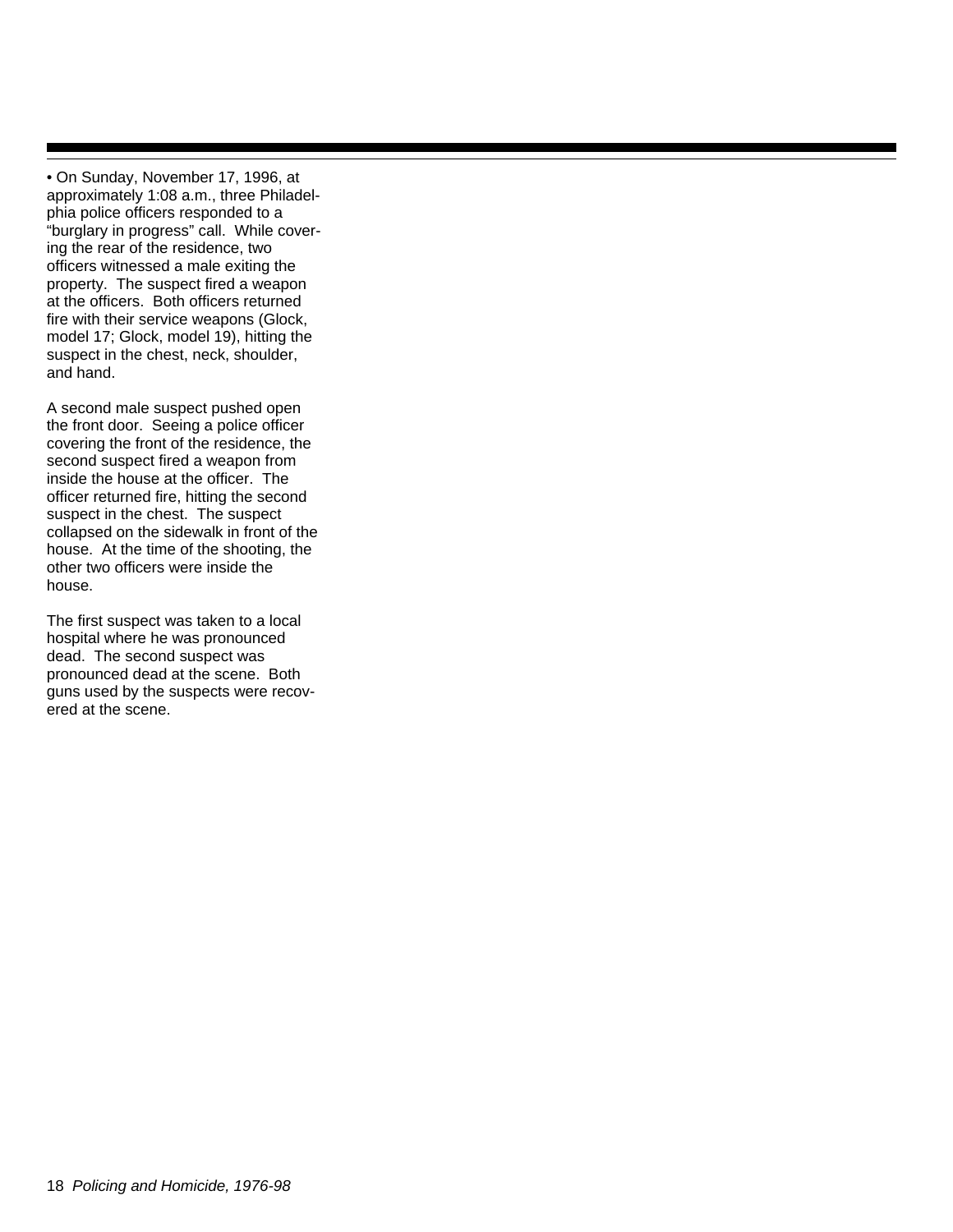• On Sunday, November 17, 1996, at approximately 1:08 a.m., three Philadelphia police officers responded to a "burglary in progress" call. While covering the rear of the residence, two officers witnessed a male exiting the property. The suspect fired a weapon at the officers. Both officers returned fire with their service weapons (Glock, model 17; Glock, model 19), hitting the suspect in the chest, neck, shoulder, and hand.

A second male suspect pushed open the front door. Seeing a police officer covering the front of the residence, the second suspect fired a weapon from inside the house at the officer. The officer returned fire, hitting the second suspect in the chest. The suspect collapsed on the sidewalk in front of the house. At the time of the shooting, the other two officers were inside the house.

The first suspect was taken to a local hospital where he was pronounced dead. The second suspect was pronounced dead at the scene. Both guns used by the suspects were recovered at the scene.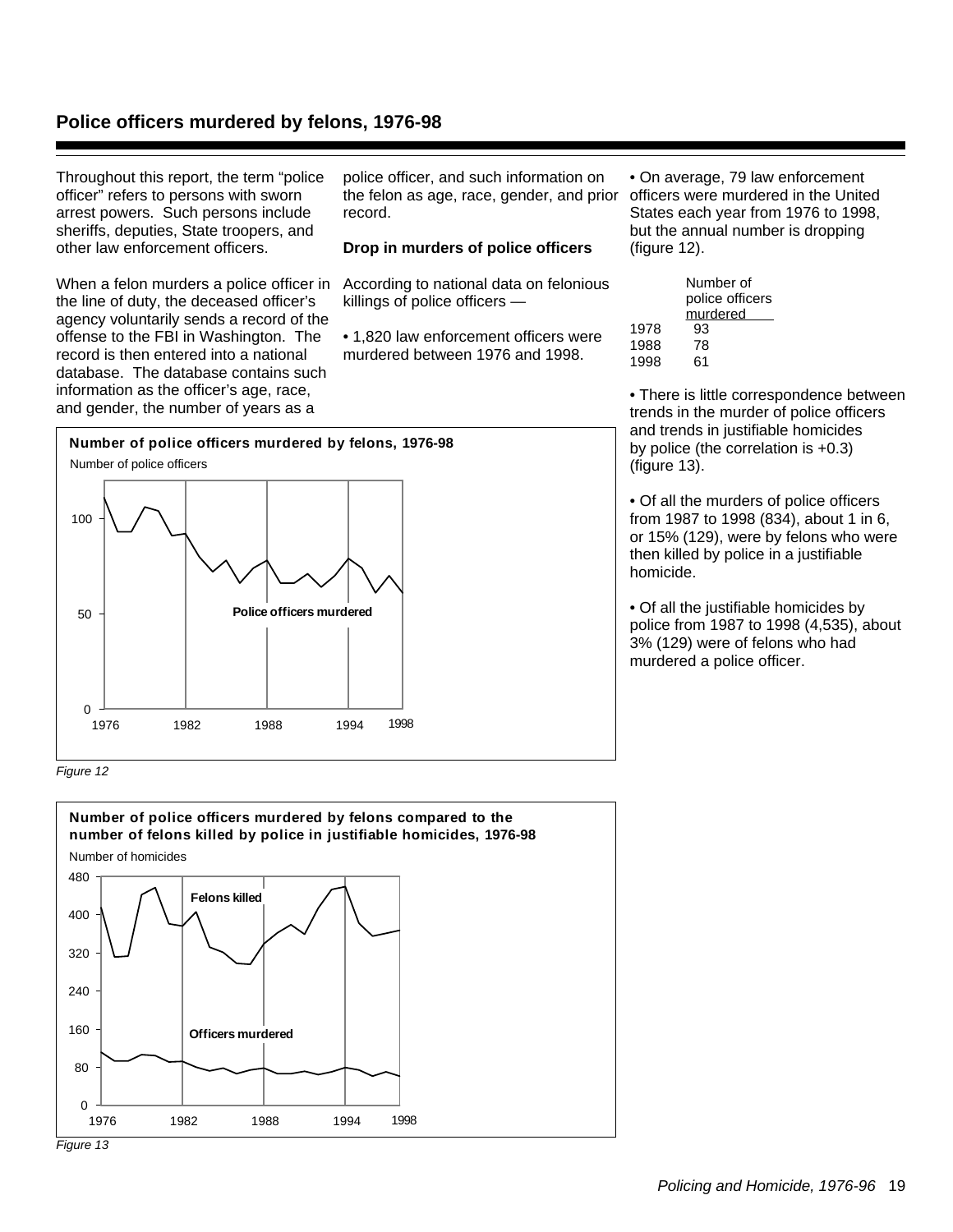## Police officers murdered by felons, 1976-98

Throughout this report, the term "police officer" refers to persons with sworn arrest powers. Such persons include sheriffs, deputies, State troopers, and other law enforcement officers.

When a felon murders a police officer in the line of duty, the deceased officer's agency voluntarily sends a record of the offense to the FBI in Washington. The record is then entered into a national database. The database contains such information as the officer's age, race, and gender, the number of years as a police officer, and such information on the felon as age, race, gender, and prior record.

### Drop in murders of police officers

According to national data on felonious killings of police officers —

• 1,820 law enforcement officers were murdered between 1976 and 1998.

• On average, 79 law enforcement officers were murdered in the United States each year from 1976 to 1998, but the annual number is dropping (figure 12).

| | Number of police officers murdered |
|---|---|
| 1978 | 93 |
| 1988 | 78 |
| 1998 | 61 |

• There is little correspondence between trends in the murder of police officers and trends in justifiable homicides by police (the correlation is +0.3) (figure 13).

• Of all the murders of police officers from 1987 to 1998 (834), about 1 in 6, or 15% (129), were by felons who were then killed by police in a justifiable homicide.

• Of all the justifiable homicides by police from 1987 to 1998 (4,535), about 3% (129) were of felons who had murdered a police officer.

**Number of police officers murdered by felons, 1976-98**

*Figure 12*

**Number of police officers murdered by felons compared to the number of felons killed by police in justifiable homicides, 1976-98**

*Figure 13*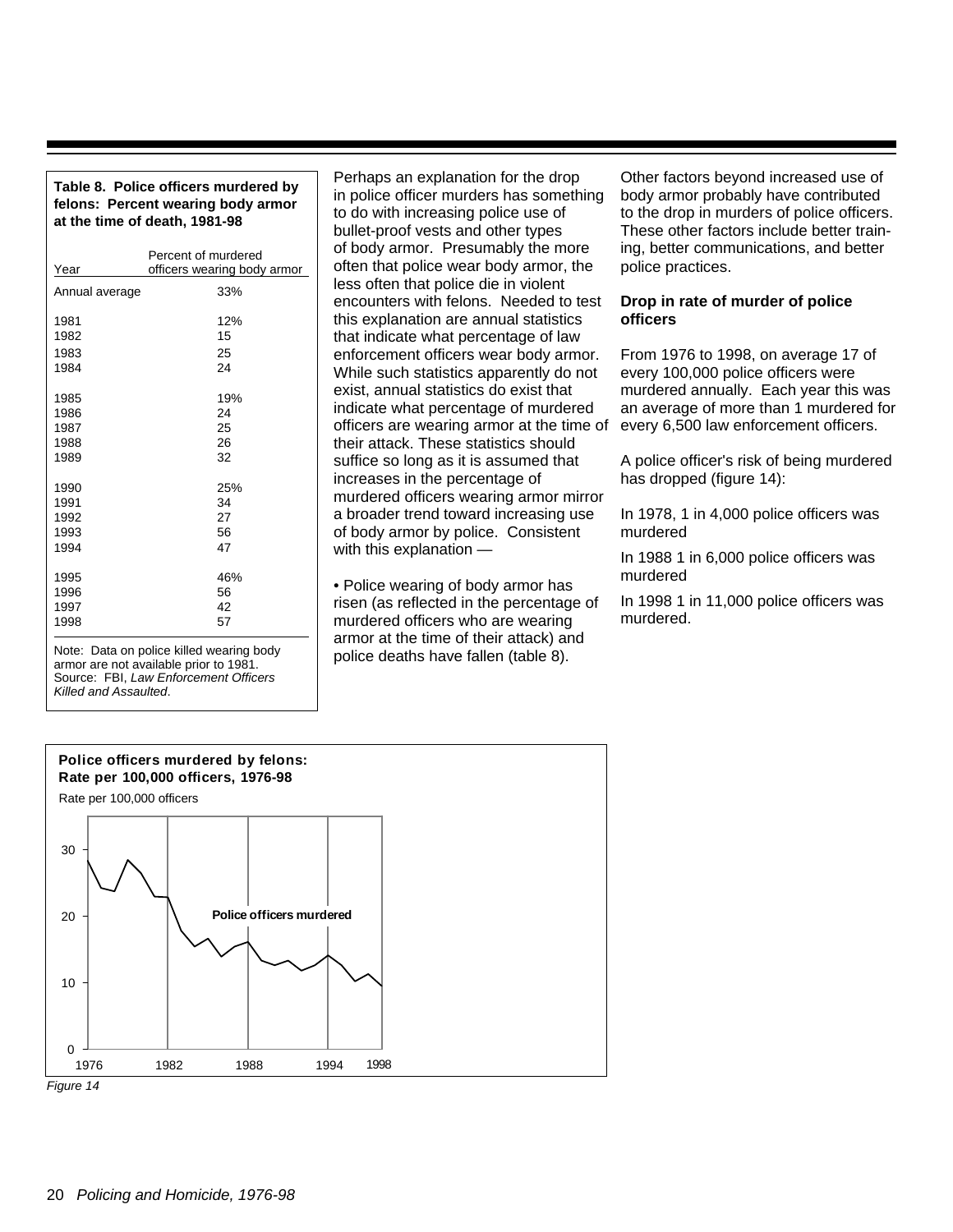**Table 8. Police officers murdered by felons: Percent wearing body armor at the time of death, 1981-98**

| Year | Percent of murdered officers wearing body armor |
|---|---|
| Annual average | 33% |
| 1981 | 12% |
| 1982 | 15 |
| 1983 | 25 |
| 1984 | 24 |
| 1985 | 19% |
| 1986 | 24 |
| 1987 | 25 |
| 1988 | 26 |
| 1989 | 32 |
| 1990 | 25% |
| 1991 | 34 |
| 1992 | 27 |
| 1993 | 56 |
| 1994 | 47 |
| 1995 | 46% |
| 1996 | 56 |
| 1997 | 42 |
| 1998 | 57 |

Note: Data on police killed wearing body armor are not available prior to 1981.
Source: FBI, *Law Enforcement Officers Killed and Assaulted*.

Perhaps an explanation for the drop in police officer murders has something to do with increasing police use of bullet-proof vests and other types of body armor. Presumably the more often that police wear body armor, the less often that police die in violent encounters with felons. Needed to test this explanation are annual statistics that indicate what percentage of law enforcement officers wear body armor. While such statistics apparently do not exist, annual statistics do exist that indicate what percentage of murdered officers are wearing armor at the time of their attack. These statistics should suffice so long as it is assumed that increases in the percentage of murdered officers wearing armor mirror a broader trend toward increasing use of body armor by police. Consistent with this explanation —

• Police wearing of body armor has risen (as reflected in the percentage of murdered officers who are wearing armor at the time of their attack) and police deaths have fallen (table 8).

Other factors beyond increased use of body armor probably have contributed to the drop in murders of police officers. These other factors include better training, better communications, and better police practices.

### Drop in rate of murder of police officers

From 1976 to 1998, on average 17 of every 100,000 police officers were murdered annually. Each year this was an average of more than 1 murdered for every 6,500 law enforcement officers.

A police officer's risk of being murdered has dropped (figure 14):

In 1978, 1 in 4,000 police officers was murdered

In 1988 1 in 6,000 police officers was murdered

In 1998 1 in 11,000 police officers was murdered.

**Police officers murdered by felons: Rate per 100,000 officers, 1976-98**

Rate per 100,000 officers

Police officers murdered

*Figure 14*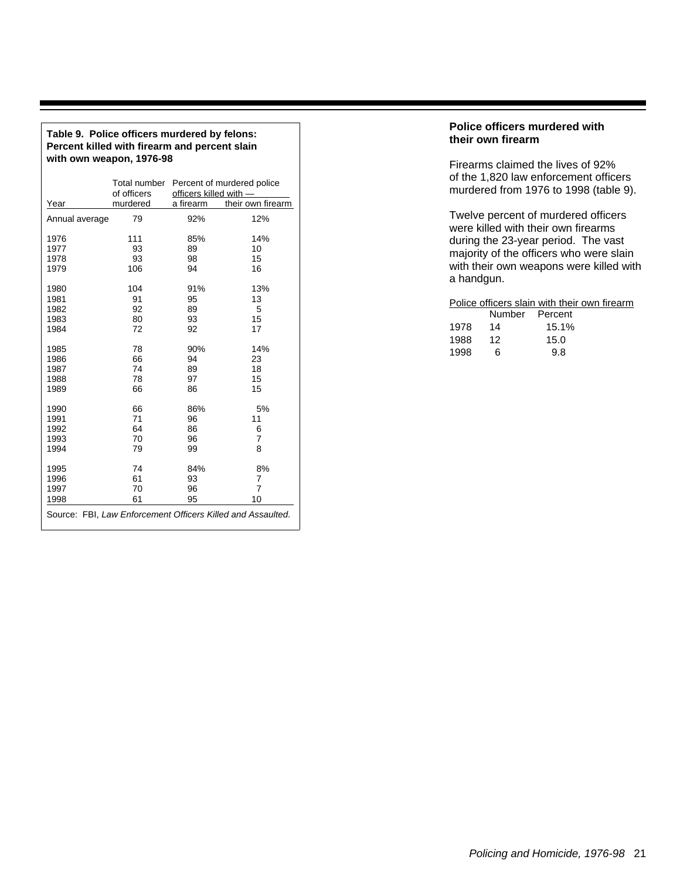**Table 9. Police officers murdered by felons: Percent killed with firearm and percent slain with own weapon, 1976-98**

| Year | Total number of officers murdered | Percent of murdered police officers killed with — a firearm | their own firearm |
|---|---|---|---|
| Annual average | 79 | 92% | 12% |
| 1976 | 111 | 85% | 14% |
| 1977 | 93 | 89 | 10 |
| 1978 | 93 | 98 | 15 |
| 1979 | 106 | 94 | 16 |
| 1980 | 104 | 91% | 13% |
| 1981 | 91 | 95 | 13 |
| 1982 | 92 | 89 | 5 |
| 1983 | 80 | 93 | 15 |
| 1984 | 72 | 92 | 17 |
| 1985 | 78 | 90% | 14% |
| 1986 | 66 | 94 | 23 |
| 1987 | 74 | 89 | 18 |
| 1988 | 78 | 97 | 15 |
| 1989 | 66 | 86 | 15 |
| 1990 | 66 | 86% | 5% |
| 1991 | 71 | 96 | 11 |
| 1992 | 64 | 86 | 6 |
| 1993 | 70 | 96 | 7 |
| 1994 | 79 | 99 | 8 |
| 1995 | 74 | 84% | 8% |
| 1996 | 61 | 93 | 7 |
| 1997 | 70 | 96 | 7 |
| 1998 | 61 | 95 | 10 |

Source: FBI, *Law Enforcement Officers Killed and Assaulted.*

## Police officers murdered with their own firearm

Firearms claimed the lives of 92% of the 1,820 law enforcement officers murdered from 1976 to 1998 (table 9).

Twelve percent of murdered officers were killed with their own firearms during the 23-year period. The vast majority of the officers who were slain with their own weapons were killed with a handgun.

Police officers slain with their own firearm

| | Number | Percent |
|---|---|---|
| 1978 | 14 | 15.1% |
| 1988 | 12 | 15.0 |
| 1998 | 6 | 9.8 |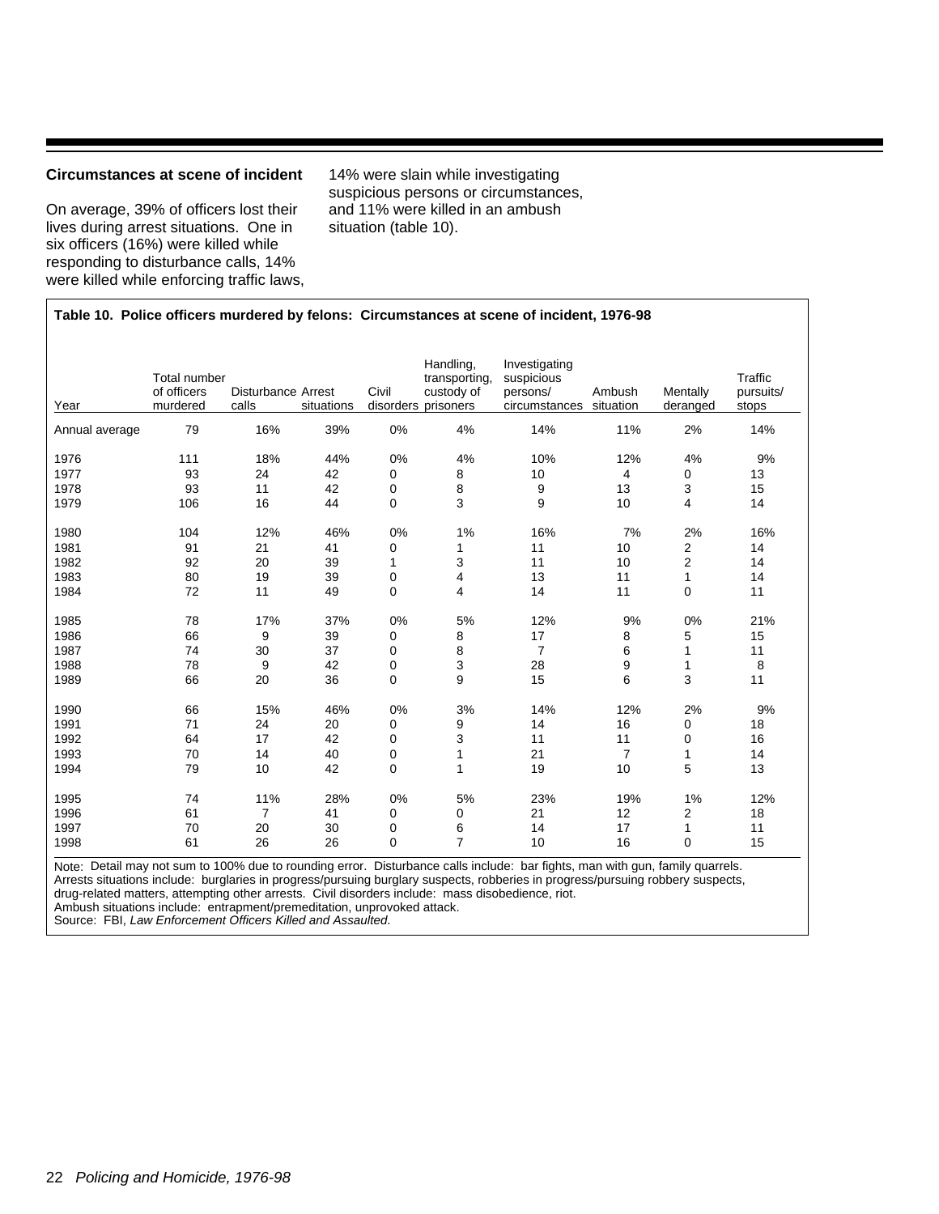### Circumstances at scene of incident

On average, 39% of officers lost their lives during arrest situations. One in six officers (16%) were killed while responding to disturbance calls, 14% were killed while enforcing traffic laws, 14% were slain while investigating suspicious persons or circumstances, and 11% were killed in an ambush situation (table 10).

**Table 10. Police officers murdered by felons: Circumstances at scene of incident, 1976-98**

| Year | Total number of officers murdered | Disturbance calls | Arrest situations | Civil disorders | Handling, transporting, custody of prisoners | Investigating suspicious persons/ circumstances | Ambush situation | Mentally deranged | Traffic pursuits/ stops |
|---|---|---|---|---|---|---|---|---|---|
| Annual average | 79 | 16% | 39% | 0% | 4% | 14% | 11% | 2% | 14% |
| 1976 | 111 | 18% | 44% | 0% | 4% | 10% | 12% | 4% | 9% |
| 1977 | 93 | 24 | 42 | 0 | 8 | 10 | 4 | 0 | 13 |
| 1978 | 93 | 11 | 42 | 0 | 8 | 9 | 13 | 3 | 15 |
| 1979 | 106 | 16 | 44 | 0 | 3 | 9 | 10 | 4 | 14 |
| 1980 | 104 | 12% | 46% | 0% | 1% | 16% | 7% | 2% | 16% |
| 1981 | 91 | 21 | 41 | 0 | 1 | 11 | 10 | 2 | 14 |
| 1982 | 92 | 20 | 39 | 1 | 3 | 11 | 10 | 2 | 14 |
| 1983 | 80 | 19 | 39 | 0 | 4 | 13 | 11 | 1 | 14 |
| 1984 | 72 | 11 | 49 | 0 | 4 | 14 | 11 | 0 | 11 |
| 1985 | 78 | 17% | 37% | 0% | 5% | 12% | 9% | 0% | 21% |
| 1986 | 66 | 9 | 39 | 0 | 8 | 17 | 8 | 5 | 15 |
| 1987 | 74 | 30 | 37 | 0 | 8 | 7 | 6 | 1 | 11 |
| 1988 | 78 | 9 | 42 | 0 | 3 | 28 | 9 | 1 | 8 |
| 1989 | 66 | 20 | 36 | 0 | 9 | 15 | 6 | 3 | 11 |
| 1990 | 66 | 15% | 46% | 0% | 3% | 14% | 12% | 2% | 9% |
| 1991 | 71 | 24 | 20 | 0 | 9 | 14 | 16 | 0 | 18 |
| 1992 | 64 | 17 | 42 | 0 | 3 | 11 | 11 | 0 | 16 |
| 1993 | 70 | 14 | 40 | 0 | 1 | 21 | 7 | 1 | 14 |
| 1994 | 79 | 10 | 42 | 0 | 1 | 19 | 10 | 5 | 13 |
| 1995 | 74 | 11% | 28% | 0% | 5% | 23% | 19% | 1% | 12% |
| 1996 | 61 | 7 | 41 | 0 | 0 | 21 | 12 | 2 | 18 |
| 1997 | 70 | 20 | 30 | 0 | 6 | 14 | 17 | 1 | 11 |
| 1998 | 61 | 26 | 26 | 0 | 7 | 10 | 16 | 0 | 15 |

Note: Detail may not sum to 100% due to rounding error. Disturbance calls include: bar fights, man with gun, family quarrels. Arrests situations include: burglaries in progress/pursuing burglary suspects, robberies in progress/pursuing robbery suspects, drug-related matters, attempting other arrests. Civil disorders include: mass disobedience, riot. Ambush situations include: entrapment/premeditation, unprovoked attack.
Source: FBI, *Law Enforcement Officers Killed and Assaulted.*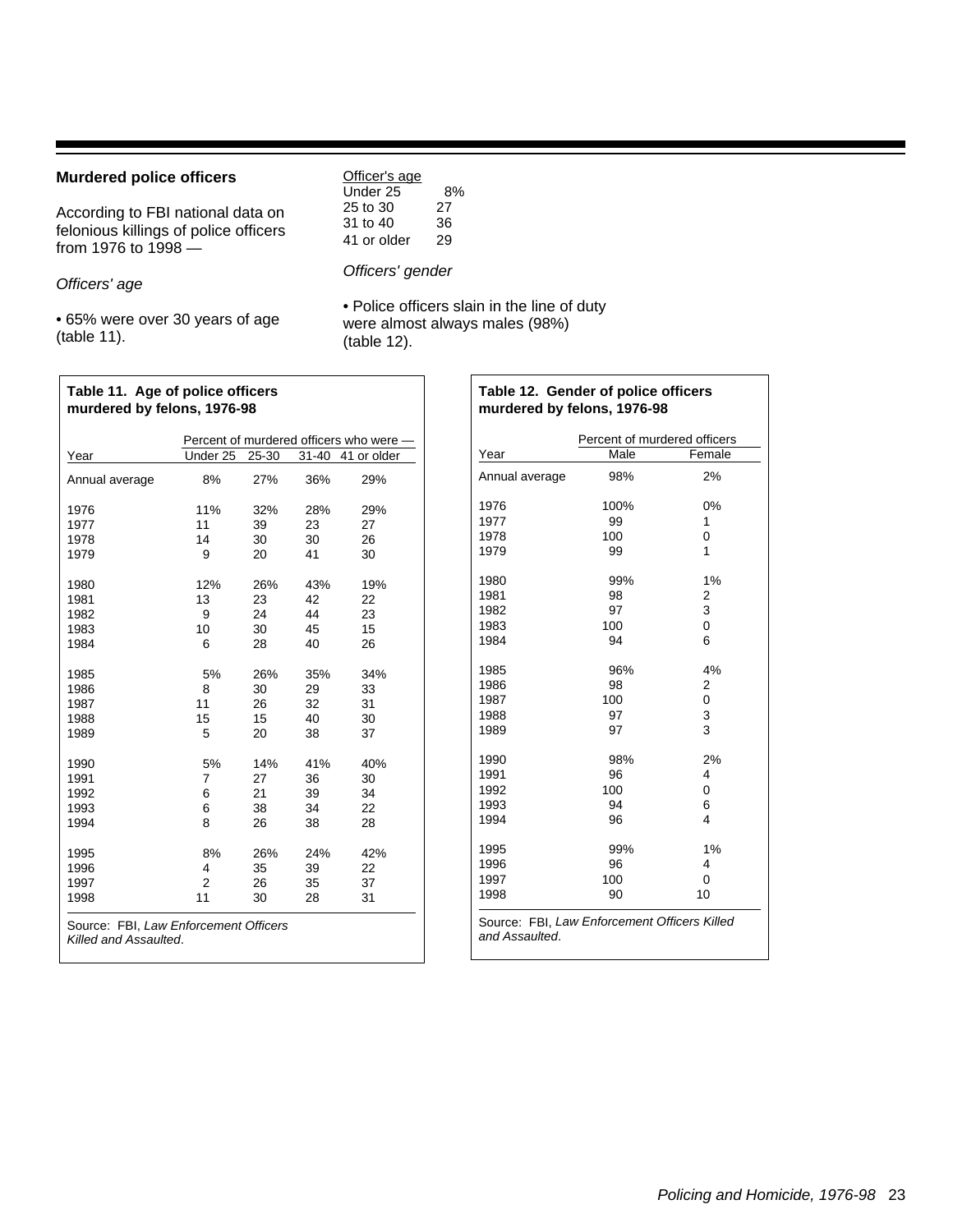## Murdered police officers

According to FBI national data on felonious killings of police officers from 1976 to 1998 —

*Officers' age*

• 65% were over 30 years of age (table 11).

| Officer's age | |
|---|---|
| Under 25 | 8% |
| 25 to 30 | 27 |
| 31 to 40 | 36 |
| 41 or older | 29 |

*Officers' gender*

• Police officers slain in the line of duty were almost always males (98%) (table 12).

**Table 11. Age of police officers murdered by felons, 1976-98**

| | Percent of murdered officers who were — | | | |
|---|---|---|---|---|
| Year | Under 25 | 25-30 | 31-40 | 41 or older |
| Annual average | 8% | 27% | 36% | 29% |
| 1976 | 11% | 32% | 28% | 29% |
| 1977 | 11 | 39 | 23 | 27 |
| 1978 | 14 | 30 | 30 | 26 |
| 1979 | 9 | 20 | 41 | 30 |
| 1980 | 12% | 26% | 43% | 19% |
| 1981 | 13 | 23 | 42 | 22 |
| 1982 | 9 | 24 | 44 | 23 |
| 1983 | 10 | 30 | 45 | 15 |
| 1984 | 6 | 28 | 40 | 26 |
| 1985 | 5% | 26% | 35% | 34% |
| 1986 | 8 | 30 | 29 | 33 |
| 1987 | 11 | 26 | 32 | 31 |
| 1988 | 15 | 15 | 40 | 30 |
| 1989 | 5 | 20 | 38 | 37 |
| 1990 | 5% | 14% | 41% | 40% |
| 1991 | 7 | 27 | 36 | 30 |
| 1992 | 6 | 21 | 39 | 34 |
| 1993 | 6 | 38 | 34 | 22 |
| 1994 | 8 | 26 | 38 | 28 |
| 1995 | 8% | 26% | 24% | 42% |
| 1996 | 4 | 35 | 39 | 22 |
| 1997 | 2 | 26 | 35 | 37 |
| 1998 | 11 | 30 | 28 | 31 |

Source: FBI, *Law Enforcement Officers Killed and Assaulted*.

**Table 12. Gender of police officers murdered by felons, 1976-98**

| | Percent of murdered officers | |
|---|---|---|
| Year | Male | Female |
| Annual average | 98% | 2% |
| 1976 | 100% | 0% |
| 1977 | 99 | 1 |
| 1978 | 100 | 0 |
| 1979 | 99 | 1 |
| 1980 | 99% | 1% |
| 1981 | 98 | 2 |
| 1982 | 97 | 3 |
| 1983 | 100 | 0 |
| 1984 | 94 | 6 |
| 1985 | 96% | 4% |
| 1986 | 98 | 2 |
| 1987 | 100 | 0 |
| 1988 | 97 | 3 |
| 1989 | 97 | 3 |
| 1990 | 98% | 2% |
| 1991 | 96 | 4 |
| 1992 | 100 | 0 |
| 1993 | 94 | 6 |
| 1994 | 96 | 4 |
| 1995 | 99% | 1% |
| 1996 | 96 | 4 |
| 1997 | 100 | 0 |
| 1998 | 90 | 10 |

Source: FBI, *Law Enforcement Officers Killed and Assaulted*.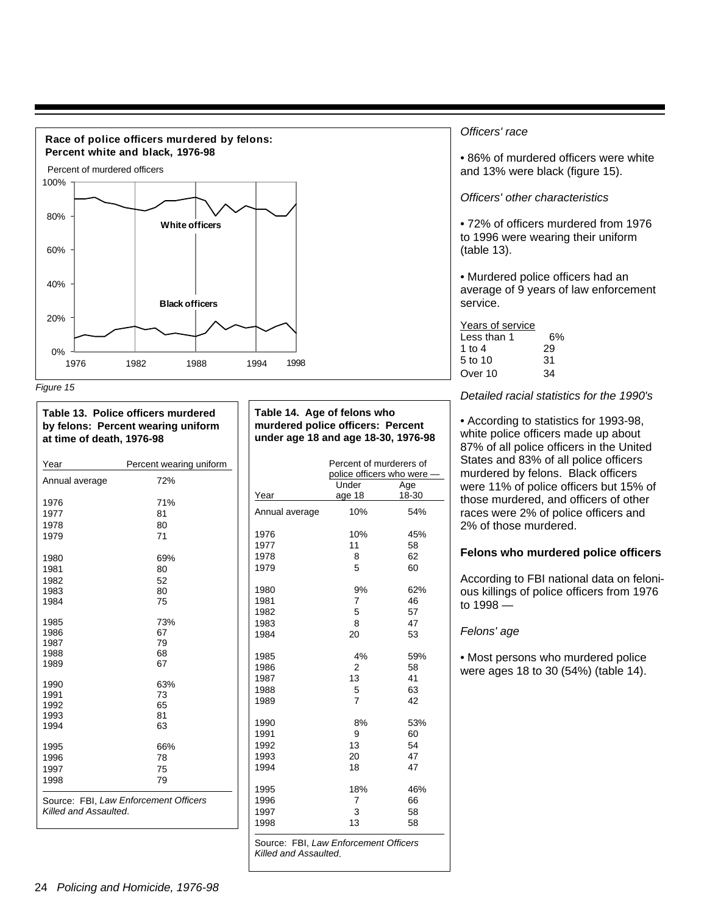**Race of police officers murdered by felons: Percent white and black, 1976-98**

Percent of murdered officers

White officers

Black officers

*Figure 15*

*Officers' race*

• 86% of murdered officers were white and 13% were black (figure 15).

*Officers' other characteristics*

• 72% of officers murdered from 1976 to 1996 were wearing their uniform (table 13).

• Murdered police officers had an average of 9 years of law enforcement service.

| Years of service | |
|---|---|
| Less than 1 | 6% |
| 1 to 4 | 29 |
| 5 to 10 | 31 |
| Over 10 | 34 |

*Detailed racial statistics for the 1990's*

• According to statistics for 1993-98, white police officers made up about 87% of all police officers in the United States and 83% of all police officers murdered by felons. Black officers were 11% of police officers but 15% of those murdered, and officers of other races were 2% of police officers and 2% of those murdered.

**Table 13. Police officers murdered by felons: Percent wearing uniform at time of death, 1976-98**

| Year | Percent wearing uniform |
|---|---|
| Annual average | 72% |
| 1976 | 71% |
| 1977 | 81 |
| 1978 | 80 |
| 1979 | 71 |
| 1980 | 69% |
| 1981 | 80 |
| 1982 | 52 |
| 1983 | 80 |
| 1984 | 75 |
| 1985 | 73% |
| 1986 | 67 |
| 1987 | 79 |
| 1988 | 68 |
| 1989 | 67 |
| 1990 | 63% |
| 1991 | 73 |
| 1992 | 65 |
| 1993 | 81 |
| 1994 | 63 |
| 1995 | 66% |
| 1996 | 78 |
| 1997 | 75 |
| 1998 | 79 |

Source: FBI, *Law Enforcement Officers Killed and Assaulted*.

**Table 14. Age of felons who murdered police officers: Percent under age 18 and age 18-30, 1976-98**

| | Percent of murderers of police officers who were — | |
|---|---|---|
| Year | Under age 18 | Age 18-30 |
| Annual average | 10% | 54% |
| 1976 | 10% | 45% |
| 1977 | 11 | 58 |
| 1978 | 8 | 62 |
| 1979 | 5 | 60 |
| 1980 | 9% | 62% |
| 1981 | 7 | 46 |
| 1982 | 5 | 57 |
| 1983 | 8 | 47 |
| 1984 | 20 | 53 |
| 1985 | 4% | 59% |
| 1986 | 2 | 58 |
| 1987 | 13 | 41 |
| 1988 | 5 | 63 |
| 1989 | 7 | 42 |
| 1990 | 8% | 53% |
| 1991 | 9 | 60 |
| 1992 | 13 | 54 |
| 1993 | 20 | 47 |
| 1994 | 18 | 47 |
| 1995 | 18% | 46% |
| 1996 | 7 | 66 |
| 1997 | 3 | 58 |
| 1998 | 13 | 58 |

Source: FBI, *Law Enforcement Officers Killed and Assaulted*.

## Felons who murdered police officers

According to FBI national data on felonious killings of police officers from 1976 to 1998 —

*Felons' age*

• Most persons who murdered police were ages 18 to 30 (54%) (table 14).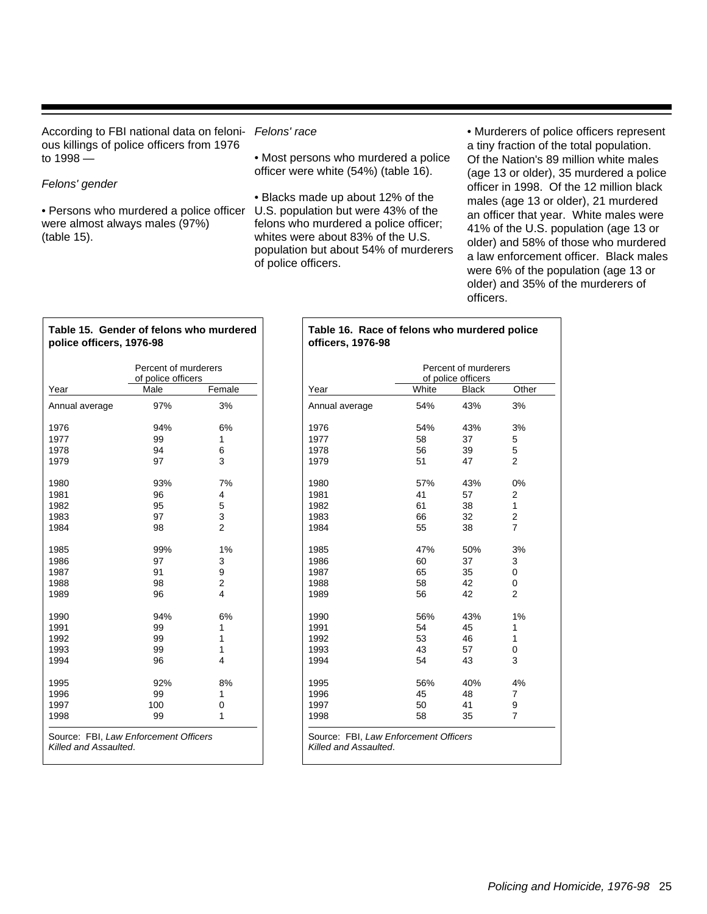According to FBI national data on felonious killings of police officers from 1976 to 1998 —

*Felons' gender*

• Persons who murdered a police officer were almost always males (97%) (table 15).

*Felons' race*

• Most persons who murdered a police officer were white (54%) (table 16).

• Blacks made up about 12% of the U.S. population but were 43% of the felons who murdered a police officer; whites were about 83% of the U.S. population but about 54% of murderers of police officers.

• Murderers of police officers represent a tiny fraction of the total population. Of the Nation's 89 million white males (age 13 or older), 35 murdered a police officer in 1998. Of the 12 million black males (age 13 or older), 21 murdered an officer that year. White males were 41% of the U.S. population (age 13 or older) and 58% of those who murdered a law enforcement officer. Black males were 6% of the population (age 13 or older) and 35% of the murderers of officers.

**Table 15. Gender of felons who murdered police officers, 1976-98**

| Year | Percent of murderers of police officers | |
|---|---|---|
| | Male | Female |
| Annual average | 97% | 3% |
| 1976 | 94% | 6% |
| 1977 | 99 | 1 |
| 1978 | 94 | 6 |
| 1979 | 97 | 3 |
| 1980 | 93% | 7% |
| 1981 | 96 | 4 |
| 1982 | 95 | 5 |
| 1983 | 97 | 3 |
| 1984 | 98 | 2 |
| 1985 | 99% | 1% |
| 1986 | 97 | 3 |
| 1987 | 91 | 9 |
| 1988 | 98 | 2 |
| 1989 | 96 | 4 |
| 1990 | 94% | 6% |
| 1991 | 99 | 1 |
| 1992 | 99 | 1 |
| 1993 | 99 | 1 |
| 1994 | 96 | 4 |
| 1995 | 92% | 8% |
| 1996 | 99 | 1 |
| 1997 | 100 | 0 |
| 1998 | 99 | 1 |

Source: FBI, *Law Enforcement Officers Killed and Assaulted*.

**Table 16. Race of felons who murdered police officers, 1976-98**

| Year | Percent of murderers of police officers | | |
|---|---|---|---|
| | White | Black | Other |
| Annual average | 54% | 43% | 3% |
| 1976 | 54% | 43% | 3% |
| 1977 | 58 | 37 | 5 |
| 1978 | 56 | 39 | 5 |
| 1979 | 51 | 47 | 2 |
| 1980 | 57% | 43% | 0% |
| 1981 | 41 | 57 | 2 |
| 1982 | 61 | 38 | 1 |
| 1983 | 66 | 32 | 2 |
| 1984 | 55 | 38 | 7 |
| 1985 | 47% | 50% | 3% |
| 1986 | 60 | 37 | 3 |
| 1987 | 65 | 35 | 0 |
| 1988 | 58 | 42 | 0 |
| 1989 | 56 | 42 | 2 |
| 1990 | 56% | 43% | 1% |
| 1991 | 54 | 45 | 1 |
| 1992 | 53 | 46 | 1 |
| 1993 | 43 | 57 | 0 |
| 1994 | 54 | 43 | 3 |
| 1995 | 56% | 40% | 4% |
| 1996 | 45 | 48 | 7 |
| 1997 | 50 | 41 | 9 |
| 1998 | 58 | 35 | 7 |

Source: FBI, *Law Enforcement Officers Killed and Assaulted*.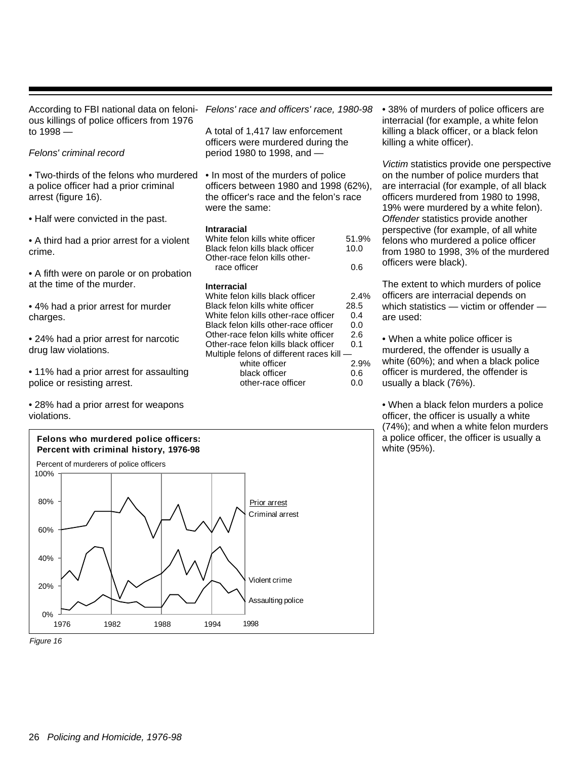According to FBI national data on felonious killings of police officers from 1976 to 1998 —

*Felons' criminal record*

- Two-thirds of the felons who murdered a police officer had a prior criminal arrest (figure 16).
- Half were convicted in the past.
- A third had a prior arrest for a violent crime.
- A fifth were on parole or on probation at the time of the murder.
- 4% had a prior arrest for murder charges.
- 24% had a prior arrest for narcotic drug law violations.
- 11% had a prior arrest for assaulting police or resisting arrest.
- 28% had a prior arrest for weapons violations.

**Felons who murdered police officers: Percent with criminal history, 1976-98**

Percent of murderers of police officers

Prior arrest: Criminal arrest, Violent crime, Assaulting police

*Figure 16*

*Felons' race and officers' race, 1980-98*

A total of 1,417 law enforcement officers were murdered during the period 1980 to 1998, and —

- In most of the murders of police officers between 1980 and 1998 (62%), the officer's race and the felon's race were the same:

| | |
|---|---|
| **Intraracial** | |
| White felon kills white officer | 51.9% |
| Black felon kills black officer | 10.0 |
| Other-race felon kills other-race officer | 0.6 |
| **Interracial** | |
| White felon kills black officer | 2.4% |
| Black felon kills white officer | 28.5 |
| White felon kills other-race officer | 0.4 |
| Black felon kills other-race officer | 0.0 |
| Other-race felon kills white officer | 2.6 |
| Other-race felon kills black officer | 0.1 |
| Multiple felons of different races kill — | |
| white officer | 2.9% |
| black officer | 0.6 |
| other-race officer | 0.0 |

- 38% of murders of police officers are interracial (for example, a white felon killing a black officer, or a black felon killing a white officer).

*Victim* statistics provide one perspective on the number of police murders that are interracial (for example, of all black officers murdered from 1980 to 1998, 19% were murdered by a white felon). *Offender* statistics provide another perspective (for example, of all white felons who murdered a police officer from 1980 to 1998, 3% of the murdered officers were black).

The extent to which murders of police officers are interracial depends on which statistics — victim or offender — are used:

- When a white police officer is murdered, the offender is usually a white (60%); and when a black police officer is murdered, the offender is usually a black (76%).
- When a black felon murders a police officer, the officer is usually a white (74%); and when a white felon murders a police officer, the officer is usually a white (95%).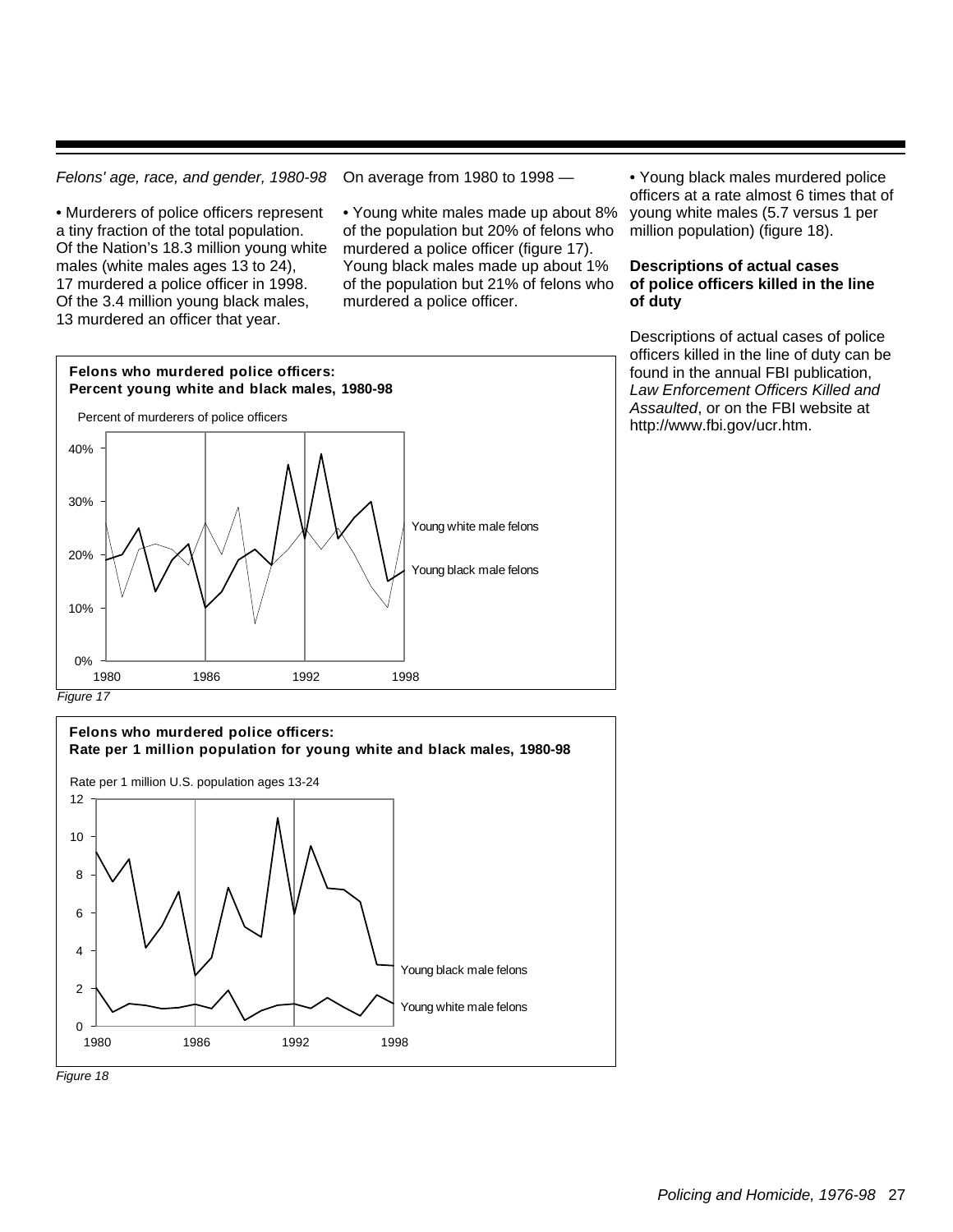*Felons' age, race, and gender, 1980-98*

• Murderers of police officers represent a tiny fraction of the total population. Of the Nation's 18.3 million young white males (white males ages 13 to 24), 17 murdered a police officer in 1998. Of the 3.4 million young black males, 13 murdered an officer that year.

On average from 1980 to 1998 —

• Young white males made up about 8% of the population but 20% of felons who murdered a police officer (figure 17). Young black males made up about 1% of the population but 21% of felons who murdered a police officer.

• Young black males murdered police officers at a rate almost 6 times that of young white males (5.7 versus 1 per million population) (figure 18).

**Descriptions of actual cases of police officers killed in the line of duty**

Descriptions of actual cases of police officers killed in the line of duty can be found in the annual FBI publication, *Law Enforcement Officers Killed and Assaulted*, or on the FBI website at http://www.fbi.gov/ucr.htm.

**Felons who murdered police officers: Percent young white and black males, 1980-98**

*Figure 17*

**Felons who murdered police officers: Rate per 1 million population for young white and black males, 1980-98**

*Figure 18*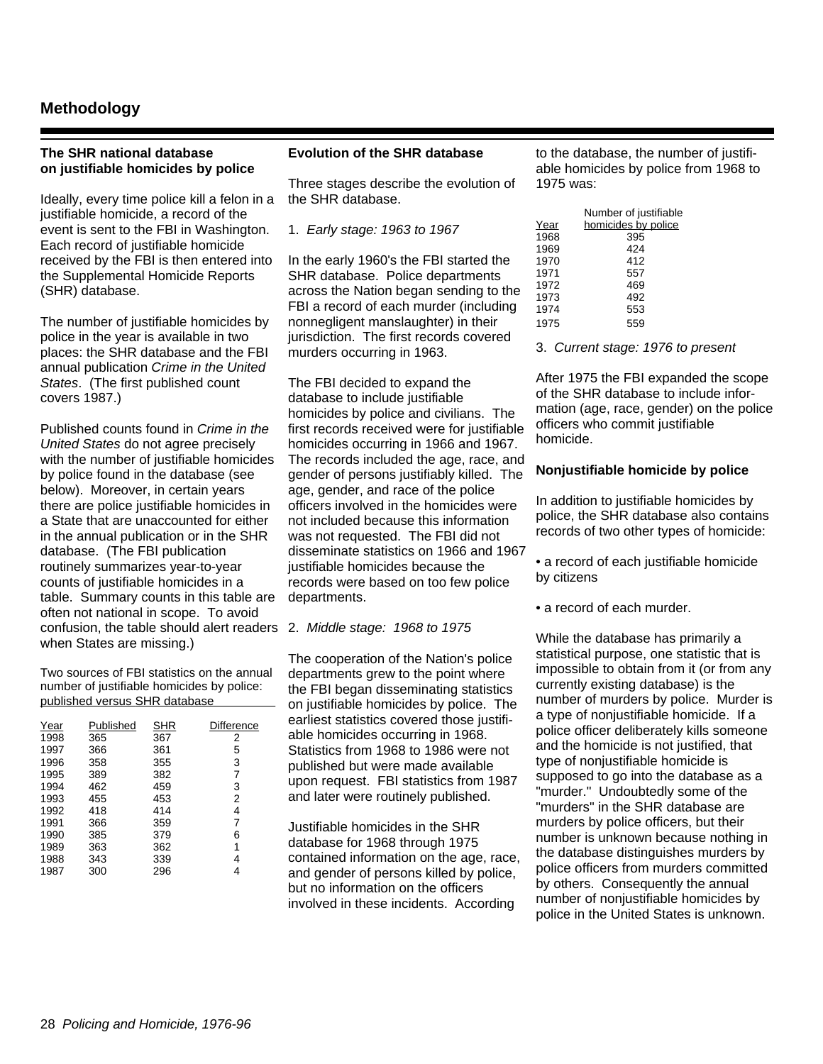## Methodology

### The SHR national database on justifiable homicides by police

Ideally, every time police kill a felon in a justifiable homicide, a record of the event is sent to the FBI in Washington. Each record of justifiable homicide received by the FBI is then entered into the Supplemental Homicide Reports (SHR) database.

The number of justifiable homicides by police in the year is available in two places: the SHR database and the FBI annual publication *Crime in the United States*. (The first published count covers 1987.)

Published counts found in *Crime in the United States* do not agree precisely with the number of justifiable homicides by police found in the database (see below). Moreover, in certain years there are police justifiable homicides in a State that are unaccounted for either in the annual publication or in the SHR database. (The FBI publication routinely summarizes year-to-year counts of justifiable homicides in a table. Summary counts in this table are often not national in scope. To avoid confusion, the table should alert readers when States are missing.)

Two sources of FBI statistics on the annual number of justifiable homicides by police: published versus SHR database

| Year | Published | SHR | Difference |
|---|---|---|---|
| 1998 | 365 | 367 | 2 |
| 1997 | 366 | 361 | 5 |
| 1996 | 358 | 355 | 3 |
| 1995 | 389 | 382 | 7 |
| 1994 | 462 | 459 | 3 |
| 1993 | 455 | 453 | 2 |
| 1992 | 418 | 414 | 4 |
| 1991 | 366 | 359 | 7 |
| 1990 | 385 | 379 | 6 |
| 1989 | 363 | 362 | 1 |
| 1988 | 343 | 339 | 4 |
| 1987 | 300 | 296 | 4 |

### Evolution of the SHR database

Three stages describe the evolution of the SHR database.

1. *Early stage: 1963 to 1967*

In the early 1960's the FBI started the SHR database. Police departments across the Nation began sending to the FBI a record of each murder (including nonnegligent manslaughter) in their jurisdiction. The first records covered murders occurring in 1963.

The FBI decided to expand the database to include justifiable homicides by police and civilians. The first records received were for justifiable homicides occurring in 1966 and 1967. The records included the age, race, and gender of persons justifiably killed. The age, gender, and race of the police officers involved in the homicides were not included because this information was not requested. The FBI did not disseminate statistics on 1966 and 1967 justifiable homicides because the records were based on too few police departments.

2. *Middle stage: 1968 to 1975*

The cooperation of the Nation's police departments grew to the point where the FBI began disseminating statistics on justifiable homicides by police. The earliest statistics covered those justifiable homicides occurring in 1968. Statistics from 1968 to 1986 were not published but were made available upon request. FBI statistics from 1987 and later were routinely published.

Justifiable homicides in the SHR database for 1968 through 1975 contained information on the age, race, and gender of persons killed by police, but no information on the officers involved in these incidents. According to the database, the number of justifiable homicides by police from 1968 to 1975 was:

| Year | Number of justifiable homicides by police |
|---|---|
| 1968 | 395 |
| 1969 | 424 |
| 1970 | 412 |
| 1971 | 557 |
| 1972 | 469 |
| 1973 | 492 |
| 1974 | 553 |
| 1975 | 559 |

3. *Current stage: 1976 to present*

After 1975 the FBI expanded the scope of the SHR database to include information (age, race, gender) on the police officers who commit justifiable homicide.

### Nonjustifiable homicide by police

In addition to justifiable homicides by police, the SHR database also contains records of two other types of homicide:

• a record of each justifiable homicide by citizens

• a record of each murder.

While the database has primarily a statistical purpose, one statistic that is impossible to obtain from it (or from any currently existing database) is the number of murders by police. Murder is a type of nonjustifiable homicide. If a police officer deliberately kills someone and the homicide is not justified, that type of nonjustifiable homicide is supposed to go into the database as a "murder." Undoubtedly some of the "murders" in the SHR database are murders by police officers, but their number is unknown because nothing in the database distinguishes murders by police officers from murders committed by others. Consequently the annual number of nonjustifiable homicides by police in the United States is unknown.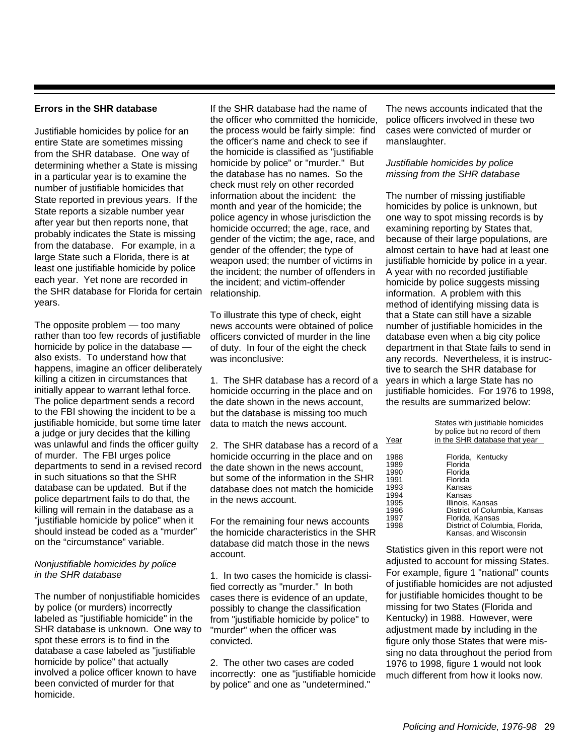## Errors in the SHR database

Justifiable homicides by police for an entire State are sometimes missing from the SHR database. One way of determining whether a State is missing in a particular year is to examine the number of justifiable homicides that State reported in previous years. If the State reports a sizable number year after year but then reports none, that probably indicates the State is missing from the database. For example, in a large State such a Florida, there is at least one justifiable homicide by police each year. Yet none are recorded in the SHR database for Florida for certain years.

The opposite problem — too many rather than too few records of justifiable homicide by police in the database — also exists. To understand how that happens, imagine an officer deliberately killing a citizen in circumstances that initially appear to warrant lethal force. The police department sends a record to the FBI showing the incident to be a justifiable homicide, but some time later a judge or jury decides that the killing was unlawful and finds the officer guilty of murder. The FBI urges police departments to send in a revised record in such situations so that the SHR database can be updated. But if the police department fails to do that, the killing will remain in the database as a "justifiable homicide by police" when it should instead be coded as a "murder" on the "circumstance" variable.

### *Nonjustifiable homicides by police in the SHR database*

The number of nonjustifiable homicides by police (or murders) incorrectly labeled as "justifiable homicide" in the SHR database is unknown. One way to spot these errors is to find in the database a case labeled as "justifiable homicide by police" that actually involved a police officer known to have been convicted of murder for that homicide.

If the SHR database had the name of the officer who committed the homicide, the process would be fairly simple: find the officer's name and check to see if the homicide is classified as "justifiable homicide by police" or "murder." But the database has no names. So the check must rely on other recorded information about the incident: the month and year of the homicide; the police agency in whose jurisdiction the homicide occurred; the age, race, and gender of the victim; the age, race, and gender of the offender; the type of weapon used; the number of victims in the incident; the number of offenders in the incident; and victim-offender relationship.

To illustrate this type of check, eight news accounts were obtained of police officers convicted of murder in the line of duty. In four of the eight the check was inconclusive:

1. The SHR database has a record of a homicide occurring in the place and on the date shown in the news account, but the database is missing too much data to match the news account.

2. The SHR database has a record of a homicide occurring in the place and on the date shown in the news account, but some of the information in the SHR database does not match the homicide in the news account.

For the remaining four news accounts the homicide characteristics in the SHR database did match those in the news account.

1. In two cases the homicide is classified correctly as "murder." In both cases there is evidence of an update, possibly to change the classification from "justifiable homicide by police" to "murder" when the officer was convicted.

2. The other two cases are coded incorrectly: one as "justifiable homicide by police" and one as "undetermined."

The news accounts indicated that the police officers involved in these two cases were convicted of murder or manslaughter.

### *Justifiable homicides by police missing from the SHR database*

The number of missing justifiable homicides by police is unknown, but one way to spot missing records is by examining reporting by States that, because of their large populations, are almost certain to have had at least one justifiable homicide by police in a year. A year with no recorded justifiable homicide by police suggests missing information. A problem with this method of identifying missing data is that a State can still have a sizable number of justifiable homicides in the database even when a big city police department in that State fails to send in any records. Nevertheless, it is instructive to search the SHR database for years in which a large State has no justifiable homicides. For 1976 to 1998, the results are summarized below:

| Year | States with justifiable homicides by police but no record of them in the SHR database that year |
|---|---|
| 1988 | Florida, Kentucky |
| 1989 | Florida |
| 1990 | Florida |
| 1991 | Florida |
| 1993 | Kansas |
| 1994 | Kansas |
| 1995 | Illinois, Kansas |
| 1996 | District of Columbia, Kansas |
| 1997 | Florida, Kansas |
| 1998 | District of Columbia, Florida, Kansas, and Wisconsin |

Statistics given in this report were not adjusted to account for missing States. For example, figure 1 "national" counts of justifiable homicides are not adjusted for justifiable homicides thought to be missing for two States (Florida and Kentucky) in 1988. However, were adjustment made by including in the figure only those States that were missing no data throughout the period from 1976 to 1998, figure 1 would not look much different from how it looks now.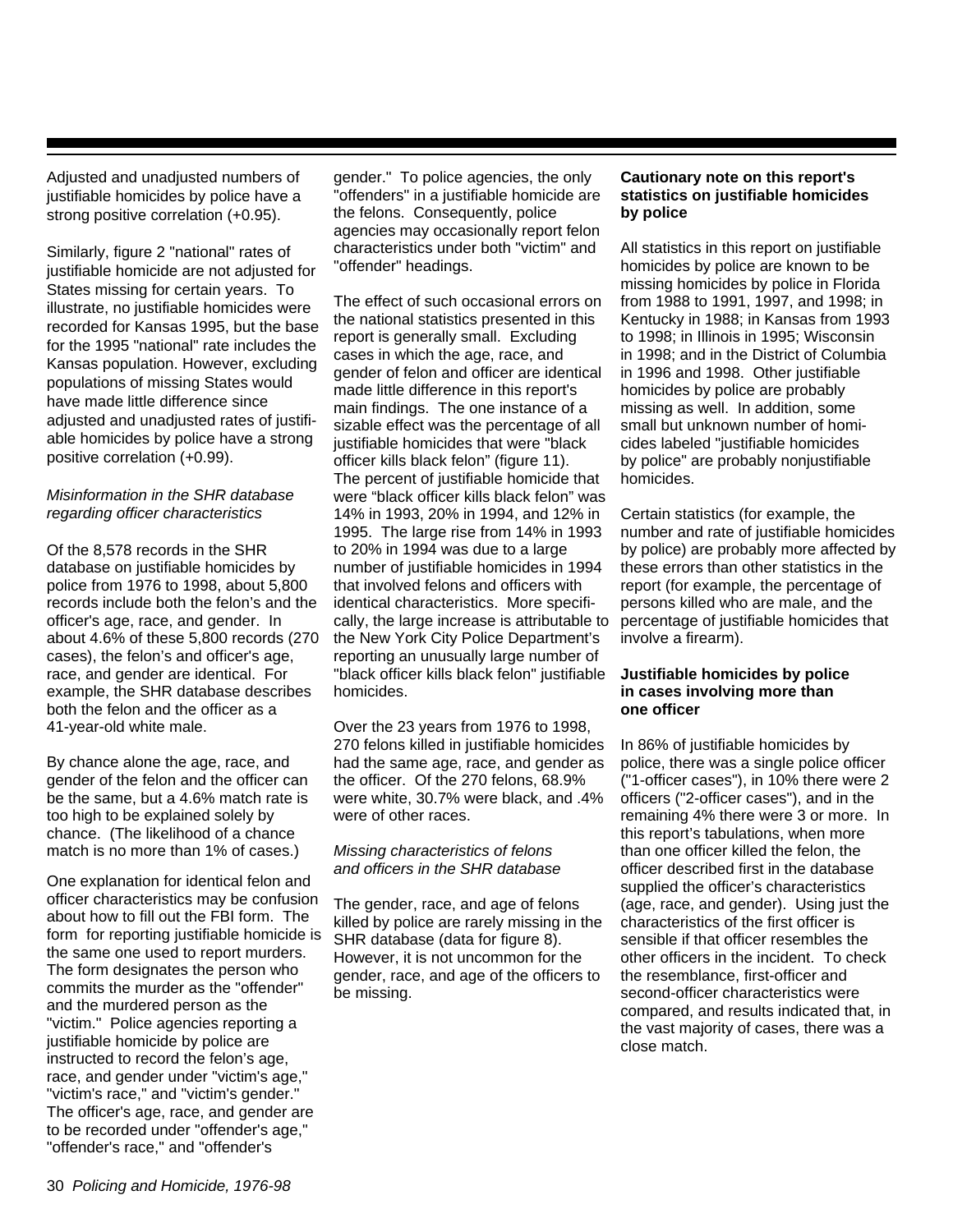Adjusted and unadjusted numbers of justifiable homicides by police have a strong positive correlation (+0.95).

Similarly, figure 2 "national" rates of justifiable homicide are not adjusted for States missing for certain years. To illustrate, no justifiable homicides were recorded for Kansas 1995, but the base for the 1995 "national" rate includes the Kansas population. However, excluding populations of missing States would have made little difference since adjusted and unadjusted rates of justifiable homicides by police have a strong positive correlation (+0.99).

*Misinformation in the SHR database regarding officer characteristics*

Of the 8,578 records in the SHR database on justifiable homicides by police from 1976 to 1998, about 5,800 records include both the felon's and the officer's age, race, and gender. In about 4.6% of these 5,800 records (270 cases), the felon's and officer's age, race, and gender are identical. For example, the SHR database describes both the felon and the officer as a 41-year-old white male.

By chance alone the age, race, and gender of the felon and the officer can be the same, but a 4.6% match rate is too high to be explained solely by chance. (The likelihood of a chance match is no more than 1% of cases.)

One explanation for identical felon and officer characteristics may be confusion about how to fill out the FBI form. The form for reporting justifiable homicide is the same one used to report murders. The form designates the person who commits the murder as the "offender" and the murdered person as the "victim." Police agencies reporting a justifiable homicide by police are instructed to record the felon's age, race, and gender under "victim's age," "victim's race," and "victim's gender." The officer's age, race, and gender are to be recorded under "offender's age," "offender's race," and "offender's gender." To police agencies, the only "offenders" in a justifiable homicide are the felons. Consequently, police agencies may occasionally report felon characteristics under both "victim" and "offender" headings.

The effect of such occasional errors on the national statistics presented in this report is generally small. Excluding cases in which the age, race, and gender of felon and officer are identical made little difference in this report's main findings. The one instance of a sizable effect was the percentage of all justifiable homicides that were "black officer kills black felon" (figure 11). The percent of justifiable homicide that were "black officer kills black felon" was 14% in 1993, 20% in 1994, and 12% in 1995. The large rise from 14% in 1993 to 20% in 1994 was due to a large number of justifiable homicides in 1994 that involved felons and officers with identical characteristics. More specifically, the large increase is attributable to the New York City Police Department's reporting an unusually large number of "black officer kills black felon" justifiable homicides.

Over the 23 years from 1976 to 1998, 270 felons killed in justifiable homicides had the same age, race, and gender as the officer. Of the 270 felons, 68.9% were white, 30.7% were black, and .4% were of other races.

*Missing characteristics of felons and officers in the SHR database*

The gender, race, and age of felons killed by police are rarely missing in the SHR database (data for figure 8). However, it is not uncommon for the gender, race, and age of the officers to be missing.

**Cautionary note on this report's statistics on justifiable homicides by police**

All statistics in this report on justifiable homicides by police are known to be missing homicides by police in Florida from 1988 to 1991, 1997, and 1998; in Kentucky in 1988; in Kansas from 1993 to 1998; in Illinois in 1995; Wisconsin in 1998; and in the District of Columbia in 1996 and 1998. Other justifiable homicides by police are probably missing as well. In addition, some small but unknown number of homicides labeled "justifiable homicides by police" are probably nonjustifiable homicides.

Certain statistics (for example, the number and rate of justifiable homicides by police) are probably more affected by these errors than other statistics in the report (for example, the percentage of persons killed who are male, and the percentage of justifiable homicides that involve a firearm).

**Justifiable homicides by police in cases involving more than one officer**

In 86% of justifiable homicides by police, there was a single police officer ("1-officer cases"), in 10% there were 2 officers ("2-officer cases"), and in the remaining 4% there were 3 or more. In this report's tabulations, when more than one officer killed the felon, the officer described first in the database supplied the officer's characteristics (age, race, and gender). Using just the characteristics of the first officer is sensible if that officer resembles the other officers in the incident. To check the resemblance, first-officer and second-officer characteristics were compared, and results indicated that, in the vast majority of cases, there was a close match.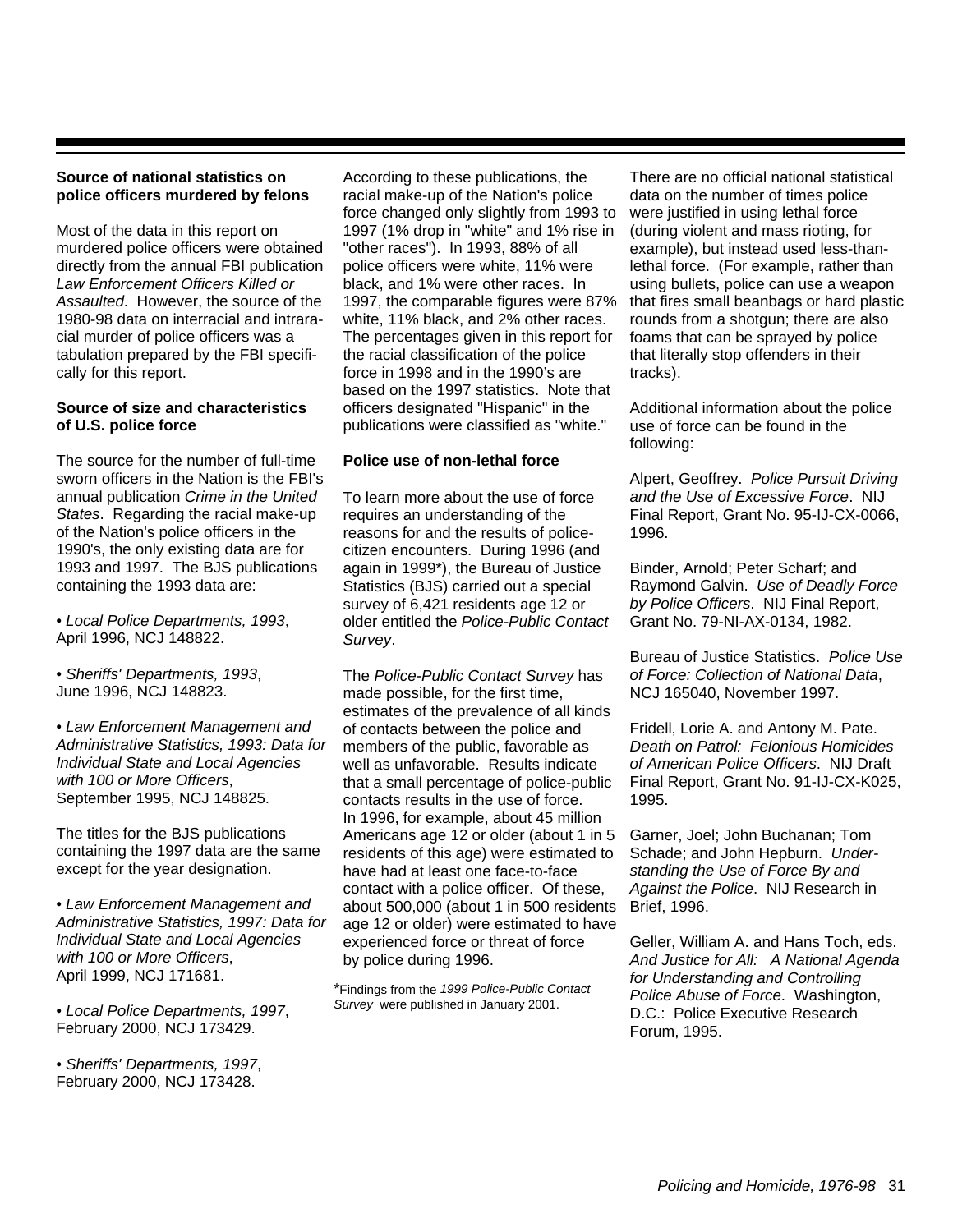### Source of national statistics on police officers murdered by felons

Most of the data in this report on murdered police officers were obtained directly from the annual FBI publication *Law Enforcement Officers Killed or Assaulted*. However, the source of the 1980-98 data on interracial and intraracial murder of police officers was a tabulation prepared by the FBI specifically for this report.

### Source of size and characteristics of U.S. police force

The source for the number of full-time sworn officers in the Nation is the FBI's annual publication *Crime in the United States*. Regarding the racial make-up of the Nation's police officers in the 1990's, the only existing data are for 1993 and 1997. The BJS publications containing the 1993 data are:

• *Local Police Departments, 1993*, April 1996, NCJ 148822.

• *Sheriffs' Departments, 1993*, June 1996, NCJ 148823.

• *Law Enforcement Management and Administrative Statistics, 1993: Data for Individual State and Local Agencies with 100 or More Officers*, September 1995, NCJ 148825.

The titles for the BJS publications containing the 1997 data are the same except for the year designation.

• *Law Enforcement Management and Administrative Statistics, 1997: Data for Individual State and Local Agencies with 100 or More Officers*, April 1999, NCJ 171681.

• *Local Police Departments, 1997*, February 2000, NCJ 173429.

• *Sheriffs' Departments, 1997*, February 2000, NCJ 173428.

According to these publications, the racial make-up of the Nation's police force changed only slightly from 1993 to 1997 (1% drop in "white" and 1% rise in "other races"). In 1993, 88% of all police officers were white, 11% were black, and 1% were other races. In 1997, the comparable figures were 87% white, 11% black, and 2% other races. The percentages given in this report for the racial classification of the police force in 1998 and in the 1990's are based on the 1997 statistics. Note that officers designated "Hispanic" in the publications were classified as "white."

### Police use of non-lethal force

To learn more about the use of force requires an understanding of the reasons for and the results of police-citizen encounters. During 1996 (and again in 1999*), the Bureau of Justice Statistics (BJS) carried out a special survey of 6,421 residents age 12 or older entitled the *Police-Public Contact Survey*.

The *Police-Public Contact Survey* has made possible, for the first time, estimates of the prevalence of all kinds of contacts between the police and members of the public, favorable as well as unfavorable. Results indicate that a small percentage of police-public contacts results in the use of force. In 1996, for example, about 45 million Americans age 12 or older (about 1 in 5 residents of this age) were estimated to have had at least one face-to-face contact with a police officer. Of these, about 500,000 (about 1 in 500 residents age 12 or older) were estimated to have experienced force or threat of force by police during 1996.

*Findings from the *1999 Police-Public Contact Survey* were published in January 2001.

There are no official national statistical data on the number of times police were justified in using lethal force (during violent and mass rioting, for example), but instead used less-than-lethal force. (For example, rather than using bullets, police can use a weapon that fires small beanbags or hard plastic rounds from a shotgun; there are also foams that can be sprayed by police that literally stop offenders in their tracks).

Additional information about the police use of force can be found in the following:

Alpert, Geoffrey. *Police Pursuit Driving and the Use of Excessive Force*. NIJ Final Report, Grant No. 95-IJ-CX-0066, 1996.

Binder, Arnold; Peter Scharf; and Raymond Galvin. *Use of Deadly Force by Police Officers*. NIJ Final Report, Grant No. 79-NI-AX-0134, 1982.

Bureau of Justice Statistics. *Police Use of Force: Collection of National Data*, NCJ 165040, November 1997.

Fridell, Lorie A. and Antony M. Pate. *Death on Patrol: Felonious Homicides of American Police Officers*. NIJ Draft Final Report, Grant No. 91-IJ-CX-K025, 1995.

Garner, Joel; John Buchanan; Tom Schade; and John Hepburn. *Understanding the Use of Force By and Against the Police*. NIJ Research in Brief, 1996.

Geller, William A. and Hans Toch, eds. *And Justice for All: A National Agenda for Understanding and Controlling Police Abuse of Force*. Washington, D.C.: Police Executive Research Forum, 1995.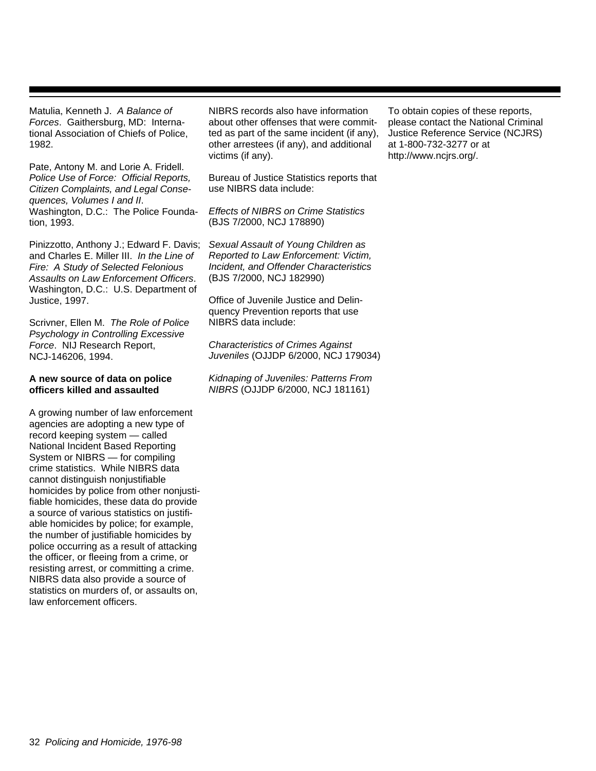Matulia, Kenneth J. *A Balance of Forces*. Gaithersburg, MD: International Association of Chiefs of Police, 1982.

Pate, Antony M. and Lorie A. Fridell. *Police Use of Force: Official Reports, Citizen Complaints, and Legal Consequences, Volumes I and II*. Washington, D.C.: The Police Foundation, 1993.

Pinizzotto, Anthony J.; Edward F. Davis; and Charles E. Miller III. *In the Line of Fire: A Study of Selected Felonious Assaults on Law Enforcement Officers*. Washington, D.C.: U.S. Department of Justice, 1997.

Scrivner, Ellen M. *The Role of Police Psychology in Controlling Excessive Force*. NIJ Research Report, NCJ-146206, 1994.

**A new source of data on police officers killed and assaulted**

A growing number of law enforcement agencies are adopting a new type of record keeping system — called National Incident Based Reporting System or NIBRS — for compiling crime statistics. While NIBRS data cannot distinguish nonjustifiable homicides by police from other nonjustifiable homicides, these data do provide a source of various statistics on justifiable homicides by police; for example, the number of justifiable homicides by police occurring as a result of attacking the officer, or fleeing from a crime, or resisting arrest, or committing a crime. NIBRS data also provide a source of statistics on murders of, or assaults on, law enforcement officers.

NIBRS records also have information about other offenses that were committed as part of the same incident (if any), other arrestees (if any), and additional victims (if any).

Bureau of Justice Statistics reports that use NIBRS data include:

*Effects of NIBRS on Crime Statistics* (BJS 7/2000, NCJ 178890)

*Sexual Assault of Young Children as Reported to Law Enforcement: Victim, Incident, and Offender Characteristics* (BJS 7/2000, NCJ 182990)

Office of Juvenile Justice and Delinquency Prevention reports that use NIBRS data include:

*Characteristics of Crimes Against Juveniles* (OJJDP 6/2000, NCJ 179034)

*Kidnaping of Juveniles: Patterns From NIBRS* (OJJDP 6/2000, NCJ 181161)

To obtain copies of these reports, please contact the National Criminal Justice Reference Service (NCJRS) at 1-800-732-3277 or at http://www.ncjrs.org/.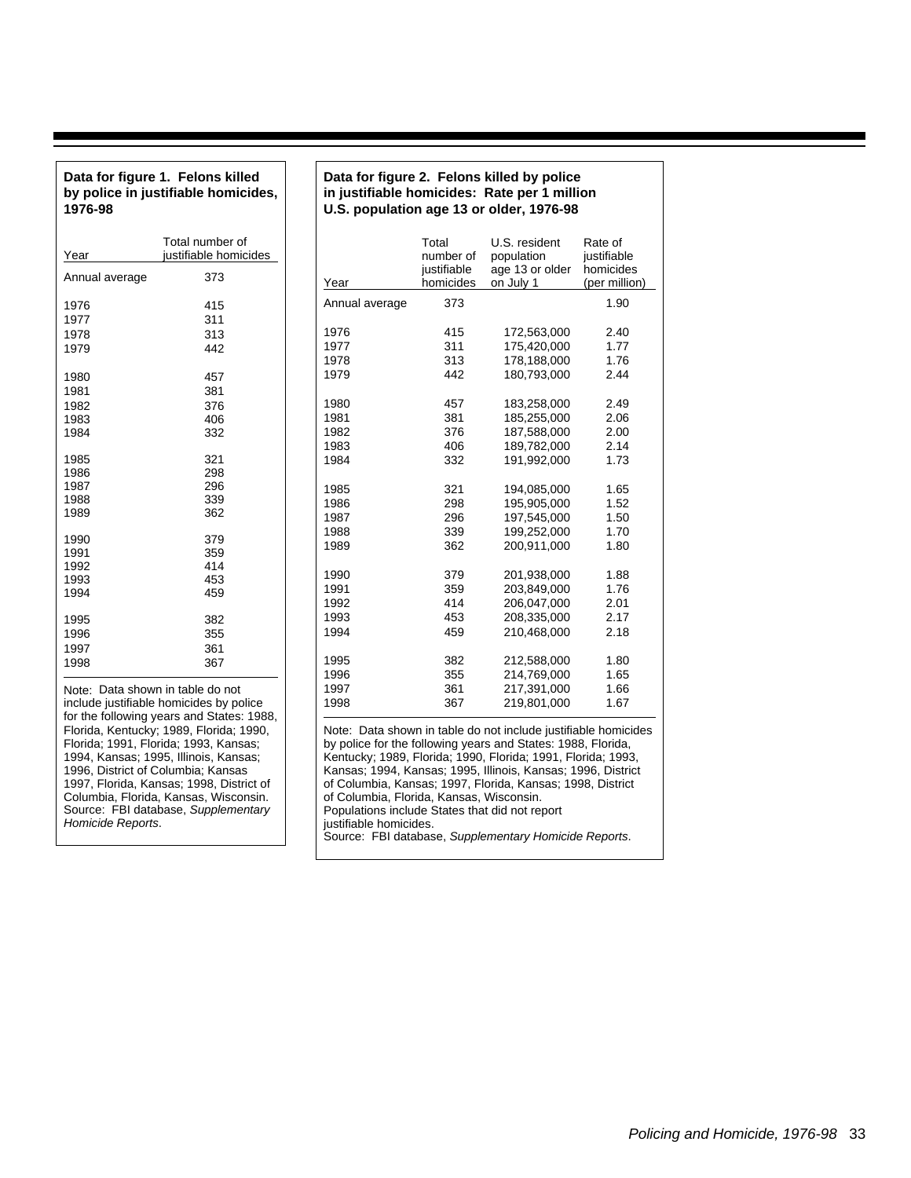**Data for figure 1. Felons killed by police in justifiable homicides, 1976-98**

| Year | Total number of justifiable homicides |
|---|---|
| Annual average | 373 |
| 1976 | 415 |
| 1977 | 311 |
| 1978 | 313 |
| 1979 | 442 |
| 1980 | 457 |
| 1981 | 381 |
| 1982 | 376 |
| 1983 | 406 |
| 1984 | 332 |
| 1985 | 321 |
| 1986 | 298 |
| 1987 | 296 |
| 1988 | 339 |
| 1989 | 362 |
| 1990 | 379 |
| 1991 | 359 |
| 1992 | 414 |
| 1993 | 453 |
| 1994 | 459 |
| 1995 | 382 |
| 1996 | 355 |
| 1997 | 361 |
| 1998 | 367 |

Note: Data shown in table do not include justifiable homicides by police for the following years and States: 1988, Florida, Kentucky; 1989, Florida; 1990, Florida; 1991, Florida; 1993, Kansas; 1994, Kansas; 1995, Illinois, Kansas; 1996, District of Columbia; Kansas 1997, Florida, Kansas; 1998, District of Columbia, Florida, Kansas, Wisconsin.
Source: FBI database, *Supplementary Homicide Reports*.

**Data for figure 2. Felons killed by police in justifiable homicides: Rate per 1 million U.S. population age 13 or older, 1976-98**

| Year | Total number of justifiable homicides | U.S. resident population age 13 or older on July 1 | Rate of justifiable homicides (per million) |
|---|---|---|---|
| Annual average | 373 | | 1.90 |
| 1976 | 415 | 172,563,000 | 2.40 |
| 1977 | 311 | 175,420,000 | 1.77 |
| 1978 | 313 | 178,188,000 | 1.76 |
| 1979 | 442 | 180,793,000 | 2.44 |
| 1980 | 457 | 183,258,000 | 2.49 |
| 1981 | 381 | 185,255,000 | 2.06 |
| 1982 | 376 | 187,588,000 | 2.00 |
| 1983 | 406 | 189,782,000 | 2.14 |
| 1984 | 332 | 191,992,000 | 1.73 |
| 1985 | 321 | 194,085,000 | 1.65 |
| 1986 | 298 | 195,905,000 | 1.52 |
| 1987 | 296 | 197,545,000 | 1.50 |
| 1988 | 339 | 199,252,000 | 1.70 |
| 1989 | 362 | 200,911,000 | 1.80 |
| 1990 | 379 | 201,938,000 | 1.88 |
| 1991 | 359 | 203,849,000 | 1.76 |
| 1992 | 414 | 206,047,000 | 2.01 |
| 1993 | 453 | 208,335,000 | 2.17 |
| 1994 | 459 | 210,468,000 | 2.18 |
| 1995 | 382 | 212,588,000 | 1.80 |
| 1996 | 355 | 214,769,000 | 1.65 |
| 1997 | 361 | 217,391,000 | 1.66 |
| 1998 | 367 | 219,801,000 | 1.67 |

Note: Data shown in table do not include justifiable homicides by police for the following years and States: 1988, Florida, Kentucky; 1989, Florida; 1990, Florida; 1991, Florida; 1993, Kansas; 1994, Kansas; 1995, Illinois, Kansas; 1996, District of Columbia, Kansas; 1997, Florida, Kansas; 1998, District of Columbia, Florida, Kansas, Wisconsin.
Populations include States that did not report justifiable homicides.
Source: FBI database, *Supplementary Homicide Reports*.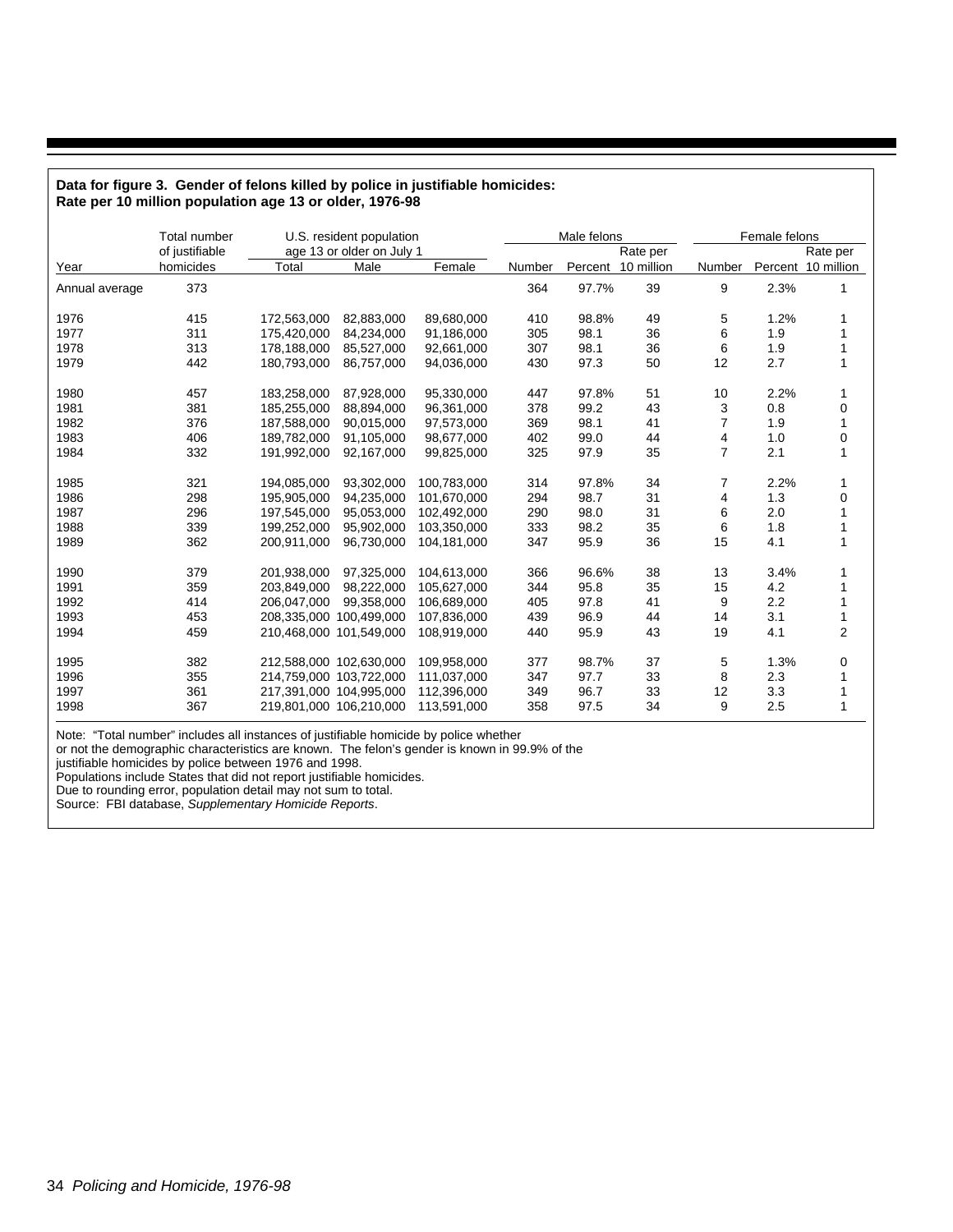**Data for figure 3. Gender of felons killed by police in justifiable homicides: Rate per 10 million population age 13 or older, 1976-98**

| Year | Total number of justifiable homicides | U.S. resident population age 13 or older on July 1 | | | Male felons | | | Female felons | | |
|---|---|---|---|---|---|---|---|---|---|---|
| | | Total | Male | Female | Number | Percent | Rate per 10 million | Number | Percent | Rate per 10 million |
| Annual average | 373 | | | | 364 | 97.7% | 39 | 9 | 2.3% | 1 |
| 1976 | 415 | 172,563,000 | 82,883,000 | 89,680,000 | 410 | 98.8% | 49 | 5 | 1.2% | 1 |
| 1977 | 311 | 175,420,000 | 84,234,000 | 91,186,000 | 305 | 98.1 | 36 | 6 | 1.9 | 1 |
| 1978 | 313 | 178,188,000 | 85,527,000 | 92,661,000 | 307 | 98.1 | 36 | 6 | 1.9 | 1 |
| 1979 | 442 | 180,793,000 | 86,757,000 | 94,036,000 | 430 | 97.3 | 50 | 12 | 2.7 | 1 |
| 1980 | 457 | 183,258,000 | 87,928,000 | 95,330,000 | 447 | 97.8% | 51 | 10 | 2.2% | 1 |
| 1981 | 381 | 185,255,000 | 88,894,000 | 96,361,000 | 378 | 99.2 | 43 | 3 | 0.8 | 0 |
| 1982 | 376 | 187,588,000 | 90,015,000 | 97,573,000 | 369 | 98.1 | 41 | 7 | 1.9 | 1 |
| 1983 | 406 | 189,782,000 | 91,105,000 | 98,677,000 | 402 | 99.0 | 44 | 4 | 1.0 | 0 |
| 1984 | 332 | 191,992,000 | 92,167,000 | 99,825,000 | 325 | 97.9 | 35 | 7 | 2.1 | 1 |
| 1985 | 321 | 194,085,000 | 93,302,000 | 100,783,000 | 314 | 97.8% | 34 | 7 | 2.2% | 1 |
| 1986 | 298 | 195,905,000 | 94,235,000 | 101,670,000 | 294 | 98.7 | 31 | 4 | 1.3 | 0 |
| 1987 | 296 | 197,545,000 | 95,053,000 | 102,492,000 | 290 | 98.0 | 31 | 6 | 2.0 | 1 |
| 1988 | 339 | 199,252,000 | 95,902,000 | 103,350,000 | 333 | 98.2 | 35 | 6 | 1.8 | 1 |
| 1989 | 362 | 200,911,000 | 96,730,000 | 104,181,000 | 347 | 95.9 | 36 | 15 | 4.1 | 1 |
| 1990 | 379 | 201,938,000 | 97,325,000 | 104,613,000 | 366 | 96.6% | 38 | 13 | 3.4% | 1 |
| 1991 | 359 | 203,849,000 | 98,222,000 | 105,627,000 | 344 | 95.8 | 35 | 15 | 4.2 | 1 |
| 1992 | 414 | 206,047,000 | 99,358,000 | 106,689,000 | 405 | 97.8 | 41 | 9 | 2.2 | 1 |
| 1993 | 453 | 208,335,000 | 100,499,000 | 107,836,000 | 439 | 96.9 | 44 | 14 | 3.1 | 1 |
| 1994 | 459 | 210,468,000 | 101,549,000 | 108,919,000 | 440 | 95.9 | 43 | 19 | 4.1 | 2 |
| 1995 | 382 | 212,588,000 | 102,630,000 | 109,958,000 | 377 | 98.7% | 37 | 5 | 1.3% | 0 |
| 1996 | 355 | 214,759,000 | 103,722,000 | 111,037,000 | 347 | 97.7 | 33 | 8 | 2.3 | 1 |
| 1997 | 361 | 217,391,000 | 104,995,000 | 112,396,000 | 349 | 96.7 | 33 | 12 | 3.3 | 1 |
| 1998 | 367 | 219,801,000 | 106,210,000 | 113,591,000 | 358 | 97.5 | 34 | 9 | 2.5 | 1 |

Note: "Total number" includes all instances of justifiable homicide by police whether or not the demographic characteristics are known. The felon's gender is known in 99.9% of the justifiable homicides by police between 1976 and 1998.
Populations include States that did not report justifiable homicides.
Due to rounding error, population detail may not sum to total.
Source: FBI database, *Supplementary Homicide Reports*.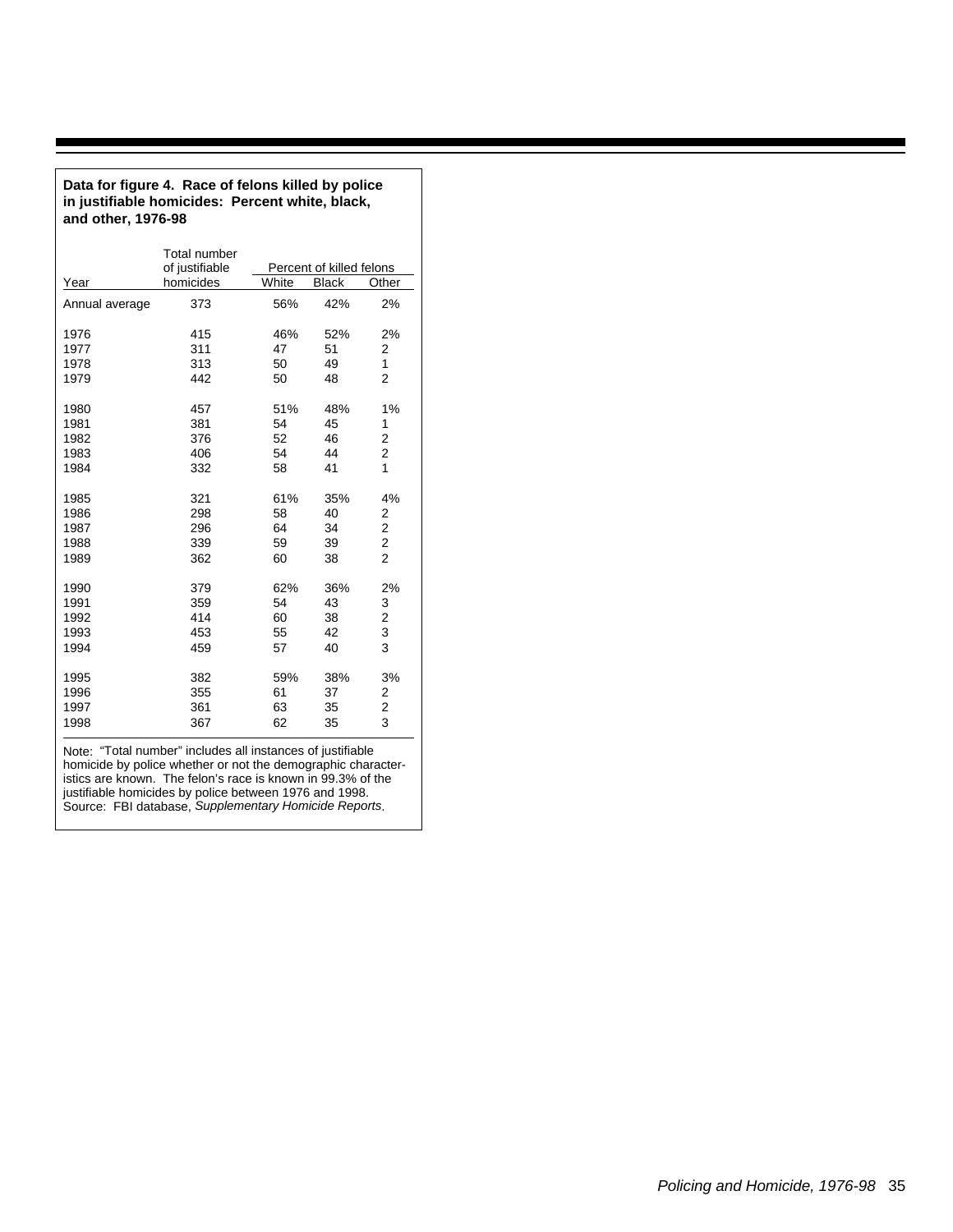**Data for figure 4. Race of felons killed by police in justifiable homicides: Percent white, black, and other, 1976-98**

| Year | Total number of justifiable homicides | Percent of killed felons | | |
|---|---|---|---|---|
| | | White | Black | Other |
| Annual average | 373 | 56% | 42% | 2% |
| 1976 | 415 | 46% | 52% | 2% |
| 1977 | 311 | 47 | 51 | 2 |
| 1978 | 313 | 50 | 49 | 1 |
| 1979 | 442 | 50 | 48 | 2 |
| 1980 | 457 | 51% | 48% | 1% |
| 1981 | 381 | 54 | 45 | 1 |
| 1982 | 376 | 52 | 46 | 2 |
| 1983 | 406 | 54 | 44 | 2 |
| 1984 | 332 | 58 | 41 | 1 |
| 1985 | 321 | 61% | 35% | 4% |
| 1986 | 298 | 58 | 40 | 2 |
| 1987 | 296 | 64 | 34 | 2 |
| 1988 | 339 | 59 | 39 | 2 |
| 1989 | 362 | 60 | 38 | 2 |
| 1990 | 379 | 62% | 36% | 2% |
| 1991 | 359 | 54 | 43 | 3 |
| 1992 | 414 | 60 | 38 | 2 |
| 1993 | 453 | 55 | 42 | 3 |
| 1994 | 459 | 57 | 40 | 3 |
| 1995 | 382 | 59% | 38% | 3% |
| 1996 | 355 | 61 | 37 | 2 |
| 1997 | 361 | 63 | 35 | 2 |
| 1998 | 367 | 62 | 35 | 3 |

Note: "Total number" includes all instances of justifiable homicide by police whether or not the demographic characteristics are known. The felon's race is known in 99.3% of the justifiable homicides by police between 1976 and 1998.
Source: FBI database, *Supplementary Homicide Reports*.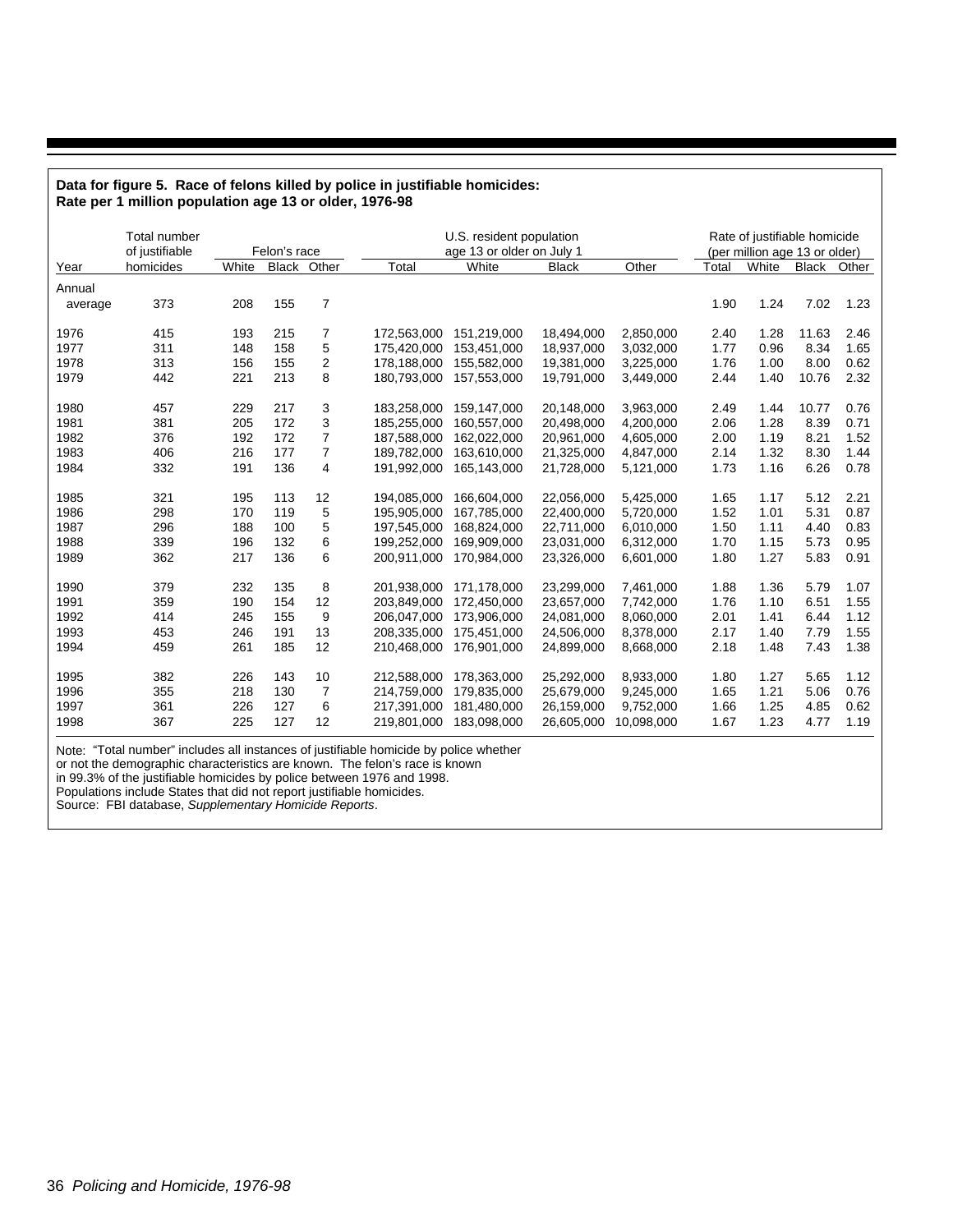**Data for figure 5. Race of felons killed by police in justifiable homicides: Rate per 1 million population age 13 or older, 1976-98**

| Year | Total number of justifiable homicides | Felon's race | | | U.S. resident population age 13 or older on July 1 | | | | Rate of justifiable homicide (per million age 13 or older) | | | |
|---|---|---|---|---|---|---|---|---|---|---|---|---|
| | | White | Black | Other | Total | White | Black | Other | Total | White | Black | Other |
| Annual average | 373 | 208 | 155 | 7 | | | | | 1.90 | 1.24 | 7.02 | 1.23 |
| 1976 | 415 | 193 | 215 | 7 | 172,563,000 | 151,219,000 | 18,494,000 | 2,850,000 | 2.40 | 1.28 | 11.63 | 2.46 |
| 1977 | 311 | 148 | 158 | 5 | 175,420,000 | 153,451,000 | 18,937,000 | 3,032,000 | 1.77 | 0.96 | 8.34 | 1.65 |
| 1978 | 313 | 156 | 155 | 2 | 178,188,000 | 155,582,000 | 19,381,000 | 3,225,000 | 1.76 | 1.00 | 8.00 | 0.62 |
| 1979 | 442 | 221 | 213 | 8 | 180,793,000 | 157,553,000 | 19,791,000 | 3,449,000 | 2.44 | 1.40 | 10.76 | 2.32 |
| 1980 | 457 | 229 | 217 | 3 | 183,258,000 | 159,147,000 | 20,148,000 | 3,963,000 | 2.49 | 1.44 | 10.77 | 0.76 |
| 1981 | 381 | 205 | 172 | 3 | 185,255,000 | 160,557,000 | 20,498,000 | 4,200,000 | 2.06 | 1.28 | 8.39 | 0.71 |
| 1982 | 376 | 192 | 172 | 7 | 187,588,000 | 162,022,000 | 20,961,000 | 4,605,000 | 2.00 | 1.19 | 8.21 | 1.52 |
| 1983 | 406 | 216 | 177 | 7 | 189,782,000 | 163,610,000 | 21,325,000 | 4,847,000 | 2.14 | 1.32 | 8.30 | 1.44 |
| 1984 | 332 | 191 | 136 | 4 | 191,992,000 | 165,143,000 | 21,728,000 | 5,121,000 | 1.73 | 1.16 | 6.26 | 0.78 |
| 1985 | 321 | 195 | 113 | 12 | 194,085,000 | 166,604,000 | 22,056,000 | 5,425,000 | 1.65 | 1.17 | 5.12 | 2.21 |
| 1986 | 298 | 170 | 119 | 5 | 195,905,000 | 167,785,000 | 22,400,000 | 5,720,000 | 1.52 | 1.01 | 5.31 | 0.87 |
| 1987 | 296 | 188 | 100 | 5 | 197,545,000 | 168,824,000 | 22,711,000 | 6,010,000 | 1.50 | 1.11 | 4.40 | 0.83 |
| 1988 | 339 | 196 | 132 | 6 | 199,252,000 | 169,909,000 | 23,031,000 | 6,312,000 | 1.70 | 1.15 | 5.73 | 0.95 |
| 1989 | 362 | 217 | 136 | 6 | 200,911,000 | 170,984,000 | 23,326,000 | 6,601,000 | 1.80 | 1.27 | 5.83 | 0.91 |
| 1990 | 379 | 232 | 135 | 8 | 201,938,000 | 171,178,000 | 23,299,000 | 7,461,000 | 1.88 | 1.36 | 5.79 | 1.07 |
| 1991 | 359 | 190 | 154 | 12 | 203,849,000 | 172,450,000 | 23,657,000 | 7,742,000 | 1.76 | 1.10 | 6.51 | 1.55 |
| 1992 | 414 | 245 | 155 | 9 | 206,047,000 | 173,906,000 | 24,081,000 | 8,060,000 | 2.01 | 1.41 | 6.44 | 1.12 |
| 1993 | 453 | 246 | 191 | 13 | 208,335,000 | 175,451,000 | 24,506,000 | 8,378,000 | 2.17 | 1.40 | 7.79 | 1.55 |
| 1994 | 459 | 261 | 185 | 12 | 210,468,000 | 176,901,000 | 24,899,000 | 8,668,000 | 2.18 | 1.48 | 7.43 | 1.38 |
| 1995 | 382 | 226 | 143 | 10 | 212,588,000 | 178,363,000 | 25,292,000 | 8,933,000 | 1.80 | 1.27 | 5.65 | 1.12 |
| 1996 | 355 | 218 | 130 | 7 | 214,759,000 | 179,835,000 | 25,679,000 | 9,245,000 | 1.65 | 1.21 | 5.06 | 0.76 |
| 1997 | 361 | 226 | 127 | 6 | 217,391,000 | 181,480,000 | 26,159,000 | 9,752,000 | 1.66 | 1.25 | 4.85 | 0.62 |
| 1998 | 367 | 225 | 127 | 12 | 219,801,000 | 183,098,000 | 26,605,000 | 10,098,000 | 1.67 | 1.23 | 4.77 | 1.19 |

Note: "Total number" includes all instances of justifiable homicide by police whether or not the demographic characteristics are known. The felon's race is known in 99.3% of the justifiable homicides by police between 1976 and 1998.
Populations include States that did not report justifiable homicides.
Source: FBI database, *Supplementary Homicide Reports*.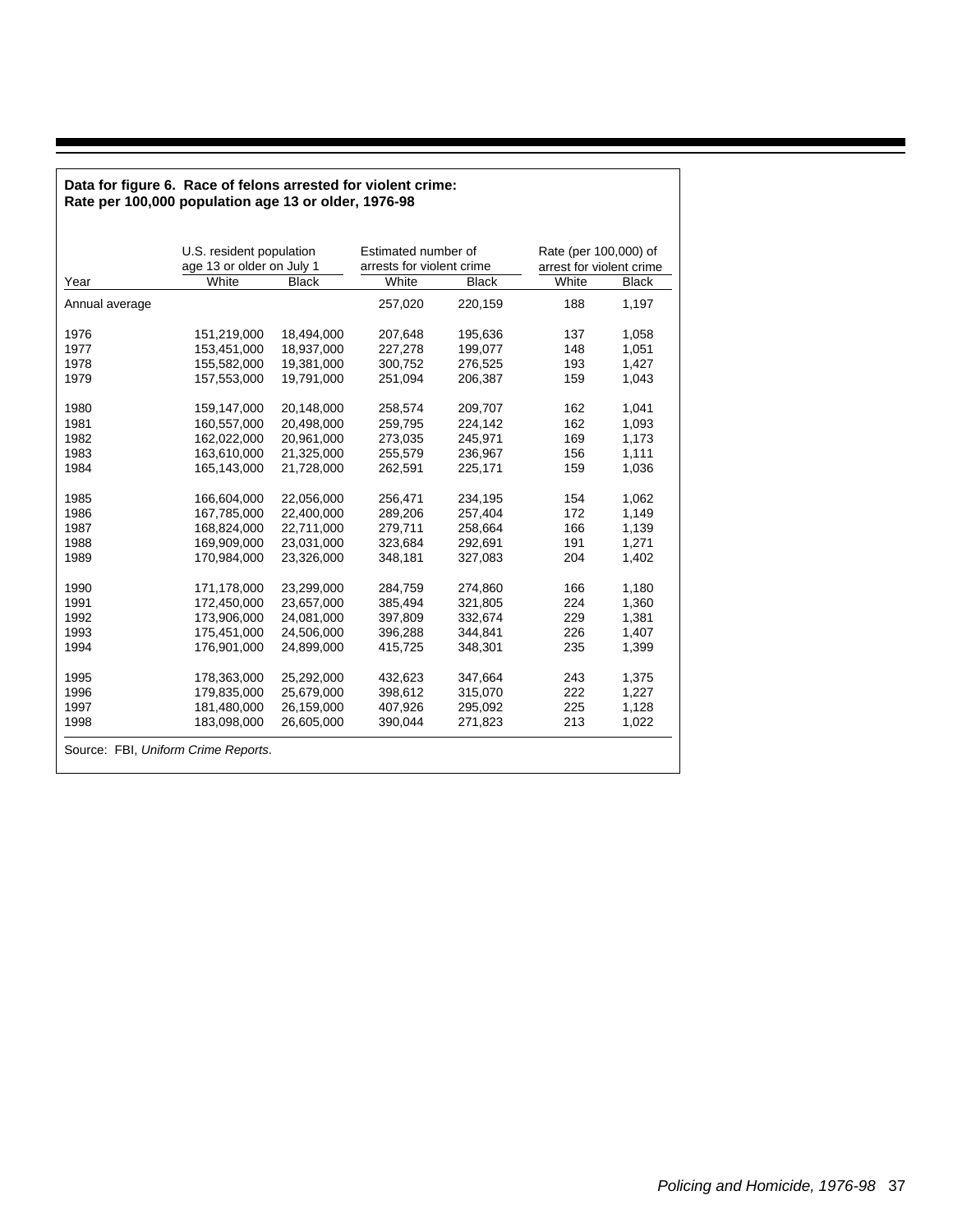**Data for figure 6. Race of felons arrested for violent crime: Rate per 100,000 population age 13 or older, 1976-98**

| Year | U.S. resident population age 13 or older on July 1 | | Estimated number of arrests for violent crime | | Rate (per 100,000) of arrest for violent crime | |
|---|---|---|---|---|---|---|
| | White | Black | White | Black | White | Black |
| Annual average | | | 257,020 | 220,159 | 188 | 1,197 |
| 1976 | 151,219,000 | 18,494,000 | 207,648 | 195,636 | 137 | 1,058 |
| 1977 | 153,451,000 | 18,937,000 | 227,278 | 199,077 | 148 | 1,051 |
| 1978 | 155,582,000 | 19,381,000 | 300,752 | 276,525 | 193 | 1,427 |
| 1979 | 157,553,000 | 19,791,000 | 251,094 | 206,387 | 159 | 1,043 |
| 1980 | 159,147,000 | 20,148,000 | 258,574 | 209,707 | 162 | 1,041 |
| 1981 | 160,557,000 | 20,498,000 | 259,795 | 224,142 | 162 | 1,093 |
| 1982 | 162,022,000 | 20,961,000 | 273,035 | 245,971 | 169 | 1,173 |
| 1983 | 163,610,000 | 21,325,000 | 255,579 | 236,967 | 156 | 1,111 |
| 1984 | 165,143,000 | 21,728,000 | 262,591 | 225,171 | 159 | 1,036 |
| 1985 | 166,604,000 | 22,056,000 | 256,471 | 234,195 | 154 | 1,062 |
| 1986 | 167,785,000 | 22,400,000 | 289,206 | 257,404 | 172 | 1,149 |
| 1987 | 168,824,000 | 22,711,000 | 279,711 | 258,664 | 166 | 1,139 |
| 1988 | 169,909,000 | 23,031,000 | 323,684 | 292,691 | 191 | 1,271 |
| 1989 | 170,984,000 | 23,326,000 | 348,181 | 327,083 | 204 | 1,402 |
| 1990 | 171,178,000 | 23,299,000 | 284,759 | 274,860 | 166 | 1,180 |
| 1991 | 172,450,000 | 23,657,000 | 385,494 | 321,805 | 224 | 1,360 |
| 1992 | 173,906,000 | 24,081,000 | 397,809 | 332,674 | 229 | 1,381 |
| 1993 | 175,451,000 | 24,506,000 | 396,288 | 344,841 | 226 | 1,407 |
| 1994 | 176,901,000 | 24,899,000 | 415,725 | 348,301 | 235 | 1,399 |
| 1995 | 178,363,000 | 25,292,000 | 432,623 | 347,664 | 243 | 1,375 |
| 1996 | 179,835,000 | 25,679,000 | 398,612 | 315,070 | 222 | 1,227 |
| 1997 | 181,480,000 | 26,159,000 | 407,926 | 295,092 | 225 | 1,128 |
| 1998 | 183,098,000 | 26,605,000 | 390,044 | 271,823 | 213 | 1,022 |

Source: FBI, *Uniform Crime Reports*.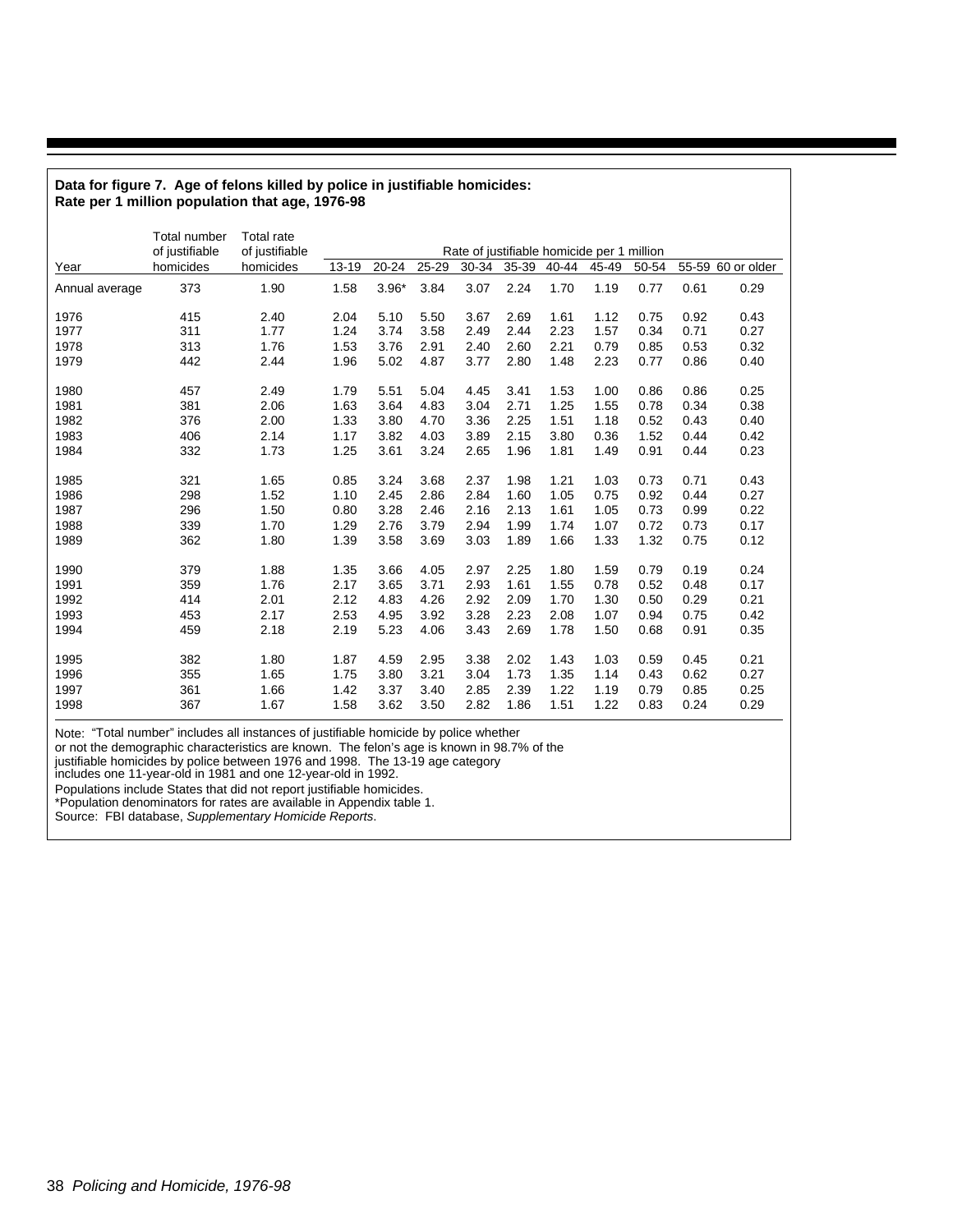**Data for figure 7. Age of felons killed by police in justifiable homicides: Rate per 1 million population that age, 1976-98**

| Year | Total number of justifiable homicides | Total rate of justifiable homicides | Rate of justifiable homicide per 1 million | | | | | | | | | |
|---|---|---|---|---|---|---|---|---|---|---|---|---|
| | | | 13-19 | 20-24 | 25-29 | 30-34 | 35-39 | 40-44 | 45-49 | 50-54 | 55-59 | 60 or older |
| Annual average | 373 | 1.90 | 1.58 | 3.96* | 3.84 | 3.07 | 2.24 | 1.70 | 1.19 | 0.77 | 0.61 | 0.29 |
| 1976 | 415 | 2.40 | 2.04 | 5.10 | 5.50 | 3.67 | 2.69 | 1.61 | 1.12 | 0.75 | 0.92 | 0.43 |
| 1977 | 311 | 1.77 | 1.24 | 3.74 | 3.58 | 2.49 | 2.44 | 2.23 | 1.57 | 0.34 | 0.71 | 0.27 |
| 1978 | 313 | 1.76 | 1.53 | 3.76 | 2.91 | 2.40 | 2.60 | 2.21 | 0.79 | 0.85 | 0.53 | 0.32 |
| 1979 | 442 | 2.44 | 1.96 | 5.02 | 4.87 | 3.77 | 2.80 | 1.48 | 2.23 | 0.77 | 0.86 | 0.40 |
| 1980 | 457 | 2.49 | 1.79 | 5.51 | 5.04 | 4.45 | 3.41 | 1.53 | 1.00 | 0.86 | 0.86 | 0.25 |
| 1981 | 381 | 2.06 | 1.63 | 3.64 | 4.83 | 3.04 | 2.71 | 1.25 | 1.55 | 0.78 | 0.34 | 0.38 |
| 1982 | 376 | 2.00 | 1.33 | 3.80 | 4.70 | 3.36 | 2.25 | 1.51 | 1.18 | 0.52 | 0.43 | 0.40 |
| 1983 | 406 | 2.14 | 1.17 | 3.82 | 4.03 | 3.89 | 2.15 | 3.80 | 0.36 | 1.52 | 0.44 | 0.42 |
| 1984 | 332 | 1.73 | 1.25 | 3.61 | 3.24 | 2.65 | 1.96 | 1.81 | 1.49 | 0.91 | 0.44 | 0.23 |
| 1985 | 321 | 1.65 | 0.85 | 3.24 | 3.68 | 2.37 | 1.98 | 1.21 | 1.03 | 0.73 | 0.71 | 0.43 |
| 1986 | 298 | 1.52 | 1.10 | 2.45 | 2.86 | 2.84 | 1.60 | 1.05 | 0.75 | 0.92 | 0.44 | 0.27 |
| 1987 | 296 | 1.50 | 0.80 | 3.28 | 2.46 | 2.16 | 2.13 | 1.61 | 1.05 | 0.73 | 0.99 | 0.22 |
| 1988 | 339 | 1.70 | 1.29 | 2.76 | 3.79 | 2.94 | 1.99 | 1.74 | 1.07 | 0.72 | 0.73 | 0.17 |
| 1989 | 362 | 1.80 | 1.39 | 3.58 | 3.69 | 3.03 | 1.89 | 1.66 | 1.33 | 1.32 | 0.75 | 0.12 |
| 1990 | 379 | 1.88 | 1.35 | 3.66 | 4.05 | 2.97 | 2.25 | 1.80 | 1.59 | 0.79 | 0.19 | 0.24 |
| 1991 | 359 | 1.76 | 2.17 | 3.65 | 3.71 | 2.93 | 1.61 | 1.55 | 0.78 | 0.52 | 0.48 | 0.17 |
| 1992 | 414 | 2.01 | 2.12 | 4.83 | 4.26 | 2.92 | 2.09 | 1.70 | 1.30 | 0.50 | 0.29 | 0.21 |
| 1993 | 453 | 2.17 | 2.53 | 4.95 | 3.92 | 3.28 | 2.23 | 2.08 | 1.07 | 0.94 | 0.75 | 0.42 |
| 1994 | 459 | 2.18 | 2.19 | 5.23 | 4.06 | 3.43 | 2.69 | 1.78 | 1.50 | 0.68 | 0.91 | 0.35 |
| 1995 | 382 | 1.80 | 1.87 | 4.59 | 2.95 | 3.38 | 2.02 | 1.43 | 1.03 | 0.59 | 0.45 | 0.21 |
| 1996 | 355 | 1.65 | 1.75 | 3.80 | 3.21 | 3.04 | 1.73 | 1.35 | 1.14 | 0.43 | 0.62 | 0.27 |
| 1997 | 361 | 1.66 | 1.42 | 3.37 | 3.40 | 2.85 | 2.39 | 1.22 | 1.19 | 0.79 | 0.85 | 0.25 |
| 1998 | 367 | 1.67 | 1.58 | 3.62 | 3.50 | 2.82 | 1.86 | 1.51 | 1.22 | 0.83 | 0.24 | 0.29 |

Note: "Total number" includes all instances of justifiable homicide by police whether or not the demographic characteristics are known. The felon's age is known in 98.7% of the justifiable homicides by police between 1976 and 1998. The 13-19 age category includes one 11-year-old in 1981 and one 12-year-old in 1992.
Populations include States that did not report justifiable homicides.
*Population denominators for rates are available in Appendix table 1.
Source: FBI database, *Supplementary Homicide Reports*.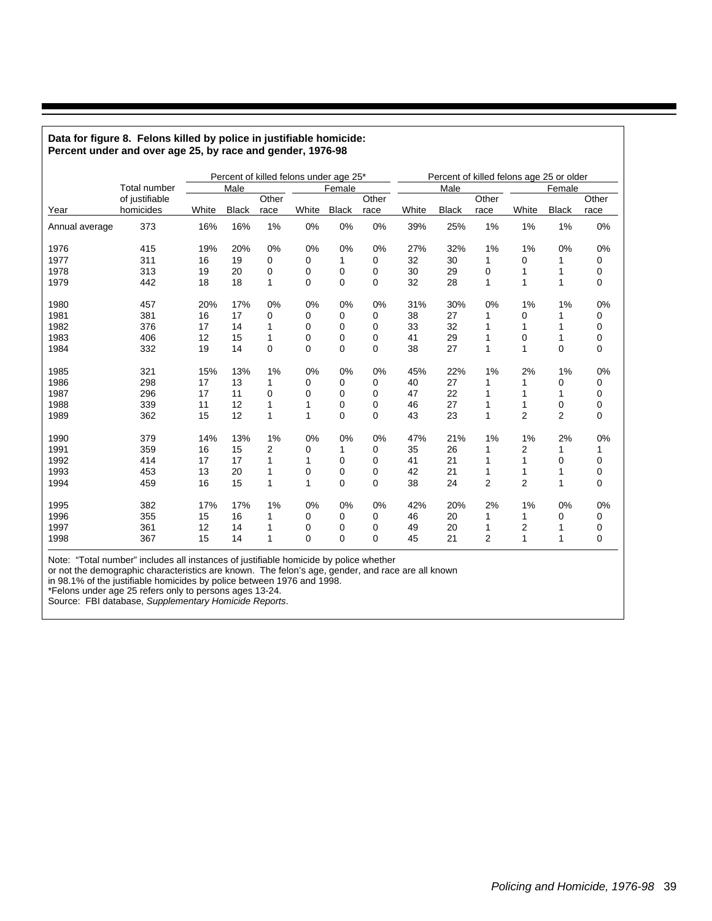**Data for figure 8. Felons killed by police in justifiable homicide: Percent under and over age 25, by race and gender, 1976-98**

| | | Percent of killed felons under age 25* | | | | | | Percent of killed felons age 25 or older | | | | | |
|---|---|---|---|---|---|---|---|---|---|---|---|---|---|
| | Total number | Male | | | Female | | | Male | | | Female | | |
| Year | of justifiable homicides | White | Black | Other race | White | Black | Other race | White | Black | Other race | White | Black | Other race |
| Annual average | 373 | 16% | 16% | 1% | 0% | 0% | 0% | 39% | 25% | 1% | 1% | 1% | 0% |
| 1976 | 415 | 19% | 20% | 0% | 0% | 0% | 0% | 27% | 32% | 1% | 1% | 0% | 0% |
| 1977 | 311 | 16 | 19 | 0 | 0 | 1 | 0 | 32 | 30 | 1 | 0 | 1 | 0 |
| 1978 | 313 | 19 | 20 | 0 | 0 | 0 | 0 | 30 | 29 | 0 | 1 | 1 | 0 |
| 1979 | 442 | 18 | 18 | 1 | 0 | 0 | 0 | 32 | 28 | 1 | 1 | 1 | 0 |
| 1980 | 457 | 20% | 17% | 0% | 0% | 0% | 0% | 31% | 30% | 0% | 1% | 1% | 0% |
| 1981 | 381 | 16 | 17 | 0 | 0 | 0 | 0 | 38 | 27 | 1 | 0 | 1 | 0 |
| 1982 | 376 | 17 | 14 | 1 | 0 | 0 | 0 | 33 | 32 | 1 | 1 | 1 | 0 |
| 1983 | 406 | 12 | 15 | 1 | 0 | 0 | 0 | 41 | 29 | 1 | 0 | 1 | 0 |
| 1984 | 332 | 19 | 14 | 0 | 0 | 0 | 0 | 38 | 27 | 1 | 1 | 0 | 0 |
| 1985 | 321 | 15% | 13% | 1% | 0% | 0% | 0% | 45% | 22% | 1% | 2% | 1% | 0% |
| 1986 | 298 | 17 | 13 | 1 | 0 | 0 | 0 | 40 | 27 | 1 | 1 | 0 | 0 |
| 1987 | 296 | 17 | 11 | 0 | 0 | 0 | 0 | 47 | 22 | 1 | 1 | 1 | 0 |
| 1988 | 339 | 11 | 12 | 1 | 1 | 0 | 0 | 46 | 27 | 1 | 1 | 0 | 0 |
| 1989 | 362 | 15 | 12 | 1 | 1 | 0 | 0 | 43 | 23 | 1 | 2 | 2 | 0 |
| 1990 | 379 | 14% | 13% | 1% | 0% | 0% | 0% | 47% | 21% | 1% | 1% | 2% | 0% |
| 1991 | 359 | 16 | 15 | 2 | 0 | 1 | 0 | 35 | 26 | 1 | 2 | 1 | 1 |
| 1992 | 414 | 17 | 17 | 1 | 1 | 0 | 0 | 41 | 21 | 1 | 1 | 0 | 0 |
| 1993 | 453 | 13 | 20 | 1 | 0 | 0 | 0 | 42 | 21 | 1 | 1 | 1 | 0 |
| 1994 | 459 | 16 | 15 | 1 | 1 | 0 | 0 | 38 | 24 | 2 | 2 | 1 | 0 |
| 1995 | 382 | 17% | 17% | 1% | 0% | 0% | 0% | 42% | 20% | 2% | 1% | 0% | 0% |
| 1996 | 355 | 15 | 16 | 1 | 0 | 0 | 0 | 46 | 20 | 1 | 1 | 0 | 0 |
| 1997 | 361 | 12 | 14 | 1 | 0 | 0 | 0 | 49 | 20 | 1 | 2 | 1 | 0 |
| 1998 | 367 | 15 | 14 | 1 | 0 | 0 | 0 | 45 | 21 | 2 | 1 | 1 | 0 |

Note: "Total number" includes all instances of justifiable homicide by police whether or not the demographic characteristics are known. The felon's age, gender, and race are all known in 98.1% of the justifiable homicides by police between 1976 and 1998.
*Felons under age 25 refers only to persons ages 13-24.
Source: FBI database, *Supplementary Homicide Reports*.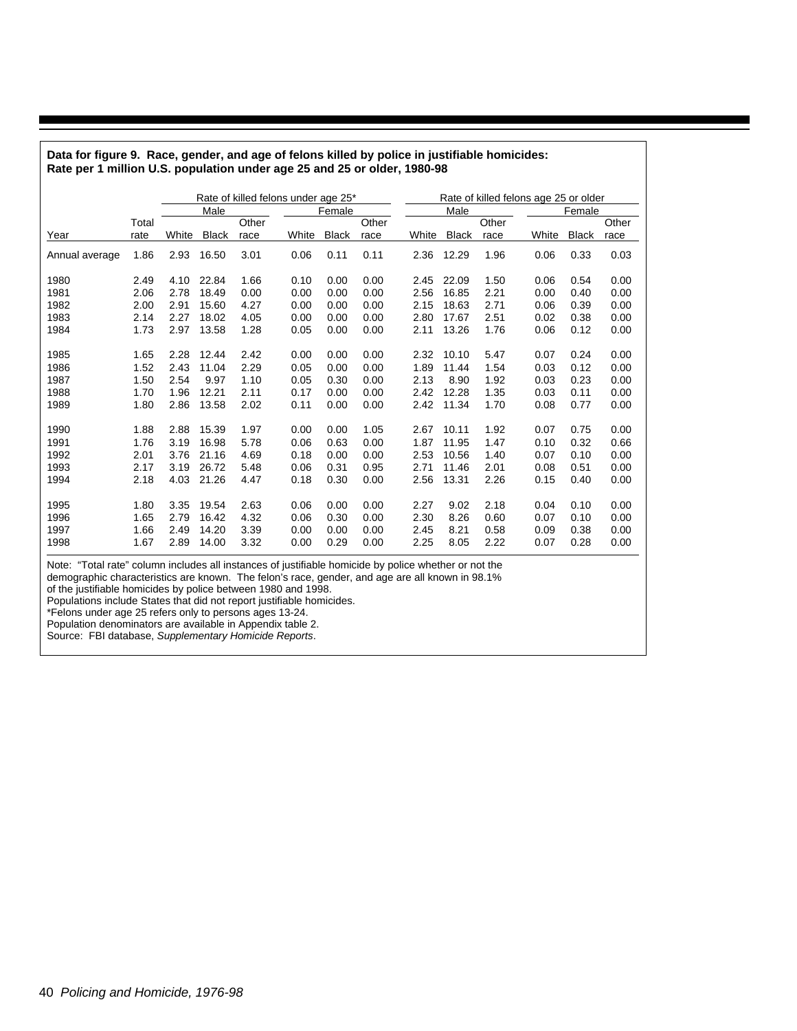**Data for figure 9. Race, gender, and age of felons killed by police in justifiable homicides: Rate per 1 million U.S. population under age 25 and 25 or older, 1980-98**

| | | Rate of killed felons under age 25* | | | | | | Rate of killed felons age 25 or older | | | | | |
|---|---|---|---|---|---|---|---|---|---|---|---|---|---|
| | | Male | | | Female | | | Male | | | Female | | |
| Year | Total rate | White | Black | Other race | White | Black | Other race | White | Black | Other race | White | Black | Other race |
| Annual average | 1.86 | 2.93 | 16.50 | 3.01 | 0.06 | 0.11 | 0.11 | 2.36 | 12.29 | 1.96 | 0.06 | 0.33 | 0.03 |
| 1980 | 2.49 | 4.10 | 22.84 | 1.66 | 0.10 | 0.00 | 0.00 | 2.45 | 22.09 | 1.50 | 0.06 | 0.54 | 0.00 |
| 1981 | 2.06 | 2.78 | 18.49 | 0.00 | 0.00 | 0.00 | 0.00 | 2.56 | 16.85 | 2.21 | 0.00 | 0.40 | 0.00 |
| 1982 | 2.00 | 2.91 | 15.60 | 4.27 | 0.00 | 0.00 | 0.00 | 2.15 | 18.63 | 2.71 | 0.06 | 0.39 | 0.00 |
| 1983 | 2.14 | 2.27 | 18.02 | 4.05 | 0.00 | 0.00 | 0.00 | 2.80 | 17.67 | 2.51 | 0.02 | 0.38 | 0.00 |
| 1984 | 1.73 | 2.97 | 13.58 | 1.28 | 0.05 | 0.00 | 0.00 | 2.11 | 13.26 | 1.76 | 0.06 | 0.12 | 0.00 |
| 1985 | 1.65 | 2.28 | 12.44 | 2.42 | 0.00 | 0.00 | 0.00 | 2.32 | 10.10 | 5.47 | 0.07 | 0.24 | 0.00 |
| 1986 | 1.52 | 2.43 | 11.04 | 2.29 | 0.05 | 0.00 | 0.00 | 1.89 | 11.44 | 1.54 | 0.03 | 0.12 | 0.00 |
| 1987 | 1.50 | 2.54 | 9.97 | 1.10 | 0.05 | 0.30 | 0.00 | 2.13 | 8.90 | 1.92 | 0.03 | 0.23 | 0.00 |
| 1988 | 1.70 | 1.96 | 12.21 | 2.11 | 0.17 | 0.00 | 0.00 | 2.42 | 12.28 | 1.35 | 0.03 | 0.11 | 0.00 |
| 1989 | 1.80 | 2.86 | 13.58 | 2.02 | 0.11 | 0.00 | 0.00 | 2.42 | 11.34 | 1.70 | 0.08 | 0.77 | 0.00 |
| 1990 | 1.88 | 2.88 | 15.39 | 1.97 | 0.00 | 0.00 | 1.05 | 2.67 | 10.11 | 1.92 | 0.07 | 0.75 | 0.00 |
| 1991 | 1.76 | 3.19 | 16.98 | 5.78 | 0.06 | 0.63 | 0.00 | 1.87 | 11.95 | 1.47 | 0.10 | 0.32 | 0.66 |
| 1992 | 2.01 | 3.76 | 21.16 | 4.69 | 0.18 | 0.00 | 0.00 | 2.53 | 10.56 | 1.40 | 0.07 | 0.10 | 0.00 |
| 1993 | 2.17 | 3.19 | 26.72 | 5.48 | 0.06 | 0.31 | 0.95 | 2.71 | 11.46 | 2.01 | 0.08 | 0.51 | 0.00 |
| 1994 | 2.18 | 4.03 | 21.26 | 4.47 | 0.18 | 0.30 | 0.00 | 2.56 | 13.31 | 2.26 | 0.15 | 0.40 | 0.00 |
| 1995 | 1.80 | 3.35 | 19.54 | 2.63 | 0.06 | 0.00 | 0.00 | 2.27 | 9.02 | 2.18 | 0.04 | 0.10 | 0.00 |
| 1996 | 1.65 | 2.79 | 16.42 | 4.32 | 0.06 | 0.30 | 0.00 | 2.30 | 8.26 | 0.60 | 0.07 | 0.10 | 0.00 |
| 1997 | 1.66 | 2.49 | 14.20 | 3.39 | 0.00 | 0.00 | 0.00 | 2.45 | 8.21 | 0.58 | 0.09 | 0.38 | 0.00 |
| 1998 | 1.67 | 2.89 | 14.00 | 3.32 | 0.00 | 0.29 | 0.00 | 2.25 | 8.05 | 2.22 | 0.07 | 0.28 | 0.00 |

Note: "Total rate" column includes all instances of justifiable homicide by police whether or not the demographic characteristics are known. The felon's race, gender, and age are all known in 98.1% of the justifiable homicides by police between 1980 and 1998.
Populations include States that did not report justifiable homicides.
*Felons under age 25 refers only to persons ages 13-24.
Population denominators are available in Appendix table 2.
Source: FBI database, *Supplementary Homicide Reports*.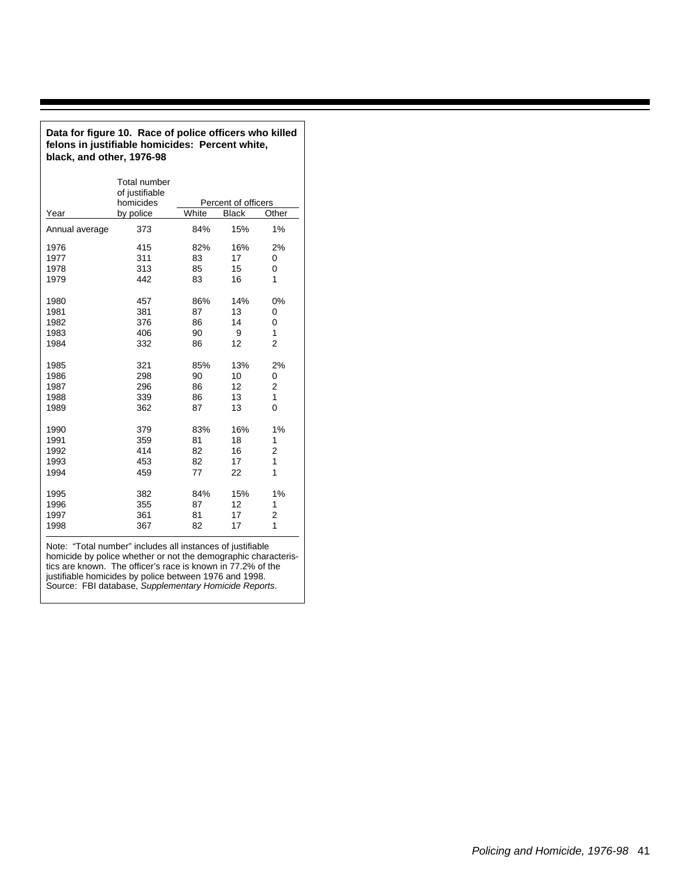**Data for figure 10. Race of police officers who killed felons in justifiable homicides: Percent white, black, and other, 1976-98**

| Year | Total number of justifiable homicides by police | Percent of officers | | |
|---|---|---|---|---|
| | | White | Black | Other |
| Annual average | 373 | 84% | 15% | 1% |
| 1976 | 415 | 82% | 16% | 2% |
| 1977 | 311 | 83 | 17 | 0 |
| 1978 | 313 | 85 | 15 | 0 |
| 1979 | 442 | 83 | 16 | 1 |
| 1980 | 457 | 86% | 14% | 0% |
| 1981 | 381 | 87 | 13 | 0 |
| 1982 | 376 | 86 | 14 | 0 |
| 1983 | 406 | 90 | 9 | 1 |
| 1984 | 332 | 86 | 12 | 2 |
| 1985 | 321 | 85% | 13% | 2% |
| 1986 | 298 | 90 | 10 | 0 |
| 1987 | 296 | 86 | 12 | 2 |
| 1988 | 339 | 86 | 13 | 1 |
| 1989 | 362 | 87 | 13 | 0 |
| 1990 | 379 | 83% | 16% | 1% |
| 1991 | 359 | 81 | 18 | 1 |
| 1992 | 414 | 82 | 16 | 2 |
| 1993 | 453 | 82 | 17 | 1 |
| 1994 | 459 | 77 | 22 | 1 |
| 1995 | 382 | 84% | 15% | 1% |
| 1996 | 355 | 87 | 12 | 1 |
| 1997 | 361 | 81 | 17 | 2 |
| 1998 | 367 | 82 | 17 | 1 |

Note: "Total number" includes all instances of justifiable homicide by police whether or not the demographic characteristics are known. The officer's race is known in 77.2% of the justifiable homicides by police between 1976 and 1998.
Source: FBI database, *Supplementary Homicide Reports*.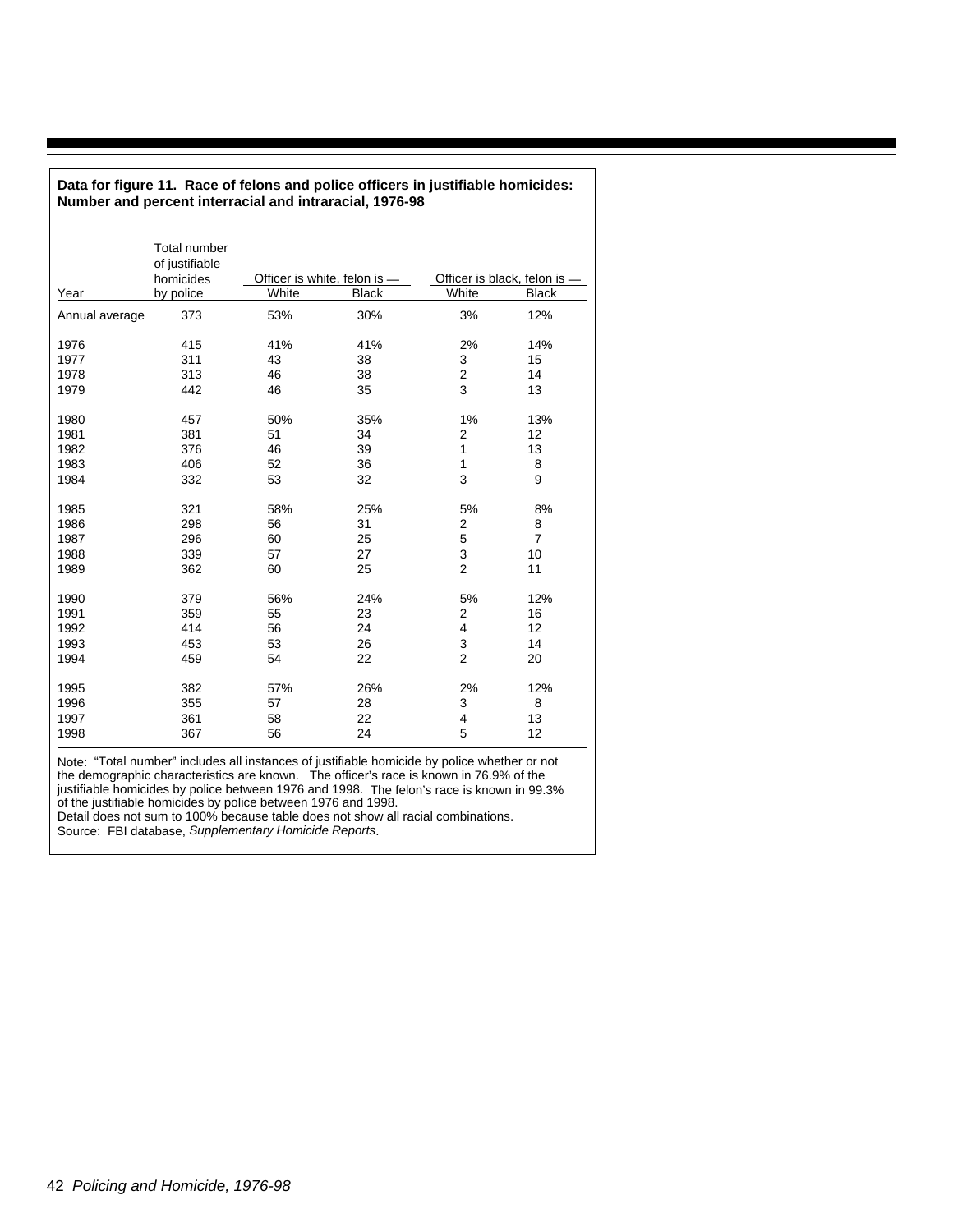**Data for figure 11. Race of felons and police officers in justifiable homicides: Number and percent interracial and intraracial, 1976-98**

| Year | Total number of justifiable homicides by police | Officer is white, felon is — | | Officer is black, felon is — | |
|---|---|---|---|---|---|
| | | White | Black | White | Black |
| Annual average | 373 | 53% | 30% | 3% | 12% |
| 1976 | 415 | 41% | 41% | 2% | 14% |
| 1977 | 311 | 43 | 38 | 3 | 15 |
| 1978 | 313 | 46 | 38 | 2 | 14 |
| 1979 | 442 | 46 | 35 | 3 | 13 |
| 1980 | 457 | 50% | 35% | 1% | 13% |
| 1981 | 381 | 51 | 34 | 2 | 12 |
| 1982 | 376 | 46 | 39 | 1 | 13 |
| 1983 | 406 | 52 | 36 | 1 | 8 |
| 1984 | 332 | 53 | 32 | 3 | 9 |
| 1985 | 321 | 58% | 25% | 5% | 8% |
| 1986 | 298 | 56 | 31 | 2 | 8 |
| 1987 | 296 | 60 | 25 | 5 | 7 |
| 1988 | 339 | 57 | 27 | 3 | 10 |
| 1989 | 362 | 60 | 25 | 2 | 11 |
| 1990 | 379 | 56% | 24% | 5% | 12% |
| 1991 | 359 | 55 | 23 | 2 | 16 |
| 1992 | 414 | 56 | 24 | 4 | 12 |
| 1993 | 453 | 53 | 26 | 3 | 14 |
| 1994 | 459 | 54 | 22 | 2 | 20 |
| 1995 | 382 | 57% | 26% | 2% | 12% |
| 1996 | 355 | 57 | 28 | 3 | 8 |
| 1997 | 361 | 58 | 22 | 4 | 13 |
| 1998 | 367 | 56 | 24 | 5 | 12 |

Note: "Total number" includes all instances of justifiable homicide by police whether or not the demographic characteristics are known. The officer's race is known in 76.9% of the justifiable homicides by police between 1976 and 1998. The felon's race is known in 99.3% of the justifiable homicides by police between 1976 and 1998.
Detail does not sum to 100% because table does not show all racial combinations.
Source: FBI database, *Supplementary Homicide Reports*.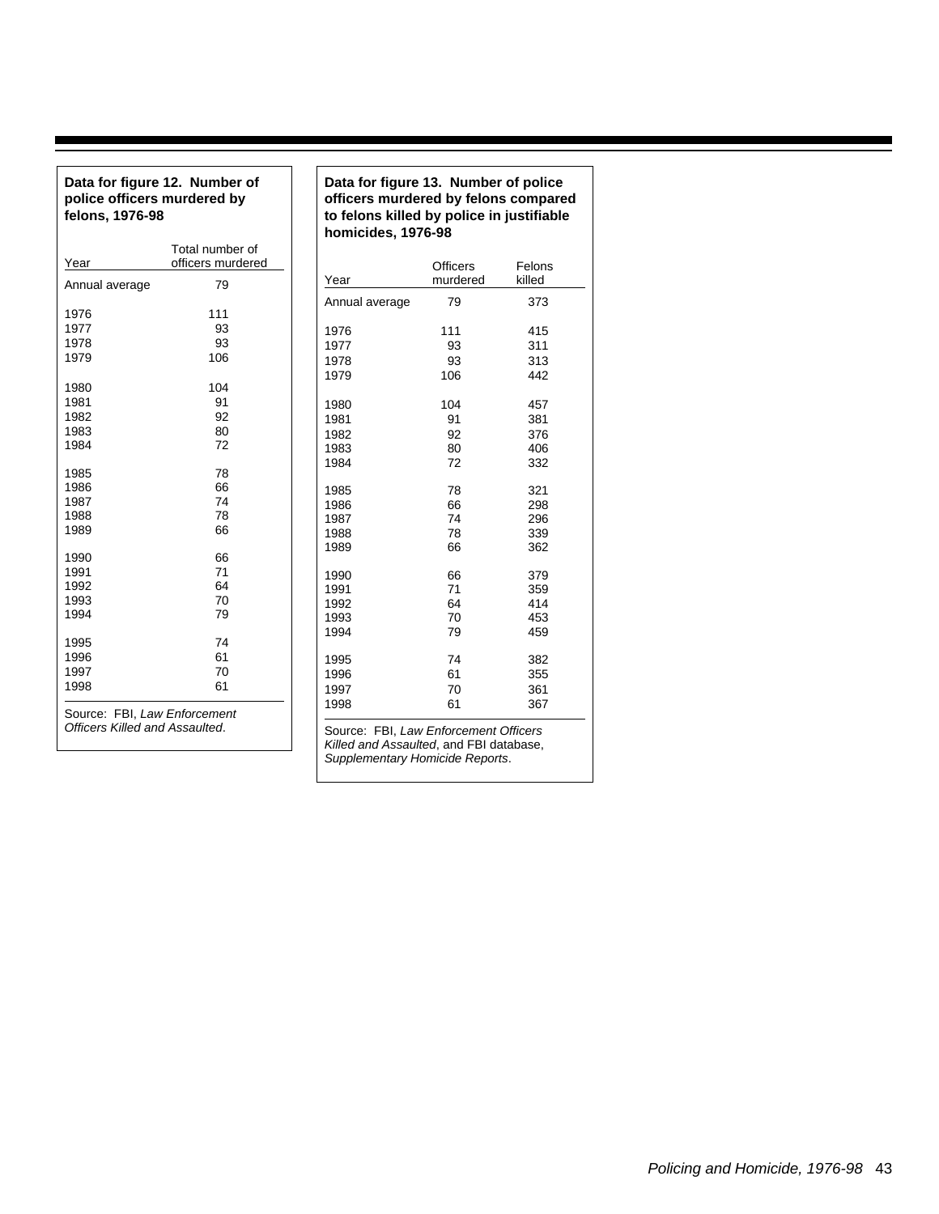**Data for figure 12. Number of police officers murdered by felons, 1976-98**

| Year | Total number of officers murdered |
|---|---|
| Annual average | 79 |
| 1976 | 111 |
| 1977 | 93 |
| 1978 | 93 |
| 1979 | 106 |
| 1980 | 104 |
| 1981 | 91 |
| 1982 | 92 |
| 1983 | 80 |
| 1984 | 72 |
| 1985 | 78 |
| 1986 | 66 |
| 1987 | 74 |
| 1988 | 78 |
| 1989 | 66 |
| 1990 | 66 |
| 1991 | 71 |
| 1992 | 64 |
| 1993 | 70 |
| 1994 | 79 |
| 1995 | 74 |
| 1996 | 61 |
| 1997 | 70 |
| 1998 | 61 |

Source: FBI, *Law Enforcement Officers Killed and Assaulted*.

**Data for figure 13. Number of police officers murdered by felons compared to felons killed by police in justifiable homicides, 1976-98**

| Year | Officers murdered | Felons killed |
|---|---|---|
| Annual average | 79 | 373 |
| 1976 | 111 | 415 |
| 1977 | 93 | 311 |
| 1978 | 93 | 313 |
| 1979 | 106 | 442 |
| 1980 | 104 | 457 |
| 1981 | 91 | 381 |
| 1982 | 92 | 376 |
| 1983 | 80 | 406 |
| 1984 | 72 | 332 |
| 1985 | 78 | 321 |
| 1986 | 66 | 298 |
| 1987 | 74 | 296 |
| 1988 | 78 | 339 |
| 1989 | 66 | 362 |
| 1990 | 66 | 379 |
| 1991 | 71 | 359 |
| 1992 | 64 | 414 |
| 1993 | 70 | 453 |
| 1994 | 79 | 459 |
| 1995 | 74 | 382 |
| 1996 | 61 | 355 |
| 1997 | 70 | 361 |
| 1998 | 61 | 367 |

Source: FBI, *Law Enforcement Officers Killed and Assaulted*, and FBI database, *Supplementary Homicide Reports*.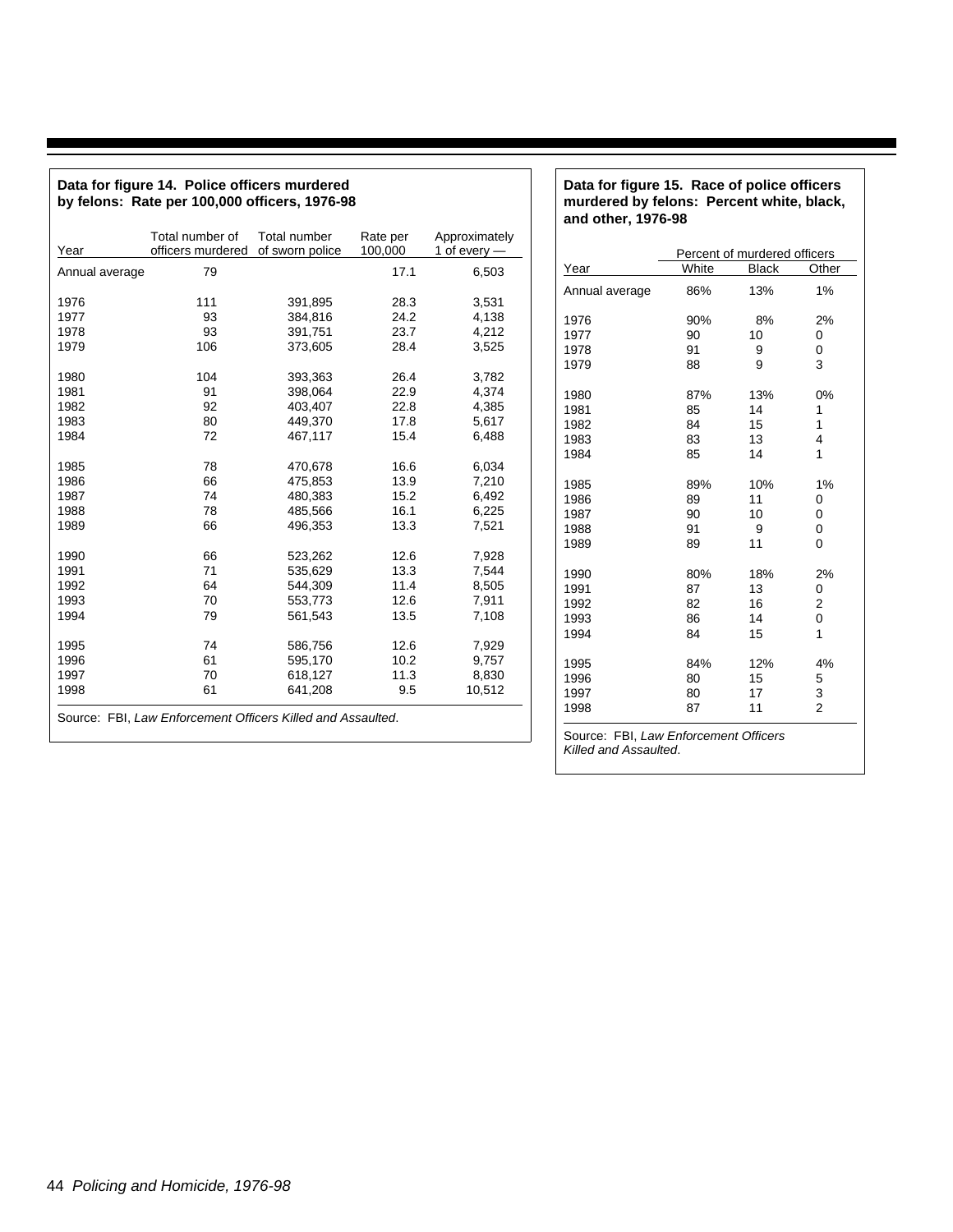**Data for figure 14. Police officers murdered by felons: Rate per 100,000 officers, 1976-98**

| Year | Total number of officers murdered | Total number of sworn police | Rate per 100,000 | Approximately 1 of every — |
|---|---|---|---|---|
| Annual average | 79 | | 17.1 | 6,503 |
| 1976 | 111 | 391,895 | 28.3 | 3,531 |
| 1977 | 93 | 384,816 | 24.2 | 4,138 |
| 1978 | 93 | 391,751 | 23.7 | 4,212 |
| 1979 | 106 | 373,605 | 28.4 | 3,525 |
| 1980 | 104 | 393,363 | 26.4 | 3,782 |
| 1981 | 91 | 398,064 | 22.9 | 4,374 |
| 1982 | 92 | 403,407 | 22.8 | 4,385 |
| 1983 | 80 | 449,370 | 17.8 | 5,617 |
| 1984 | 72 | 467,117 | 15.4 | 6,488 |
| 1985 | 78 | 470,678 | 16.6 | 6,034 |
| 1986 | 66 | 475,853 | 13.9 | 7,210 |
| 1987 | 74 | 480,383 | 15.2 | 6,492 |
| 1988 | 78 | 485,566 | 16.1 | 6,225 |
| 1989 | 66 | 496,353 | 13.3 | 7,521 |
| 1990 | 66 | 523,262 | 12.6 | 7,928 |
| 1991 | 71 | 535,629 | 13.3 | 7,544 |
| 1992 | 64 | 544,309 | 11.4 | 8,505 |
| 1993 | 70 | 553,773 | 12.6 | 7,911 |
| 1994 | 79 | 561,543 | 13.5 | 7,108 |
| 1995 | 74 | 586,756 | 12.6 | 7,929 |
| 1996 | 61 | 595,170 | 10.2 | 9,757 |
| 1997 | 70 | 618,127 | 11.3 | 8,830 |
| 1998 | 61 | 641,208 | 9.5 | 10,512 |

Source: FBI, *Law Enforcement Officers Killed and Assaulted*.

**Data for figure 15. Race of police officers murdered by felons: Percent white, black, and other, 1976-98**

| | Percent of murdered officers | | |
|---|---|---|---|
| Year | White | Black | Other |
| Annual average | 86% | 13% | 1% |
| 1976 | 90% | 8% | 2% |
| 1977 | 90 | 10 | 0 |
| 1978 | 91 | 9 | 0 |
| 1979 | 88 | 9 | 3 |
| 1980 | 87% | 13% | 0% |
| 1981 | 85 | 14 | 1 |
| 1982 | 84 | 15 | 1 |
| 1983 | 83 | 13 | 4 |
| 1984 | 85 | 14 | 1 |
| 1985 | 89% | 10% | 1% |
| 1986 | 89 | 11 | 0 |
| 1987 | 90 | 10 | 0 |
| 1988 | 91 | 9 | 0 |
| 1989 | 89 | 11 | 0 |
| 1990 | 80% | 18% | 2% |
| 1991 | 87 | 13 | 0 |
| 1992 | 82 | 16 | 2 |
| 1993 | 86 | 14 | 0 |
| 1994 | 84 | 15 | 1 |
| 1995 | 84% | 12% | 4% |
| 1996 | 80 | 15 | 5 |
| 1997 | 80 | 17 | 3 |
| 1998 | 87 | 11 | 2 |

Source: FBI, *Law Enforcement Officers Killed and Assaulted*.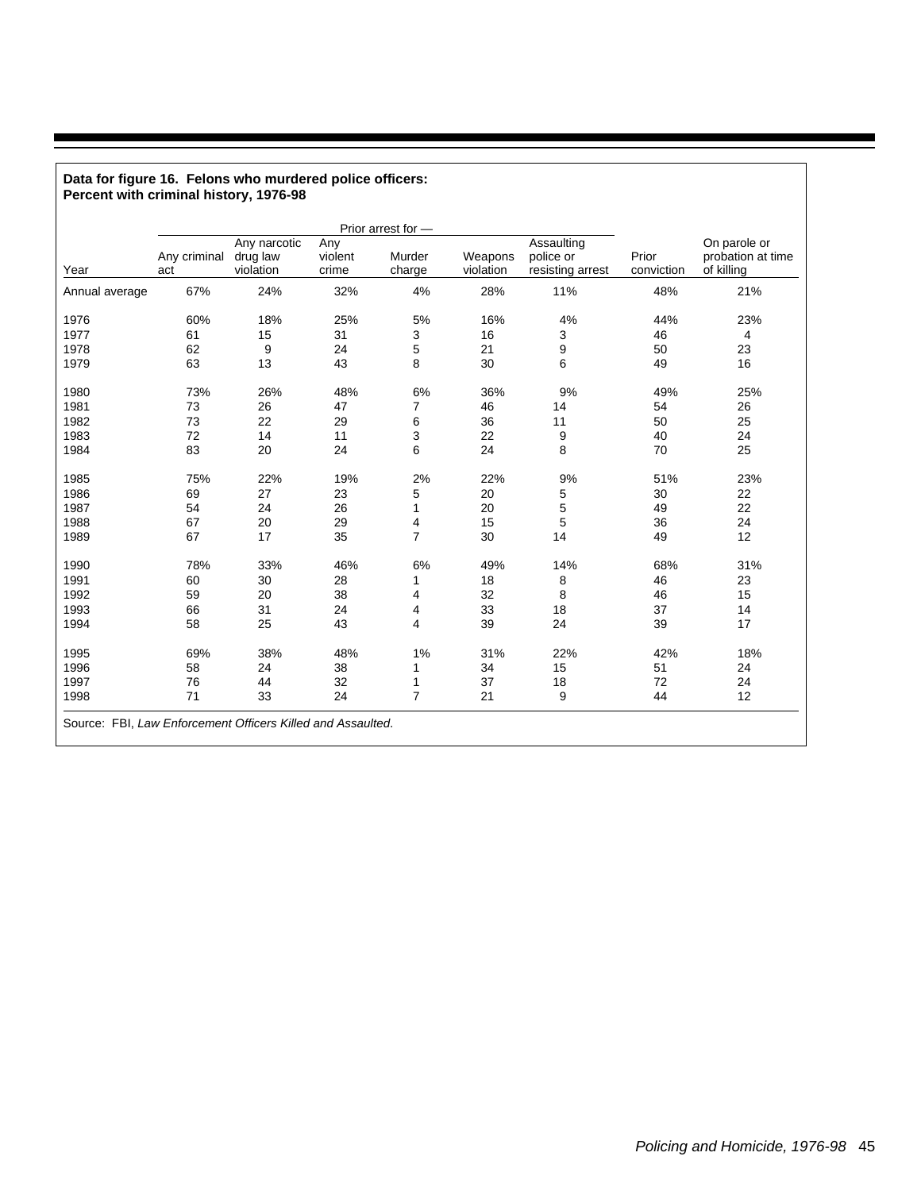**Data for figure 16. Felons who murdered police officers: Percent with criminal history, 1976-98**

| Year | Prior arrest for — | | | | | | Prior conviction | On parole or probation at time of killing |
|---|---|---|---|---|---|---|---|---|
| | Any criminal act | Any narcotic drug law violation | Any violent crime | Murder charge | Weapons violation | Assaulting police or resisting arrest | | |
| Annual average | 67% | 24% | 32% | 4% | 28% | 11% | 48% | 21% |
| 1976 | 60% | 18% | 25% | 5% | 16% | 4% | 44% | 23% |
| 1977 | 61 | 15 | 31 | 3 | 16 | 3 | 46 | 4 |
| 1978 | 62 | 9 | 24 | 5 | 21 | 9 | 50 | 23 |
| 1979 | 63 | 13 | 43 | 8 | 30 | 6 | 49 | 16 |
| 1980 | 73% | 26% | 48% | 6% | 36% | 9% | 49% | 25% |
| 1981 | 73 | 26 | 47 | 7 | 46 | 14 | 54 | 26 |
| 1982 | 73 | 22 | 29 | 6 | 36 | 11 | 50 | 25 |
| 1983 | 72 | 14 | 11 | 3 | 22 | 9 | 40 | 24 |
| 1984 | 83 | 20 | 24 | 6 | 24 | 8 | 70 | 25 |
| 1985 | 75% | 22% | 19% | 2% | 22% | 9% | 51% | 23% |
| 1986 | 69 | 27 | 23 | 5 | 20 | 5 | 30 | 22 |
| 1987 | 54 | 24 | 26 | 1 | 20 | 5 | 49 | 22 |
| 1988 | 67 | 20 | 29 | 4 | 15 | 5 | 36 | 24 |
| 1989 | 67 | 17 | 35 | 7 | 30 | 14 | 49 | 12 |
| 1990 | 78% | 33% | 46% | 6% | 49% | 14% | 68% | 31% |
| 1991 | 60 | 30 | 28 | 1 | 18 | 8 | 46 | 23 |
| 1992 | 59 | 20 | 38 | 4 | 32 | 8 | 46 | 15 |
| 1993 | 66 | 31 | 24 | 4 | 33 | 18 | 37 | 14 |
| 1994 | 58 | 25 | 43 | 4 | 39 | 24 | 39 | 17 |
| 1995 | 69% | 38% | 48% | 1% | 31% | 22% | 42% | 18% |
| 1996 | 58 | 24 | 38 | 1 | 34 | 15 | 51 | 24 |
| 1997 | 76 | 44 | 32 | 1 | 37 | 18 | 72 | 24 |
| 1998 | 71 | 33 | 24 | 7 | 21 | 9 | 44 | 12 |

Source: FBI, *Law Enforcement Officers Killed and Assaulted*.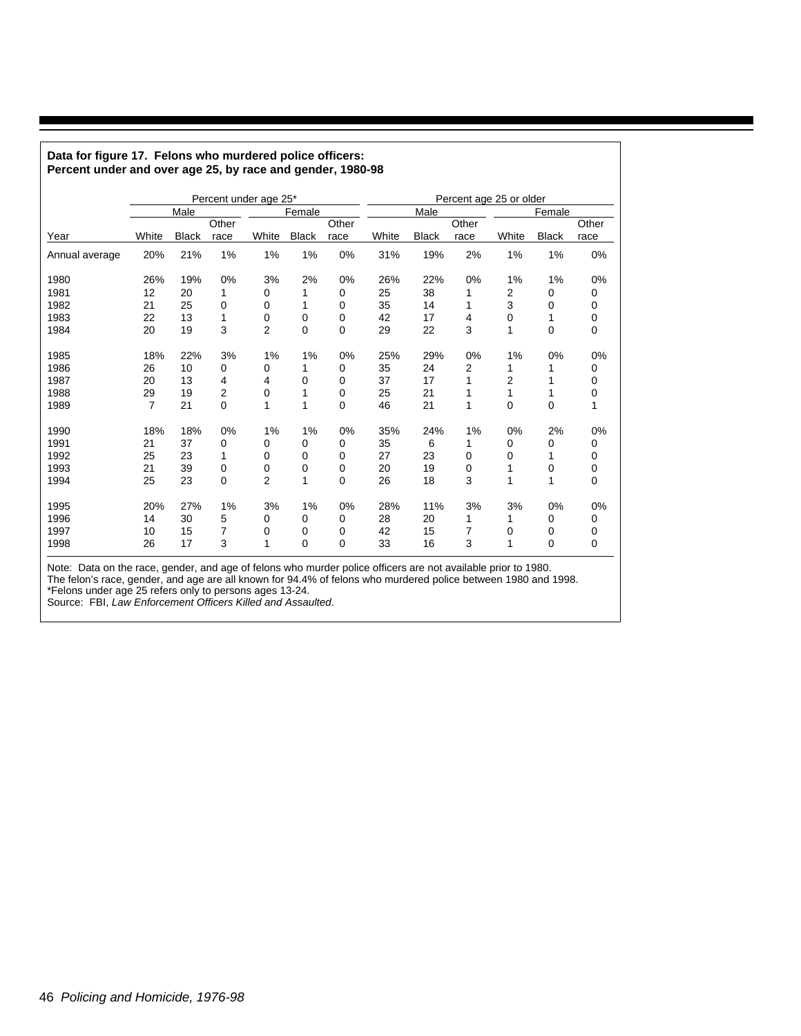**Data for figure 17. Felons who murdered police officers: Percent under and over age 25, by race and gender, 1980-98**

| | Percent under age 25* | | | | | | Percent age 25 or older | | | | | |
|---|---|---|---|---|---|---|---|---|---|---|---|---|
| | Male | | | Female | | | Male | | | Female | | |
| Year | White | Black | Other race | White | Black | Other race | White | Black | Other race | White | Black | Other race |
| Annual average | 20% | 21% | 1% | 1% | 1% | 0% | 31% | 19% | 2% | 1% | 1% | 0% |
| 1980 | 26% | 19% | 0% | 3% | 2% | 0% | 26% | 22% | 0% | 1% | 1% | 0% |
| 1981 | 12 | 20 | 1 | 0 | 1 | 0 | 25 | 38 | 1 | 2 | 0 | 0 |
| 1982 | 21 | 25 | 0 | 0 | 1 | 0 | 35 | 14 | 1 | 3 | 0 | 0 |
| 1983 | 22 | 13 | 1 | 0 | 0 | 0 | 42 | 17 | 4 | 0 | 1 | 0 |
| 1984 | 20 | 19 | 3 | 2 | 0 | 0 | 29 | 22 | 3 | 1 | 0 | 0 |
| 1985 | 18% | 22% | 3% | 1% | 1% | 0% | 25% | 29% | 0% | 1% | 0% | 0% |
| 1986 | 26 | 10 | 0 | 0 | 1 | 0 | 35 | 24 | 2 | 1 | 1 | 0 |
| 1987 | 20 | 13 | 4 | 4 | 0 | 0 | 37 | 17 | 1 | 2 | 1 | 0 |
| 1988 | 29 | 19 | 2 | 0 | 1 | 0 | 25 | 21 | 1 | 1 | 1 | 0 |
| 1989 | 7 | 21 | 0 | 1 | 1 | 0 | 46 | 21 | 1 | 0 | 0 | 1 |
| 1990 | 18% | 18% | 0% | 1% | 1% | 0% | 35% | 24% | 1% | 0% | 2% | 0% |
| 1991 | 21 | 37 | 0 | 0 | 0 | 0 | 35 | 6 | 1 | 0 | 0 | 0 |
| 1992 | 25 | 23 | 1 | 0 | 0 | 0 | 27 | 23 | 0 | 0 | 1 | 0 |
| 1993 | 21 | 39 | 0 | 0 | 0 | 0 | 20 | 19 | 0 | 1 | 0 | 0 |
| 1994 | 25 | 23 | 0 | 2 | 1 | 0 | 26 | 18 | 3 | 1 | 1 | 0 |
| 1995 | 20% | 27% | 1% | 3% | 1% | 0% | 28% | 11% | 3% | 3% | 0% | 0% |
| 1996 | 14 | 30 | 5 | 0 | 0 | 0 | 28 | 20 | 1 | 1 | 0 | 0 |
| 1997 | 10 | 15 | 7 | 0 | 0 | 0 | 42 | 15 | 7 | 0 | 0 | 0 |
| 1998 | 26 | 17 | 3 | 1 | 0 | 0 | 33 | 16 | 3 | 1 | 0 | 0 |

Note: Data on the race, gender, and age of felons who murder police officers are not available prior to 1980. The felon's race, gender, and age are all known for 94.4% of felons who murdered police between 1980 and 1998.
*Felons under age 25 refers only to persons ages 13-24.
Source: FBI, *Law Enforcement Officers Killed and Assaulted*.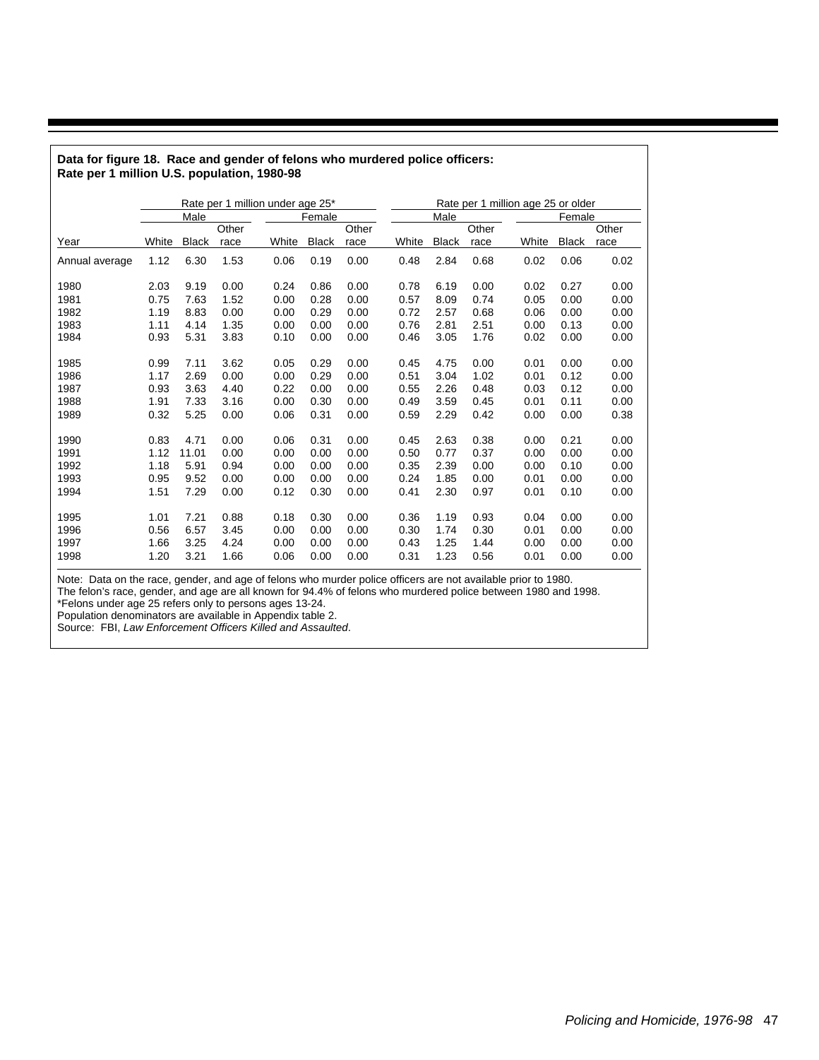**Data for figure 18. Race and gender of felons who murdered police officers: Rate per 1 million U.S. population, 1980-98**

| | Rate per 1 million under age 25* | | | | | | Rate per 1 million age 25 or older | | | | | |
|---|---|---|---|---|---|---|---|---|---|---|---|---|
| | Male | | | Female | | | Male | | | Female | | |
| Year | White | Black | Other race | White | Black | Other race | White | Black | Other race | White | Black | Other race |
| Annual average | 1.12 | 6.30 | 1.53 | 0.06 | 0.19 | 0.00 | 0.48 | 2.84 | 0.68 | 0.02 | 0.06 | 0.02 |
| 1980 | 2.03 | 9.19 | 0.00 | 0.24 | 0.86 | 0.00 | 0.78 | 6.19 | 0.00 | 0.02 | 0.27 | 0.00 |
| 1981 | 0.75 | 7.63 | 1.52 | 0.00 | 0.28 | 0.00 | 0.57 | 8.09 | 0.74 | 0.05 | 0.00 | 0.00 |
| 1982 | 1.19 | 8.83 | 0.00 | 0.00 | 0.29 | 0.00 | 0.72 | 2.57 | 0.68 | 0.06 | 0.00 | 0.00 |
| 1983 | 1.11 | 4.14 | 1.35 | 0.00 | 0.00 | 0.00 | 0.76 | 2.81 | 2.51 | 0.00 | 0.13 | 0.00 |
| 1984 | 0.93 | 5.31 | 3.83 | 0.10 | 0.00 | 0.00 | 0.46 | 3.05 | 1.76 | 0.02 | 0.00 | 0.00 |
| 1985 | 0.99 | 7.11 | 3.62 | 0.05 | 0.29 | 0.00 | 0.45 | 4.75 | 0.00 | 0.01 | 0.00 | 0.00 |
| 1986 | 1.17 | 2.69 | 0.00 | 0.00 | 0.29 | 0.00 | 0.51 | 3.04 | 1.02 | 0.01 | 0.12 | 0.00 |
| 1987 | 0.93 | 3.63 | 4.40 | 0.22 | 0.00 | 0.00 | 0.55 | 2.26 | 0.48 | 0.03 | 0.12 | 0.00 |
| 1988 | 1.91 | 7.33 | 3.16 | 0.00 | 0.30 | 0.00 | 0.49 | 3.59 | 0.45 | 0.01 | 0.11 | 0.00 |
| 1989 | 0.32 | 5.25 | 0.00 | 0.06 | 0.31 | 0.00 | 0.59 | 2.29 | 0.42 | 0.00 | 0.00 | 0.38 |
| 1990 | 0.83 | 4.71 | 0.00 | 0.06 | 0.31 | 0.00 | 0.45 | 2.63 | 0.38 | 0.00 | 0.21 | 0.00 |
| 1991 | 1.12 | 11.01 | 0.00 | 0.00 | 0.00 | 0.00 | 0.50 | 0.77 | 0.37 | 0.00 | 0.00 | 0.00 |
| 1992 | 1.18 | 5.91 | 0.94 | 0.00 | 0.00 | 0.00 | 0.35 | 2.39 | 0.00 | 0.00 | 0.10 | 0.00 |
| 1993 | 0.95 | 9.52 | 0.00 | 0.00 | 0.00 | 0.00 | 0.24 | 1.85 | 0.00 | 0.01 | 0.00 | 0.00 |
| 1994 | 1.51 | 7.29 | 0.00 | 0.12 | 0.30 | 0.00 | 0.41 | 2.30 | 0.97 | 0.01 | 0.10 | 0.00 |
| 1995 | 1.01 | 7.21 | 0.88 | 0.18 | 0.30 | 0.00 | 0.36 | 1.19 | 0.93 | 0.04 | 0.00 | 0.00 |
| 1996 | 0.56 | 6.57 | 3.45 | 0.00 | 0.00 | 0.00 | 0.30 | 1.74 | 0.30 | 0.01 | 0.00 | 0.00 |
| 1997 | 1.66 | 3.25 | 4.24 | 0.00 | 0.00 | 0.00 | 0.43 | 1.25 | 1.44 | 0.00 | 0.00 | 0.00 |
| 1998 | 1.20 | 3.21 | 1.66 | 0.06 | 0.00 | 0.00 | 0.31 | 1.23 | 0.56 | 0.01 | 0.00 | 0.00 |

Note: Data on the race, gender, and age of felons who murder police officers are not available prior to 1980.
The felon's race, gender, and age are all known for 94.4% of felons who murdered police between 1980 and 1998.
*Felons under age 25 refers only to persons ages 13-24.
Population denominators are available in Appendix table 2.
Source: FBI, *Law Enforcement Officers Killed and Assaulted*.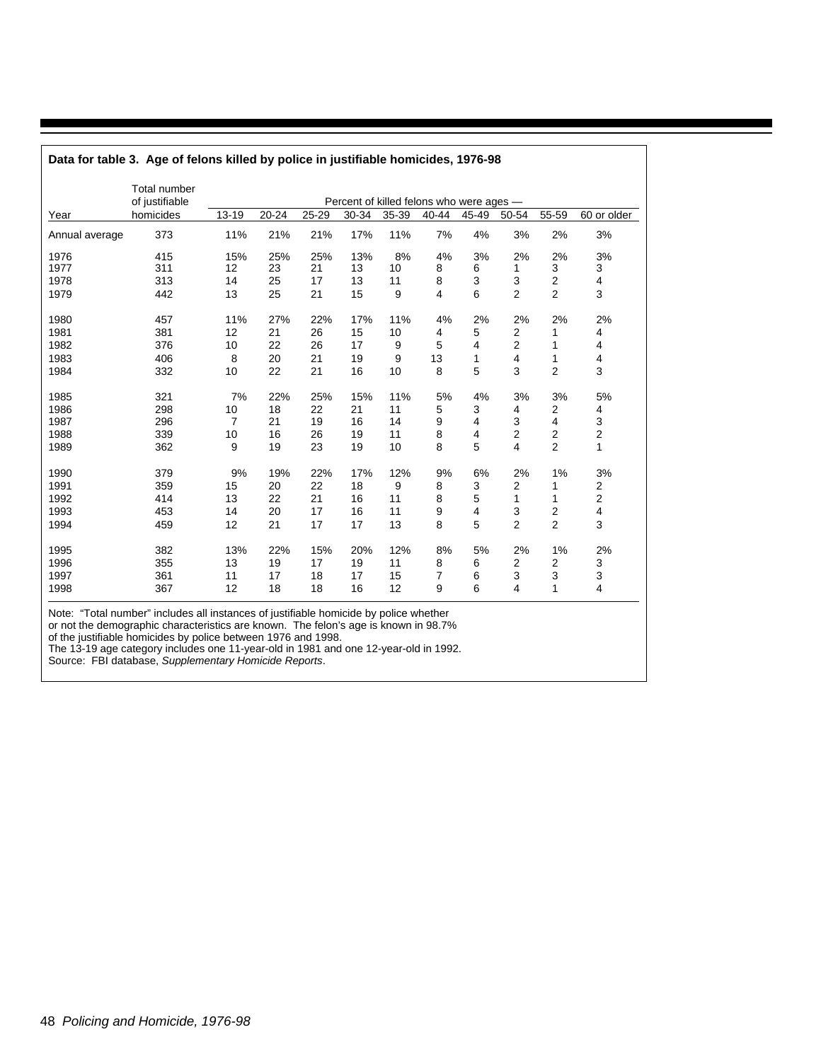**Data for table 3. Age of felons killed by police in justifiable homicides, 1976-98**

| Year | Total number of justifiable homicides | Percent of killed felons who were ages — 13-19 | 20-24 | 25-29 | 30-34 | 35-39 | 40-44 | 45-49 | 50-54 | 55-59 | 60 or older |
|---|---|---|---|---|---|---|---|---|---|---|---|
| Annual average | 373 | 11% | 21% | 21% | 17% | 11% | 7% | 4% | 3% | 2% | 3% |
| 1976 | 415 | 15% | 25% | 25% | 13% | 8% | 4% | 3% | 2% | 2% | 3% |
| 1977 | 311 | 12 | 23 | 21 | 13 | 10 | 8 | 6 | 1 | 3 | 3 |
| 1978 | 313 | 14 | 25 | 17 | 13 | 11 | 8 | 3 | 3 | 2 | 4 |
| 1979 | 442 | 13 | 25 | 21 | 15 | 9 | 4 | 6 | 2 | 2 | 3 |
| 1980 | 457 | 11% | 27% | 22% | 17% | 11% | 4% | 2% | 2% | 2% | 2% |
| 1981 | 381 | 12 | 21 | 26 | 15 | 10 | 4 | 5 | 2 | 1 | 4 |
| 1982 | 376 | 10 | 22 | 26 | 17 | 9 | 5 | 4 | 2 | 1 | 4 |
| 1983 | 406 | 8 | 20 | 21 | 19 | 9 | 13 | 1 | 4 | 1 | 4 |
| 1984 | 332 | 10 | 22 | 21 | 16 | 10 | 8 | 5 | 3 | 2 | 3 |
| 1985 | 321 | 7% | 22% | 25% | 15% | 11% | 5% | 4% | 3% | 3% | 5% |
| 1986 | 298 | 10 | 18 | 22 | 21 | 11 | 5 | 3 | 4 | 2 | 4 |
| 1987 | 296 | 7 | 21 | 19 | 16 | 14 | 9 | 4 | 3 | 4 | 3 |
| 1988 | 339 | 10 | 16 | 26 | 19 | 11 | 8 | 4 | 2 | 2 | 2 |
| 1989 | 362 | 9 | 19 | 23 | 19 | 10 | 8 | 5 | 4 | 2 | 1 |
| 1990 | 379 | 9% | 19% | 22% | 17% | 12% | 9% | 6% | 2% | 1% | 3% |
| 1991 | 359 | 15 | 20 | 22 | 18 | 9 | 8 | 3 | 2 | 1 | 2 |
| 1992 | 414 | 13 | 22 | 21 | 16 | 11 | 8 | 5 | 1 | 1 | 2 |
| 1993 | 453 | 14 | 20 | 17 | 16 | 11 | 9 | 4 | 3 | 2 | 4 |
| 1994 | 459 | 12 | 21 | 17 | 17 | 13 | 8 | 5 | 2 | 2 | 3 |
| 1995 | 382 | 13% | 22% | 15% | 20% | 12% | 8% | 5% | 2% | 1% | 2% |
| 1996 | 355 | 13 | 19 | 17 | 19 | 11 | 8 | 6 | 2 | 2 | 3 |
| 1997 | 361 | 11 | 17 | 18 | 17 | 15 | 7 | 6 | 3 | 3 | 3 |
| 1998 | 367 | 12 | 18 | 18 | 16 | 12 | 9 | 6 | 4 | 1 | 4 |

Note: "Total number" includes all instances of justifiable homicide by police whether or not the demographic characteristics are known. The felon's age is known in 98.7% of the justifiable homicides by police between 1976 and 1998.
The 13-19 age category includes one 11-year-old in 1981 and one 12-year-old in 1992.
Source: FBI database, *Supplementary Homicide Reports*.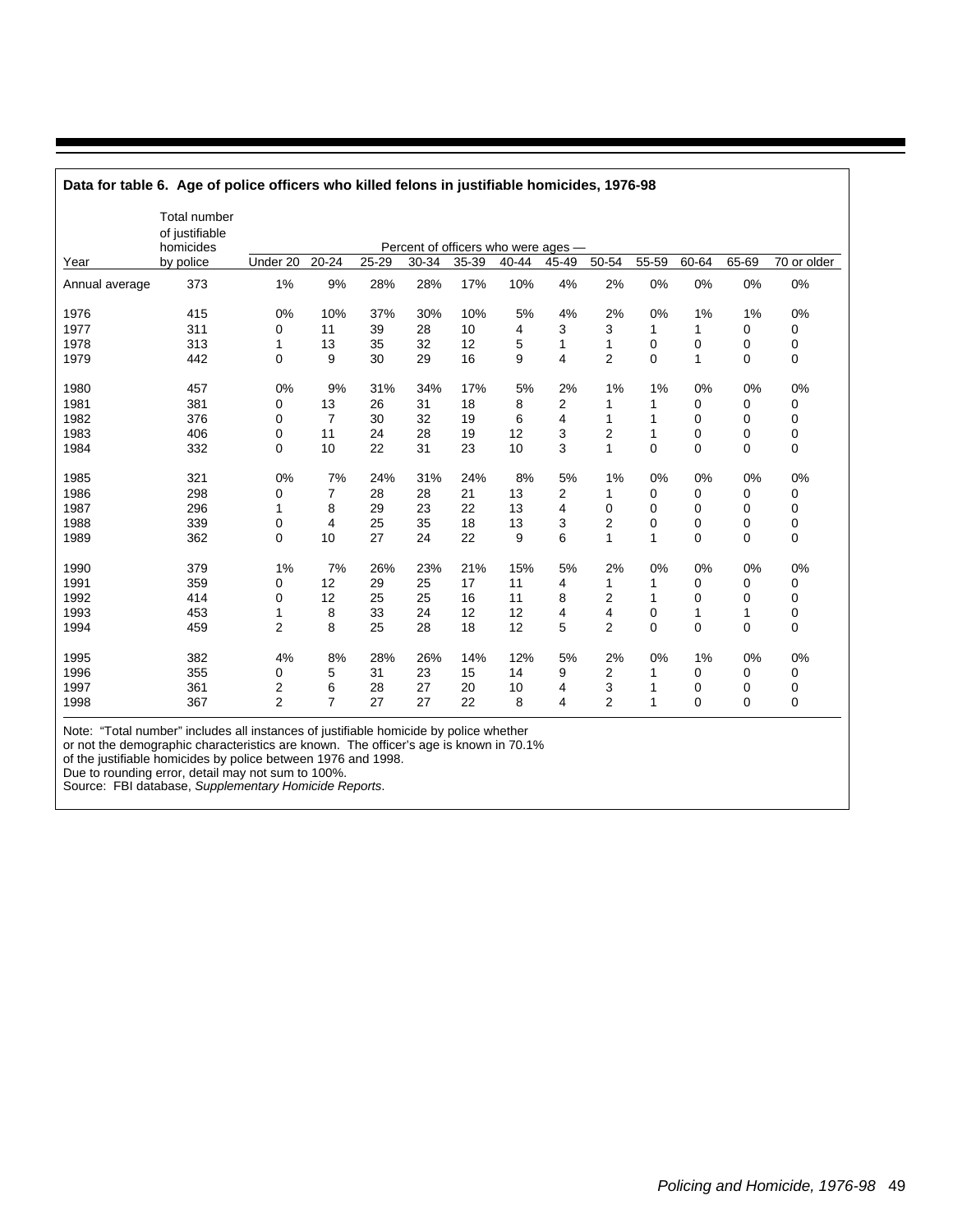**Data for table 6. Age of police officers who killed felons in justifiable homicides, 1976-98**

| Year | Total number of justifiable homicides by police | Percent of officers who were ages — Under 20 | 20-24 | 25-29 | 30-34 | 35-39 | 40-44 | 45-49 | 50-54 | 55-59 | 60-64 | 65-69 | 70 or older |
|---|---|---|---|---|---|---|---|---|---|---|---|---|---|
| Annual average | 373 | 1% | 9% | 28% | 28% | 17% | 10% | 4% | 2% | 0% | 0% | 0% | 0% |
| 1976 | 415 | 0% | 10% | 37% | 30% | 10% | 5% | 4% | 2% | 0% | 1% | 1% | 0% |
| 1977 | 311 | 0 | 11 | 39 | 28 | 10 | 4 | 3 | 3 | 1 | 1 | 0 | 0 |
| 1978 | 313 | 1 | 13 | 35 | 32 | 12 | 5 | 1 | 1 | 0 | 0 | 0 | 0 |
| 1979 | 442 | 0 | 9 | 30 | 29 | 16 | 9 | 4 | 2 | 0 | 1 | 0 | 0 |
| 1980 | 457 | 0% | 9% | 31% | 34% | 17% | 5% | 2% | 1% | 1% | 0% | 0% | 0% |
| 1981 | 381 | 0 | 13 | 26 | 31 | 18 | 8 | 2 | 1 | 1 | 0 | 0 | 0 |
| 1982 | 376 | 0 | 7 | 30 | 32 | 19 | 6 | 4 | 1 | 1 | 0 | 0 | 0 |
| 1983 | 406 | 0 | 11 | 24 | 28 | 19 | 12 | 3 | 2 | 1 | 0 | 0 | 0 |
| 1984 | 332 | 0 | 10 | 22 | 31 | 23 | 10 | 3 | 1 | 0 | 0 | 0 | 0 |
| 1985 | 321 | 0% | 7% | 24% | 31% | 24% | 8% | 5% | 1% | 0% | 0% | 0% | 0% |
| 1986 | 298 | 0 | 7 | 28 | 28 | 21 | 13 | 2 | 1 | 0 | 0 | 0 | 0 |
| 1987 | 296 | 1 | 8 | 29 | 23 | 22 | 13 | 4 | 0 | 0 | 0 | 0 | 0 |
| 1988 | 339 | 0 | 4 | 25 | 35 | 18 | 13 | 3 | 2 | 0 | 0 | 0 | 0 |
| 1989 | 362 | 0 | 10 | 27 | 24 | 22 | 9 | 6 | 1 | 1 | 0 | 0 | 0 |
| 1990 | 379 | 1% | 7% | 26% | 23% | 21% | 15% | 5% | 2% | 0% | 0% | 0% | 0% |
| 1991 | 359 | 0 | 12 | 29 | 25 | 17 | 11 | 4 | 1 | 1 | 0 | 0 | 0 |
| 1992 | 414 | 0 | 12 | 25 | 25 | 16 | 11 | 8 | 2 | 1 | 0 | 0 | 0 |
| 1993 | 453 | 1 | 8 | 33 | 24 | 12 | 12 | 4 | 4 | 0 | 1 | 1 | 0 |
| 1994 | 459 | 2 | 8 | 25 | 28 | 18 | 12 | 5 | 2 | 0 | 0 | 0 | 0 |
| 1995 | 382 | 4% | 8% | 28% | 26% | 14% | 12% | 5% | 2% | 0% | 1% | 0% | 0% |
| 1996 | 355 | 0 | 5 | 31 | 23 | 15 | 14 | 9 | 2 | 1 | 0 | 0 | 0 |
| 1997 | 361 | 2 | 6 | 28 | 27 | 20 | 10 | 4 | 3 | 1 | 0 | 0 | 0 |
| 1998 | 367 | 2 | 7 | 27 | 27 | 22 | 8 | 4 | 2 | 1 | 0 | 0 | 0 |

Note: "Total number" includes all instances of justifiable homicide by police whether or not the demographic characteristics are known. The officer's age is known in 70.1% of the justifiable homicides by police between 1976 and 1998.
Due to rounding error, detail may not sum to 100%.
Source: FBI database, *Supplementary Homicide Reports*.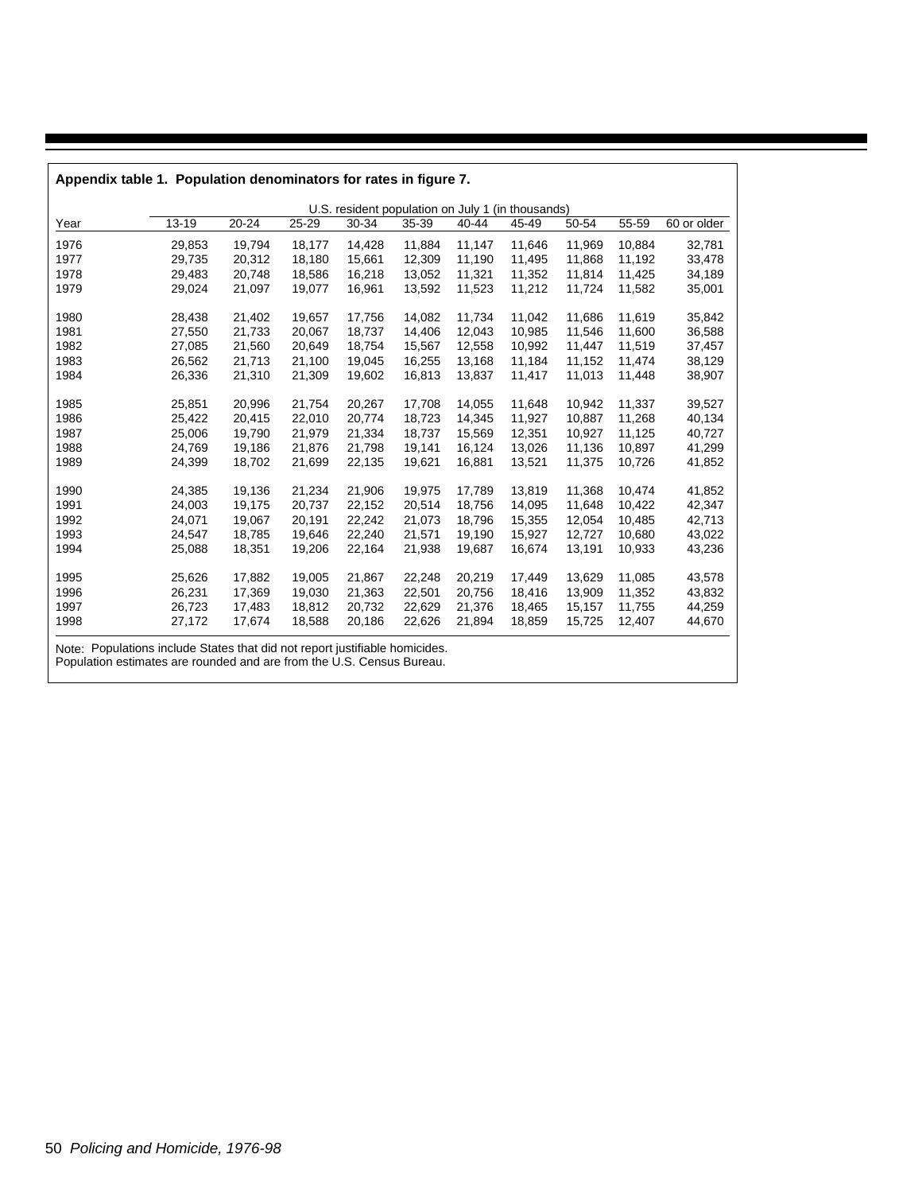**Appendix table 1. Population denominators for rates in figure 7.**

| Year | U.S. resident population on July 1 (in thousands) | | | | | | | | | |
|---|---|---|---|---|---|---|---|---|---|---|
| | 13-19 | 20-24 | 25-29 | 30-34 | 35-39 | 40-44 | 45-49 | 50-54 | 55-59 | 60 or older |
| 1976 | 29,853 | 19,794 | 18,177 | 14,428 | 11,884 | 11,147 | 11,646 | 11,969 | 10,884 | 32,781 |
| 1977 | 29,735 | 20,312 | 18,180 | 15,661 | 12,309 | 11,190 | 11,495 | 11,868 | 11,192 | 33,478 |
| 1978 | 29,483 | 20,748 | 18,586 | 16,218 | 13,052 | 11,321 | 11,352 | 11,814 | 11,425 | 34,189 |
| 1979 | 29,024 | 21,097 | 19,077 | 16,961 | 13,592 | 11,523 | 11,212 | 11,724 | 11,582 | 35,001 |
| 1980 | 28,438 | 21,402 | 19,657 | 17,756 | 14,082 | 11,734 | 11,042 | 11,686 | 11,619 | 35,842 |
| 1981 | 27,550 | 21,733 | 20,067 | 18,737 | 14,406 | 12,043 | 10,985 | 11,546 | 11,600 | 36,588 |
| 1982 | 27,085 | 21,560 | 20,649 | 18,754 | 15,567 | 12,558 | 10,992 | 11,447 | 11,519 | 37,457 |
| 1983 | 26,562 | 21,713 | 21,100 | 19,045 | 16,255 | 13,168 | 11,184 | 11,152 | 11,474 | 38,129 |
| 1984 | 26,336 | 21,310 | 21,309 | 19,602 | 16,813 | 13,837 | 11,417 | 11,013 | 11,448 | 38,907 |
| 1985 | 25,851 | 20,996 | 21,754 | 20,267 | 17,708 | 14,055 | 11,648 | 10,942 | 11,337 | 39,527 |
| 1986 | 25,422 | 20,415 | 22,010 | 20,774 | 18,723 | 14,345 | 11,927 | 10,887 | 11,268 | 40,134 |
| 1987 | 25,006 | 19,790 | 21,979 | 21,334 | 18,737 | 15,569 | 12,351 | 10,927 | 11,125 | 40,727 |
| 1988 | 24,769 | 19,186 | 21,876 | 21,798 | 19,141 | 16,124 | 13,026 | 11,136 | 10,897 | 41,299 |
| 1989 | 24,399 | 18,702 | 21,699 | 22,135 | 19,621 | 16,881 | 13,521 | 11,375 | 10,726 | 41,852 |
| 1990 | 24,385 | 19,136 | 21,234 | 21,906 | 19,975 | 17,789 | 13,819 | 11,368 | 10,474 | 41,852 |
| 1991 | 24,003 | 19,175 | 20,737 | 22,152 | 20,514 | 18,756 | 14,095 | 11,648 | 10,422 | 42,347 |
| 1992 | 24,071 | 19,067 | 20,191 | 22,242 | 21,073 | 18,796 | 15,355 | 12,054 | 10,485 | 42,713 |
| 1993 | 24,547 | 18,785 | 19,646 | 22,240 | 21,571 | 19,190 | 15,927 | 12,727 | 10,680 | 43,022 |
| 1994 | 25,088 | 18,351 | 19,206 | 22,164 | 21,938 | 19,687 | 16,674 | 13,191 | 10,933 | 43,236 |
| 1995 | 25,626 | 17,882 | 19,005 | 21,867 | 22,248 | 20,219 | 17,449 | 13,629 | 11,085 | 43,578 |
| 1996 | 26,231 | 17,369 | 19,030 | 21,363 | 22,501 | 20,756 | 18,416 | 13,909 | 11,352 | 43,832 |
| 1997 | 26,723 | 17,483 | 18,812 | 20,732 | 22,629 | 21,376 | 18,465 | 15,157 | 11,755 | 44,259 |
| 1998 | 27,172 | 17,674 | 18,588 | 20,186 | 22,626 | 21,894 | 18,859 | 15,725 | 12,407 | 44,670 |

Note: Populations include States that did not report justifiable homicides.
Population estimates are rounded and are from the U.S. Census Bureau.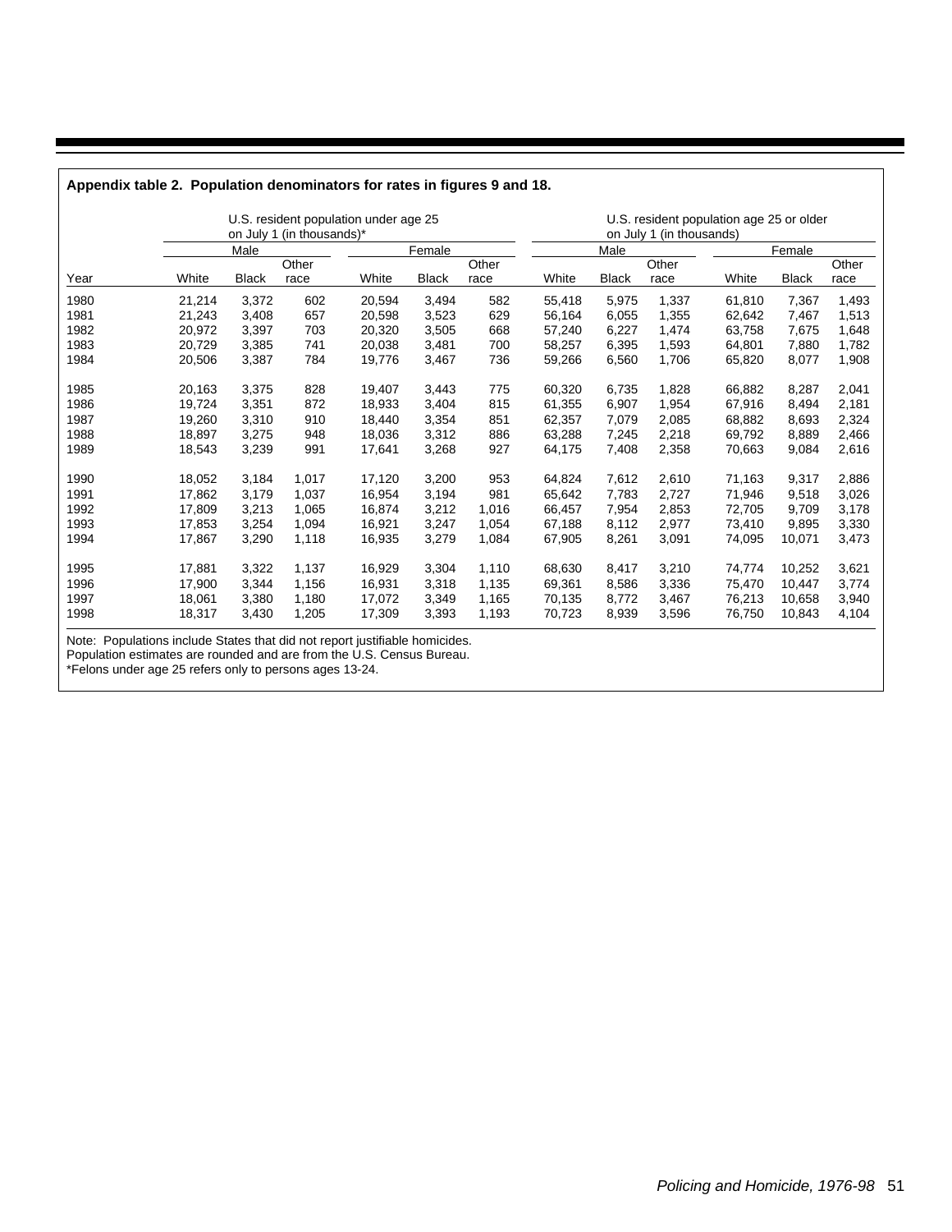**Appendix table 2. Population denominators for rates in figures 9 and 18.**

| | U.S. resident population under age 25 on July 1 (in thousands)* | | | | | | U.S. resident population age 25 or older on July 1 (in thousands) | | | | | |
|---|---|---|---|---|---|---|---|---|---|---|---|---|
| | Male | | | Female | | | Male | | | Female | | |
| Year | White | Black | Other race | White | Black | Other race | White | Black | Other race | White | Black | Other race |
| 1980 | 21,214 | 3,372 | 602 | 20,594 | 3,494 | 582 | 55,418 | 5,975 | 1,337 | 61,810 | 7,367 | 1,493 |
| 1981 | 21,243 | 3,408 | 657 | 20,598 | 3,523 | 629 | 56,164 | 6,055 | 1,355 | 62,642 | 7,467 | 1,513 |
| 1982 | 20,972 | 3,397 | 703 | 20,320 | 3,505 | 668 | 57,240 | 6,227 | 1,474 | 63,758 | 7,675 | 1,648 |
| 1983 | 20,729 | 3,385 | 741 | 20,038 | 3,481 | 700 | 58,257 | 6,395 | 1,593 | 64,801 | 7,880 | 1,782 |
| 1984 | 20,506 | 3,387 | 784 | 19,776 | 3,467 | 736 | 59,266 | 6,560 | 1,706 | 65,820 | 8,077 | 1,908 |
| 1985 | 20,163 | 3,375 | 828 | 19,407 | 3,443 | 775 | 60,320 | 6,735 | 1,828 | 66,882 | 8,287 | 2,041 |
| 1986 | 19,724 | 3,351 | 872 | 18,933 | 3,404 | 815 | 61,355 | 6,907 | 1,954 | 67,916 | 8,494 | 2,181 |
| 1987 | 19,260 | 3,310 | 910 | 18,440 | 3,354 | 851 | 62,357 | 7,079 | 2,085 | 68,882 | 8,693 | 2,324 |
| 1988 | 18,897 | 3,275 | 948 | 18,036 | 3,312 | 886 | 63,288 | 7,245 | 2,218 | 69,792 | 8,889 | 2,466 |
| 1989 | 18,543 | 3,239 | 991 | 17,641 | 3,268 | 927 | 64,175 | 7,408 | 2,358 | 70,663 | 9,084 | 2,616 |
| 1990 | 18,052 | 3,184 | 1,017 | 17,120 | 3,200 | 953 | 64,824 | 7,612 | 2,610 | 71,163 | 9,317 | 2,886 |
| 1991 | 17,862 | 3,179 | 1,037 | 16,954 | 3,194 | 981 | 65,642 | 7,783 | 2,727 | 71,946 | 9,518 | 3,026 |
| 1992 | 17,809 | 3,213 | 1,065 | 16,874 | 3,212 | 1,016 | 66,457 | 7,954 | 2,853 | 72,705 | 9,709 | 3,178 |
| 1993 | 17,853 | 3,254 | 1,094 | 16,921 | 3,247 | 1,054 | 67,188 | 8,112 | 2,977 | 73,410 | 9,895 | 3,330 |
| 1994 | 17,867 | 3,290 | 1,118 | 16,935 | 3,279 | 1,084 | 67,905 | 8,261 | 3,091 | 74,095 | 10,071 | 3,473 |
| 1995 | 17,881 | 3,322 | 1,137 | 16,929 | 3,304 | 1,110 | 68,630 | 8,417 | 3,210 | 74,774 | 10,252 | 3,621 |
| 1996 | 17,900 | 3,344 | 1,156 | 16,931 | 3,318 | 1,135 | 69,361 | 8,586 | 3,336 | 75,470 | 10,447 | 3,774 |
| 1997 | 18,061 | 3,380 | 1,180 | 17,072 | 3,349 | 1,165 | 70,135 | 8,772 | 3,467 | 76,213 | 10,658 | 3,940 |
| 1998 | 18,317 | 3,430 | 1,205 | 17,309 | 3,393 | 1,193 | 70,723 | 8,939 | 3,596 | 76,750 | 10,843 | 4,104 |

Note: Populations include States that did not report justifiable homicides.
Population estimates are rounded and are from the U.S. Census Bureau.
*Felons under age 25 refers only to persons ages 13-24.